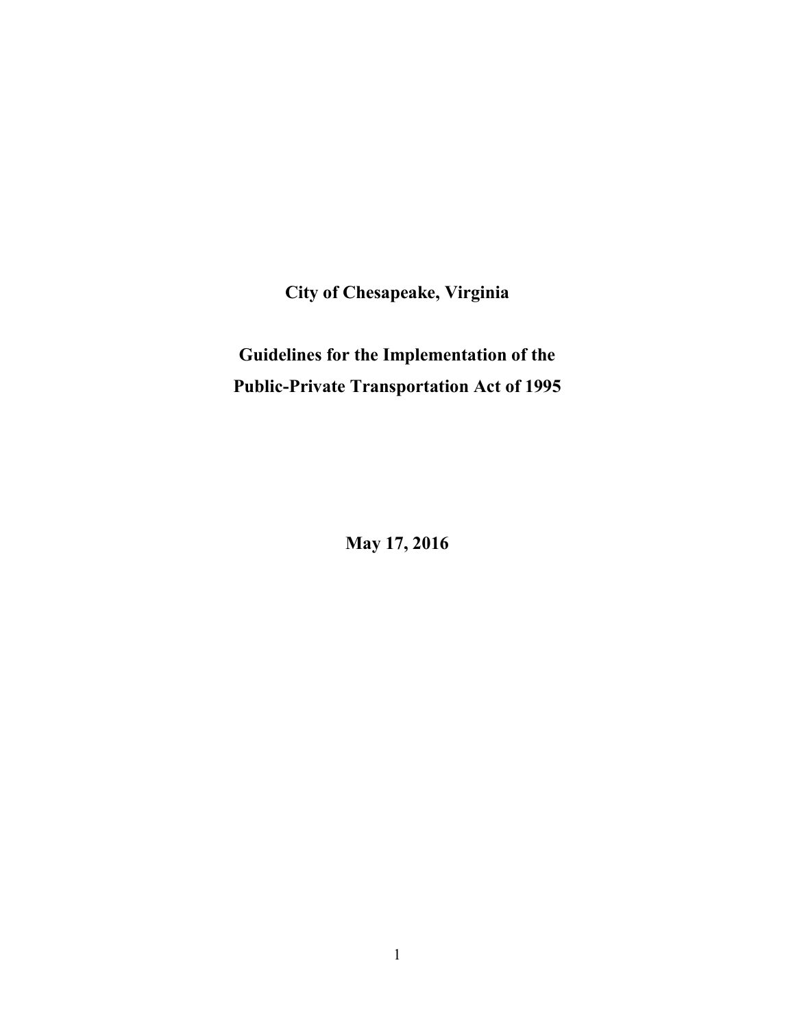# City of Chesapeake, Virginia

# Guidelines for the Implementation of the Public-Private Transportation Act of 1995

**May 17, 2016**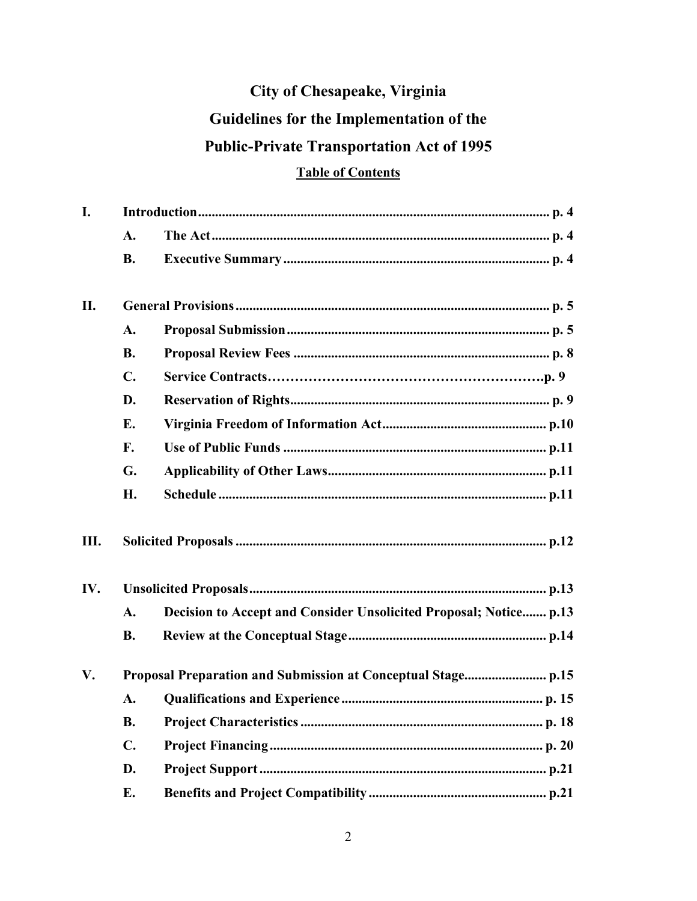# City of Chesapeake, Virginia

# Guidelines for the Implementation of the

# Public-Private Transportation Act of 1995

## Table of Contents

**I. Introduction** ...... p. 4

- **A. The Act** ...... p. 4
- **B. Executive Summary** ...... p. 4

**II. General Provisions** ...... p. 5

- **A. Proposal Submission** ...... p. 5
- **B. Proposal Review Fees** ...... p. 8
- **C. Service Contracts** ...... p. 9
- **D. Reservation of Rights** ...... p. 9
- **E. Virginia Freedom of Information Act** ...... p.10
- **F. Use of Public Funds** ...... p.11
- **G. Applicability of Other Laws** ...... p.11
- **H. Schedule** ...... p.11

**III. Solicited Proposals** ...... p.12

**IV. Unsolicited Proposals** ...... p.13

- **A. Decision to Accept and Consider Unsolicited Proposal; Notice** ...... p.13
- **B. Review at the Conceptual Stage** ...... p.14

**V. Proposal Preparation and Submission at Conceptual Stage** ...... p.15

- **A. Qualifications and Experience** ...... p. 15
- **B. Project Characteristics** ...... p. 18
- **C. Project Financing** ...... p. 20
- **D. Project Support** ...... p.21
- **E. Benefits and Project Compatibility** ...... p.21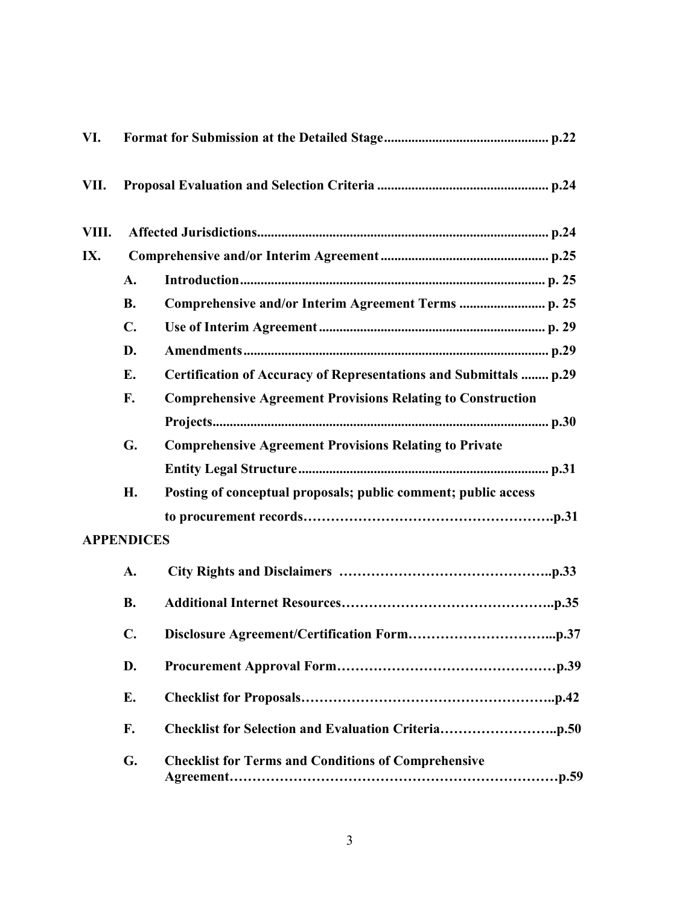**VI. Format for Submission at the Detailed Stage................................................ p.22**

**VII. Proposal Evaluation and Selection Criteria .................................................. p.24**

**VIII. Affected Jurisdictions..................................................................................... p.24**

**IX. Comprehensive and/or Interim Agreement................................................. p.25**

- **A. Introduction........................................................................................ p. 25**
- **B. Comprehensive and/or Interim Agreement Terms ......................... p. 25**
- **C. Use of Interim Agreement.................................................................. p. 29**
- **D. Amendments......................................................................................... p.29**
- **E. Certification of Accuracy of Representations and Submittals ........ p.29**
- **F. Comprehensive Agreement Provisions Relating to Construction Projects................................................................................................. p.30**
- **G. Comprehensive Agreement Provisions Relating to Private Entity Legal Structure......................................................................... p.31**
- **H. Posting of conceptual proposals; public comment; public access to procurement records……………………………………………….p.31**

**APPENDICES**

- **A. City Rights and Disclaimers ………………………………………..p.33**
- **B. Additional Internet Resources……………………………………….p.35**
- **C. Disclosure Agreement/Certification Form…………………………...p.37**
- **D. Procurement Approval Form…………………………………………p.39**
- **E. Checklist for Proposals……………………………………………….p.42**
- **F. Checklist for Selection and Evaluation Criteria……………………..p.50**
- **G. Checklist for Terms and Conditions of Comprehensive Agreement…………………………………………………………………p.59**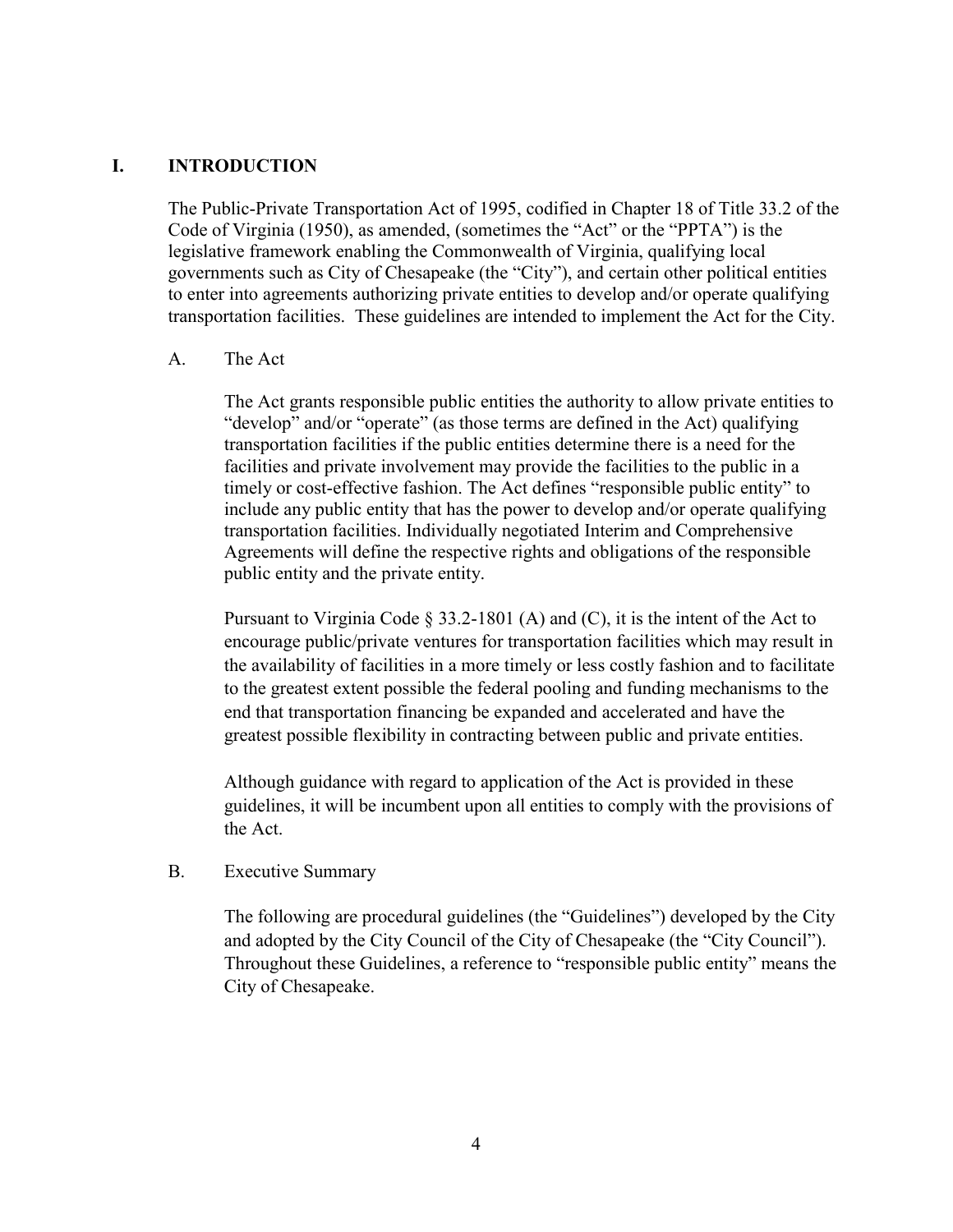## I. INTRODUCTION

The Public-Private Transportation Act of 1995, codified in Chapter 18 of Title 33.2 of the Code of Virginia (1950), as amended, (sometimes the "Act" or the "PPTA") is the legislative framework enabling the Commonwealth of Virginia, qualifying local governments such as City of Chesapeake (the "City"), and certain other political entities to enter into agreements authorizing private entities to develop and/or operate qualifying transportation facilities. These guidelines are intended to implement the Act for the City.

### A. The Act

The Act grants responsible public entities the authority to allow private entities to "develop" and/or "operate" (as those terms are defined in the Act) qualifying transportation facilities if the public entities determine there is a need for the facilities and private involvement may provide the facilities to the public in a timely or cost-effective fashion. The Act defines "responsible public entity" to include any public entity that has the power to develop and/or operate qualifying transportation facilities. Individually negotiated Interim and Comprehensive Agreements will define the respective rights and obligations of the responsible public entity and the private entity.

Pursuant to Virginia Code § 33.2-1801 (A) and (C), it is the intent of the Act to encourage public/private ventures for transportation facilities which may result in the availability of facilities in a more timely or less costly fashion and to facilitate to the greatest extent possible the federal pooling and funding mechanisms to the end that transportation financing be expanded and accelerated and have the greatest possible flexibility in contracting between public and private entities.

Although guidance with regard to application of the Act is provided in these guidelines, it will be incumbent upon all entities to comply with the provisions of the Act.

### B. Executive Summary

The following are procedural guidelines (the "Guidelines") developed by the City and adopted by the City Council of the City of Chesapeake (the "City Council"). Throughout these Guidelines, a reference to "responsible public entity" means the City of Chesapeake.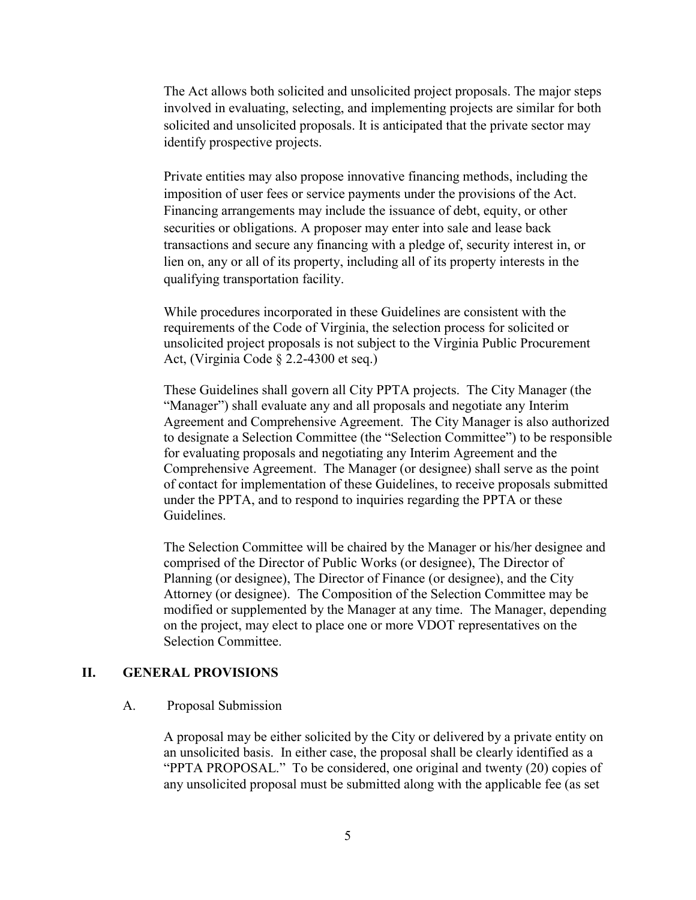The Act allows both solicited and unsolicited project proposals. The major steps involved in evaluating, selecting, and implementing projects are similar for both solicited and unsolicited proposals. It is anticipated that the private sector may identify prospective projects.

Private entities may also propose innovative financing methods, including the imposition of user fees or service payments under the provisions of the Act. Financing arrangements may include the issuance of debt, equity, or other securities or obligations. A proposer may enter into sale and lease back transactions and secure any financing with a pledge of, security interest in, or lien on, any or all of its property, including all of its property interests in the qualifying transportation facility.

While procedures incorporated in these Guidelines are consistent with the requirements of the Code of Virginia, the selection process for solicited or unsolicited project proposals is not subject to the Virginia Public Procurement Act, (Virginia Code § 2.2-4300 et seq.)

These Guidelines shall govern all City PPTA projects. The City Manager (the "Manager") shall evaluate any and all proposals and negotiate any Interim Agreement and Comprehensive Agreement. The City Manager is also authorized to designate a Selection Committee (the "Selection Committee") to be responsible for evaluating proposals and negotiating any Interim Agreement and the Comprehensive Agreement. The Manager (or designee) shall serve as the point of contact for implementation of these Guidelines, to receive proposals submitted under the PPTA, and to respond to inquiries regarding the PPTA or these Guidelines.

The Selection Committee will be chaired by the Manager or his/her designee and comprised of the Director of Public Works (or designee), The Director of Planning (or designee), The Director of Finance (or designee), and the City Attorney (or designee). The Composition of the Selection Committee may be modified or supplemented by the Manager at any time. The Manager, depending on the project, may elect to place one or more VDOT representatives on the Selection Committee.

## II. GENERAL PROVISIONS

### A. Proposal Submission

A proposal may be either solicited by the City or delivered by a private entity on an unsolicited basis. In either case, the proposal shall be clearly identified as a "PPTA PROPOSAL." To be considered, one original and twenty (20) copies of any unsolicited proposal must be submitted along with the applicable fee (as set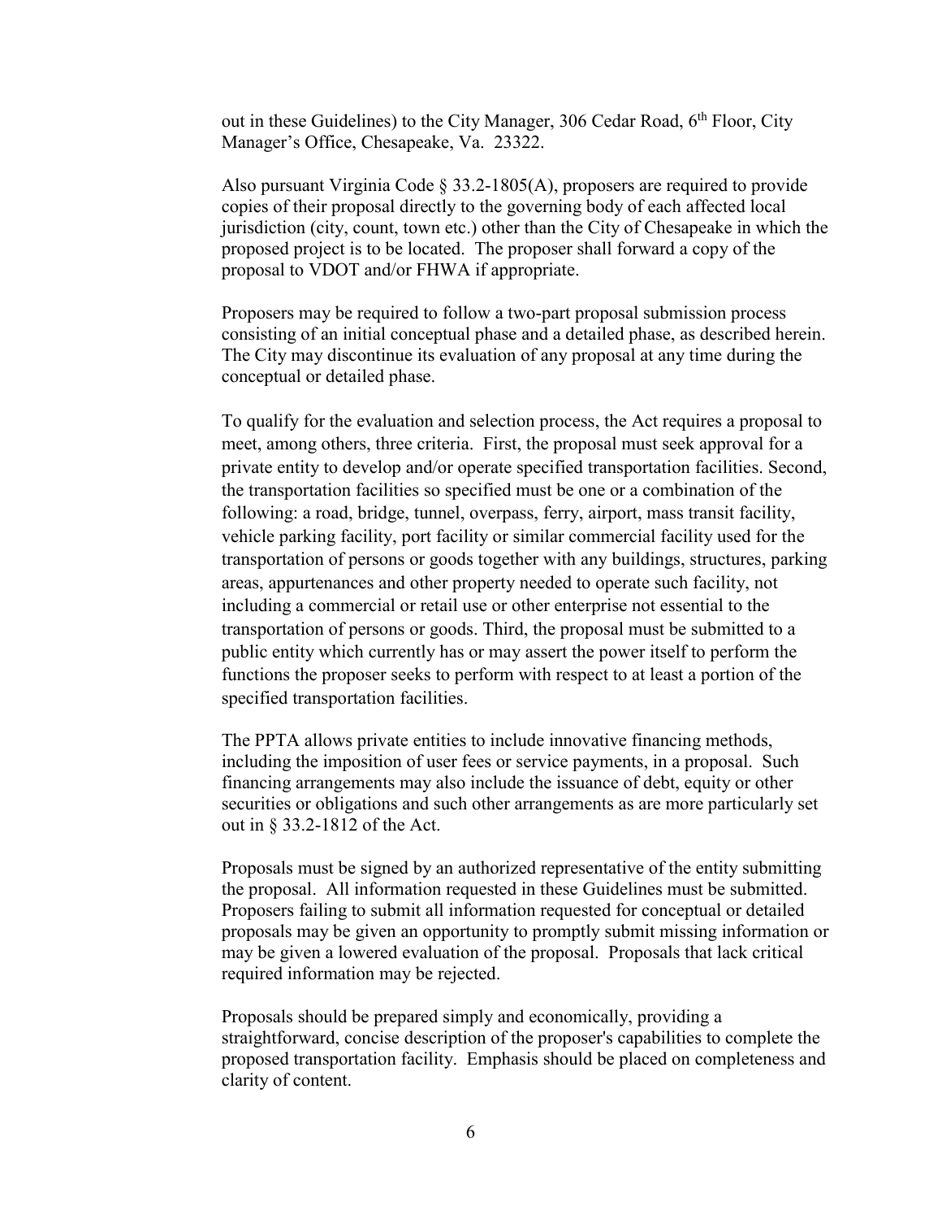out in these Guidelines) to the City Manager, 306 Cedar Road, 6th Floor, City Manager's Office, Chesapeake, Va. 23322.

Also pursuant Virginia Code § 33.2-1805(A), proposers are required to provide copies of their proposal directly to the governing body of each affected local jurisdiction (city, count, town etc.) other than the City of Chesapeake in which the proposed project is to be located. The proposer shall forward a copy of the proposal to VDOT and/or FHWA if appropriate.

Proposers may be required to follow a two-part proposal submission process consisting of an initial conceptual phase and a detailed phase, as described herein. The City may discontinue its evaluation of any proposal at any time during the conceptual or detailed phase.

To qualify for the evaluation and selection process, the Act requires a proposal to meet, among others, three criteria. First, the proposal must seek approval for a private entity to develop and/or operate specified transportation facilities. Second, the transportation facilities so specified must be one or a combination of the following: a road, bridge, tunnel, overpass, ferry, airport, mass transit facility, vehicle parking facility, port facility or similar commercial facility used for the transportation of persons or goods together with any buildings, structures, parking areas, appurtenances and other property needed to operate such facility, not including a commercial or retail use or other enterprise not essential to the transportation of persons or goods. Third, the proposal must be submitted to a public entity which currently has or may assert the power itself to perform the functions the proposer seeks to perform with respect to at least a portion of the specified transportation facilities.

The PPTA allows private entities to include innovative financing methods, including the imposition of user fees or service payments, in a proposal. Such financing arrangements may also include the issuance of debt, equity or other securities or obligations and such other arrangements as are more particularly set out in § 33.2-1812 of the Act.

Proposals must be signed by an authorized representative of the entity submitting the proposal. All information requested in these Guidelines must be submitted. Proposers failing to submit all information requested for conceptual or detailed proposals may be given an opportunity to promptly submit missing information or may be given a lowered evaluation of the proposal. Proposals that lack critical required information may be rejected.

Proposals should be prepared simply and economically, providing a straightforward, concise description of the proposer's capabilities to complete the proposed transportation facility. Emphasis should be placed on completeness and clarity of content.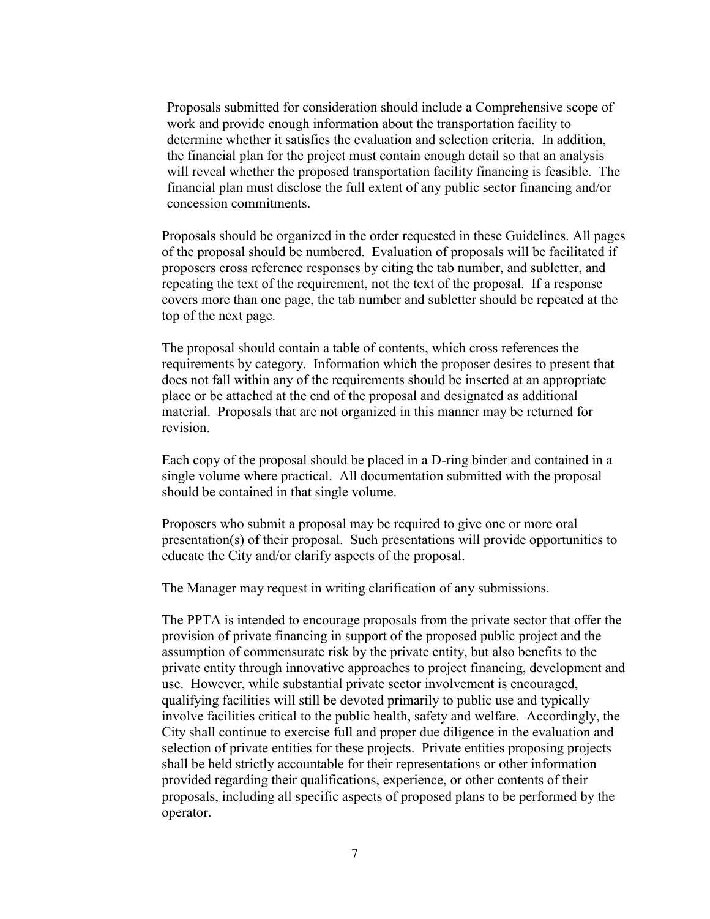Proposals submitted for consideration should include a Comprehensive scope of work and provide enough information about the transportation facility to determine whether it satisfies the evaluation and selection criteria. In addition, the financial plan for the project must contain enough detail so that an analysis will reveal whether the proposed transportation facility financing is feasible. The financial plan must disclose the full extent of any public sector financing and/or concession commitments.

Proposals should be organized in the order requested in these Guidelines. All pages of the proposal should be numbered. Evaluation of proposals will be facilitated if proposers cross reference responses by citing the tab number, and subletter, and repeating the text of the requirement, not the text of the proposal. If a response covers more than one page, the tab number and subletter should be repeated at the top of the next page.

The proposal should contain a table of contents, which cross references the requirements by category. Information which the proposer desires to present that does not fall within any of the requirements should be inserted at an appropriate place or be attached at the end of the proposal and designated as additional material. Proposals that are not organized in this manner may be returned for revision.

Each copy of the proposal should be placed in a D-ring binder and contained in a single volume where practical. All documentation submitted with the proposal should be contained in that single volume.

Proposers who submit a proposal may be required to give one or more oral presentation(s) of their proposal. Such presentations will provide opportunities to educate the City and/or clarify aspects of the proposal.

The Manager may request in writing clarification of any submissions.

The PPTA is intended to encourage proposals from the private sector that offer the provision of private financing in support of the proposed public project and the assumption of commensurate risk by the private entity, but also benefits to the private entity through innovative approaches to project financing, development and use. However, while substantial private sector involvement is encouraged, qualifying facilities will still be devoted primarily to public use and typically involve facilities critical to the public health, safety and welfare. Accordingly, the City shall continue to exercise full and proper due diligence in the evaluation and selection of private entities for these projects. Private entities proposing projects shall be held strictly accountable for their representations or other information provided regarding their qualifications, experience, or other contents of their proposals, including all specific aspects of proposed plans to be performed by the operator.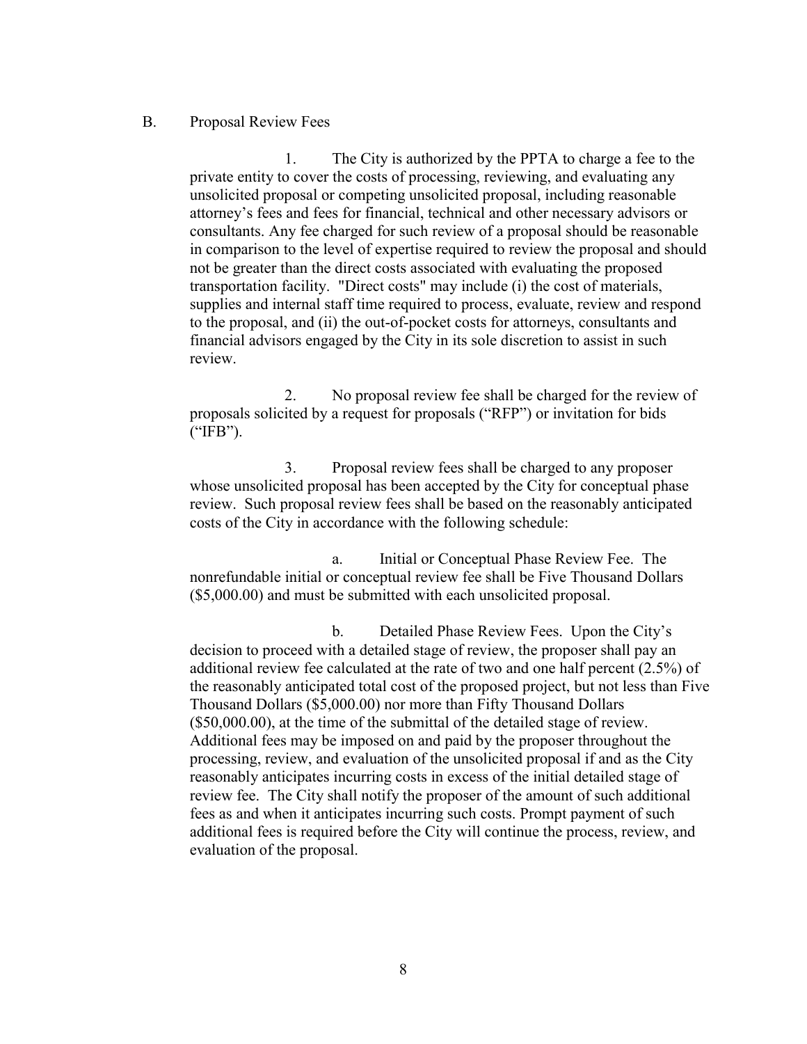## B. Proposal Review Fees

1. The City is authorized by the PPTA to charge a fee to the private entity to cover the costs of processing, reviewing, and evaluating any unsolicited proposal or competing unsolicited proposal, including reasonable attorney's fees and fees for financial, technical and other necessary advisors or consultants. Any fee charged for such review of a proposal should be reasonable in comparison to the level of expertise required to review the proposal and should not be greater than the direct costs associated with evaluating the proposed transportation facility. "Direct costs" may include (i) the cost of materials, supplies and internal staff time required to process, evaluate, review and respond to the proposal, and (ii) the out-of-pocket costs for attorneys, consultants and financial advisors engaged by the City in its sole discretion to assist in such review.

2. No proposal review fee shall be charged for the review of proposals solicited by a request for proposals ("RFP") or invitation for bids ("IFB").

3. Proposal review fees shall be charged to any proposer whose unsolicited proposal has been accepted by the City for conceptual phase review. Such proposal review fees shall be based on the reasonably anticipated costs of the City in accordance with the following schedule:

   a. Initial or Conceptual Phase Review Fee. The nonrefundable initial or conceptual review fee shall be Five Thousand Dollars ($5,000.00) and must be submitted with each unsolicited proposal.

   b. Detailed Phase Review Fees. Upon the City's decision to proceed with a detailed stage of review, the proposer shall pay an additional review fee calculated at the rate of two and one half percent (2.5%) of the reasonably anticipated total cost of the proposed project, but not less than Five Thousand Dollars ($5,000.00) nor more than Fifty Thousand Dollars ($50,000.00), at the time of the submittal of the detailed stage of review. Additional fees may be imposed on and paid by the proposer throughout the processing, review, and evaluation of the unsolicited proposal if and as the City reasonably anticipates incurring costs in excess of the initial detailed stage of review fee. The City shall notify the proposer of the amount of such additional fees as and when it anticipates incurring such costs. Prompt payment of such additional fees is required before the City will continue the process, review, and evaluation of the proposal.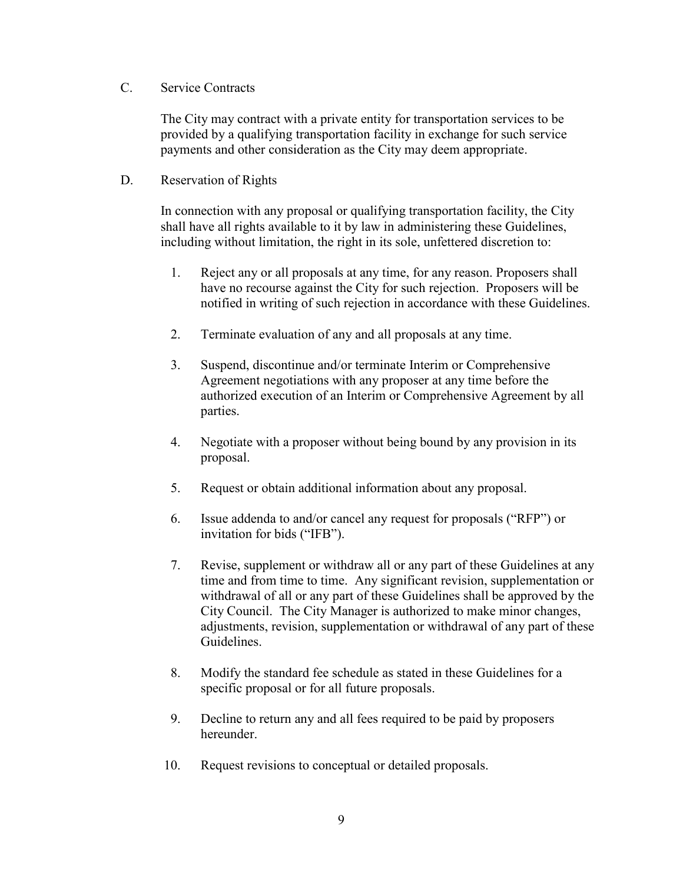C. Service Contracts

The City may contract with a private entity for transportation services to be provided by a qualifying transportation facility in exchange for such service payments and other consideration as the City may deem appropriate.

D. Reservation of Rights

In connection with any proposal or qualifying transportation facility, the City shall have all rights available to it by law in administering these Guidelines, including without limitation, the right in its sole, unfettered discretion to:

1. Reject any or all proposals at any time, for any reason. Proposers shall have no recourse against the City for such rejection. Proposers will be notified in writing of such rejection in accordance with these Guidelines.

2. Terminate evaluation of any and all proposals at any time.

3. Suspend, discontinue and/or terminate Interim or Comprehensive Agreement negotiations with any proposer at any time before the authorized execution of an Interim or Comprehensive Agreement by all parties.

4. Negotiate with a proposer without being bound by any provision in its proposal.

5. Request or obtain additional information about any proposal.

6. Issue addenda to and/or cancel any request for proposals ("RFP") or invitation for bids ("IFB").

7. Revise, supplement or withdraw all or any part of these Guidelines at any time and from time to time. Any significant revision, supplementation or withdrawal of all or any part of these Guidelines shall be approved by the City Council. The City Manager is authorized to make minor changes, adjustments, revision, supplementation or withdrawal of any part of these Guidelines.

8. Modify the standard fee schedule as stated in these Guidelines for a specific proposal or for all future proposals.

9. Decline to return any and all fees required to be paid by proposers hereunder.

10. Request revisions to conceptual or detailed proposals.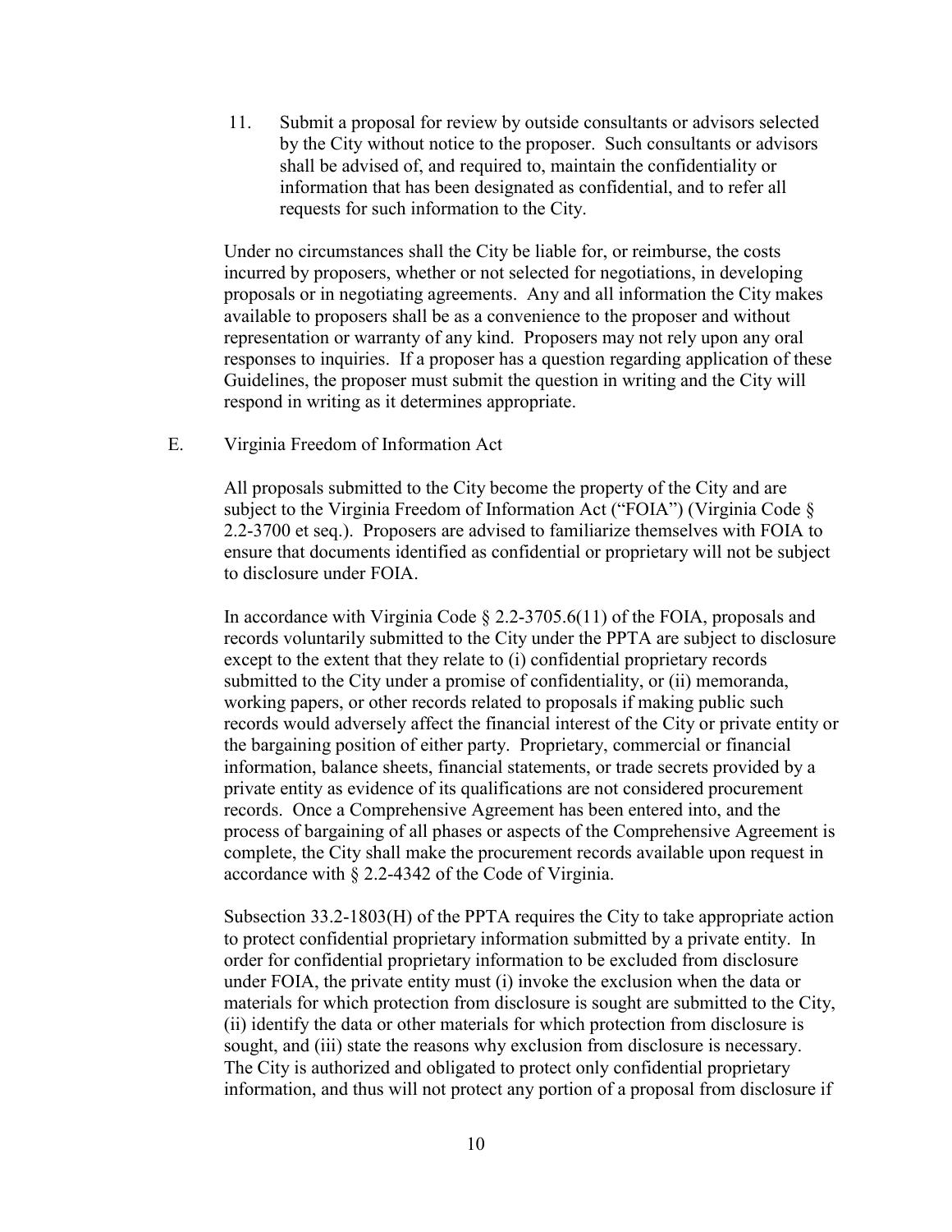11. Submit a proposal for review by outside consultants or advisors selected by the City without notice to the proposer. Such consultants or advisors shall be advised of, and required to, maintain the confidentiality or information that has been designated as confidential, and to refer all requests for such information to the City.

Under no circumstances shall the City be liable for, or reimburse, the costs incurred by proposers, whether or not selected for negotiations, in developing proposals or in negotiating agreements. Any and all information the City makes available to proposers shall be as a convenience to the proposer and without representation or warranty of any kind. Proposers may not rely upon any oral responses to inquiries. If a proposer has a question regarding application of these Guidelines, the proposer must submit the question in writing and the City will respond in writing as it determines appropriate.

E. Virginia Freedom of Information Act

All proposals submitted to the City become the property of the City and are subject to the Virginia Freedom of Information Act ("FOIA") (Virginia Code § 2.2-3700 et seq.). Proposers are advised to familiarize themselves with FOIA to ensure that documents identified as confidential or proprietary will not be subject to disclosure under FOIA.

In accordance with Virginia Code § 2.2-3705.6(11) of the FOIA, proposals and records voluntarily submitted to the City under the PPTA are subject to disclosure except to the extent that they relate to (i) confidential proprietary records submitted to the City under a promise of confidentiality, or (ii) memoranda, working papers, or other records related to proposals if making public such records would adversely affect the financial interest of the City or private entity or the bargaining position of either party. Proprietary, commercial or financial information, balance sheets, financial statements, or trade secrets provided by a private entity as evidence of its qualifications are not considered procurement records. Once a Comprehensive Agreement has been entered into, and the process of bargaining of all phases or aspects of the Comprehensive Agreement is complete, the City shall make the procurement records available upon request in accordance with § 2.2-4342 of the Code of Virginia.

Subsection 33.2-1803(H) of the PPTA requires the City to take appropriate action to protect confidential proprietary information submitted by a private entity. In order for confidential proprietary information to be excluded from disclosure under FOIA, the private entity must (i) invoke the exclusion when the data or materials for which protection from disclosure is sought are submitted to the City, (ii) identify the data or other materials for which protection from disclosure is sought, and (iii) state the reasons why exclusion from disclosure is necessary. The City is authorized and obligated to protect only confidential proprietary information, and thus will not protect any portion of a proposal from disclosure if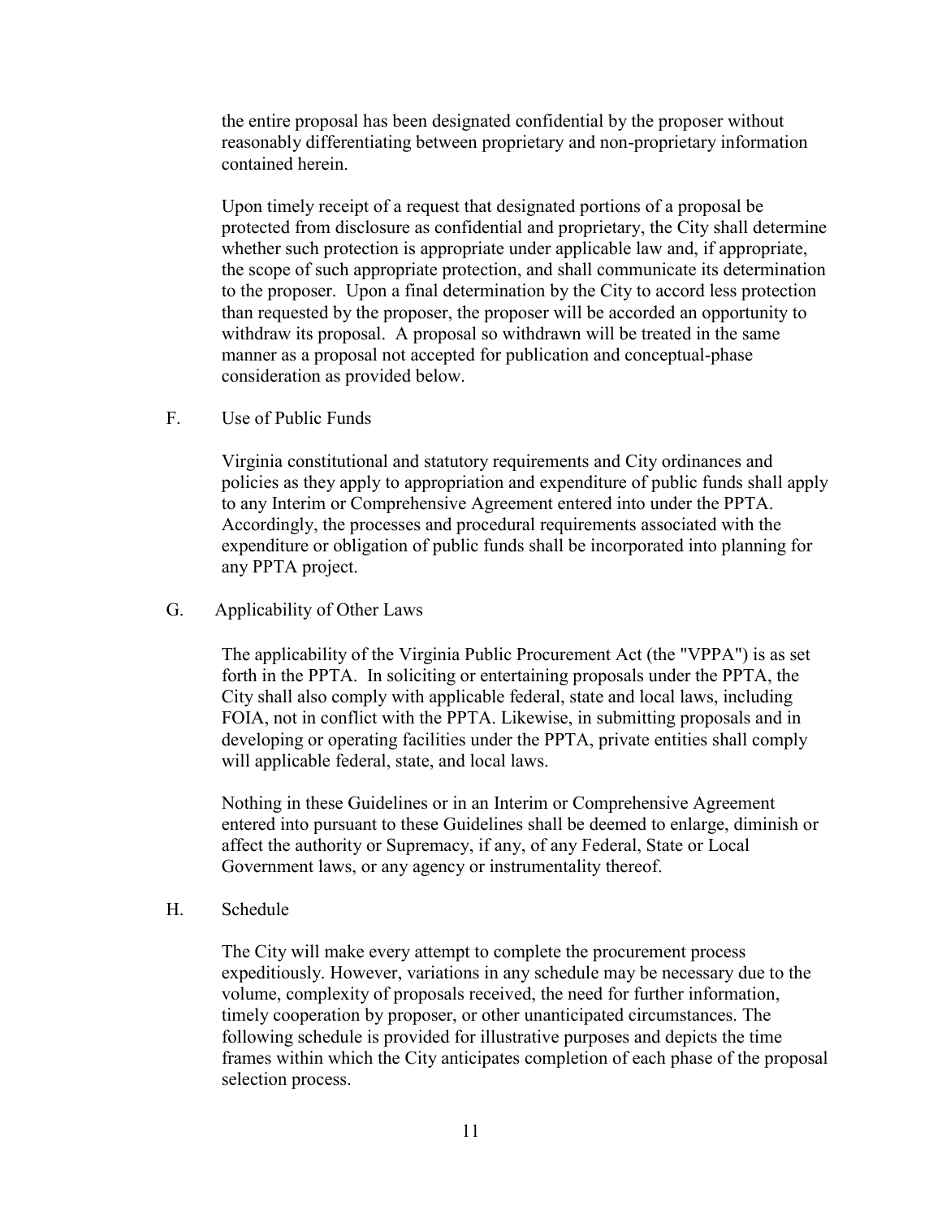the entire proposal has been designated confidential by the proposer without reasonably differentiating between proprietary and non-proprietary information contained herein.

Upon timely receipt of a request that designated portions of a proposal be protected from disclosure as confidential and proprietary, the City shall determine whether such protection is appropriate under applicable law and, if appropriate, the scope of such appropriate protection, and shall communicate its determination to the proposer. Upon a final determination by the City to accord less protection than requested by the proposer, the proposer will be accorded an opportunity to withdraw its proposal. A proposal so withdrawn will be treated in the same manner as a proposal not accepted for publication and conceptual-phase consideration as provided below.

F. Use of Public Funds

Virginia constitutional and statutory requirements and City ordinances and policies as they apply to appropriation and expenditure of public funds shall apply to any Interim or Comprehensive Agreement entered into under the PPTA. Accordingly, the processes and procedural requirements associated with the expenditure or obligation of public funds shall be incorporated into planning for any PPTA project.

G. Applicability of Other Laws

The applicability of the Virginia Public Procurement Act (the "VPPA") is as set forth in the PPTA. In soliciting or entertaining proposals under the PPTA, the City shall also comply with applicable federal, state and local laws, including FOIA, not in conflict with the PPTA. Likewise, in submitting proposals and in developing or operating facilities under the PPTA, private entities shall comply will applicable federal, state, and local laws.

Nothing in these Guidelines or in an Interim or Comprehensive Agreement entered into pursuant to these Guidelines shall be deemed to enlarge, diminish or affect the authority or Supremacy, if any, of any Federal, State or Local Government laws, or any agency or instrumentality thereof.

H. Schedule

The City will make every attempt to complete the procurement process expeditiously. However, variations in any schedule may be necessary due to the volume, complexity of proposals received, the need for further information, timely cooperation by proposer, or other unanticipated circumstances. The following schedule is provided for illustrative purposes and depicts the time frames within which the City anticipates completion of each phase of the proposal selection process.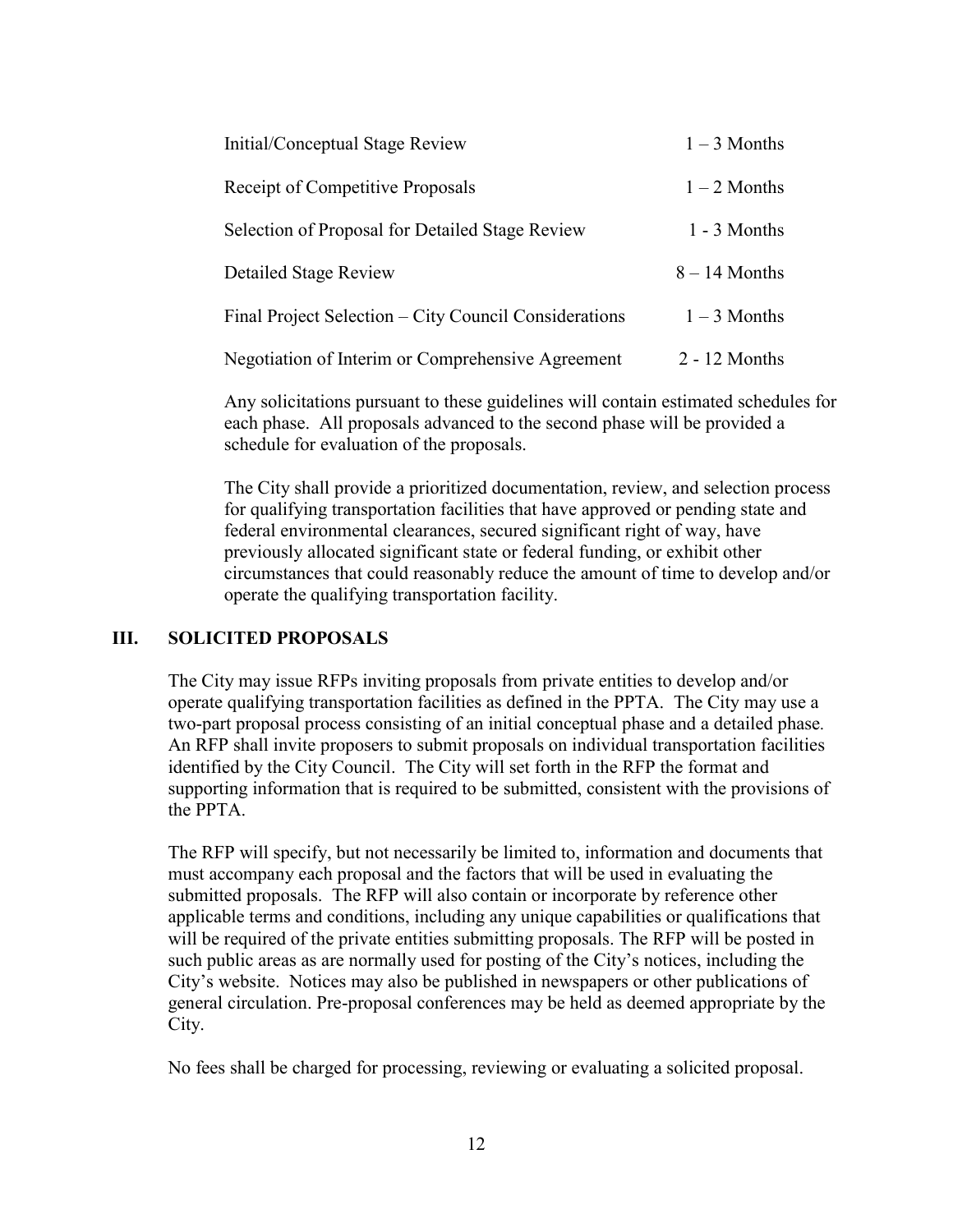| | |
|---|---|
| Initial/Conceptual Stage Review | 1 – 3 Months |
| Receipt of Competitive Proposals | 1 – 2 Months |
| Selection of Proposal for Detailed Stage Review | 1 - 3 Months |
| Detailed Stage Review | 8 – 14 Months |
| Final Project Selection – City Council Considerations | 1 – 3 Months |
| Negotiation of Interim or Comprehensive Agreement | 2 - 12 Months |

Any solicitations pursuant to these guidelines will contain estimated schedules for each phase. All proposals advanced to the second phase will be provided a schedule for evaluation of the proposals.

The City shall provide a prioritized documentation, review, and selection process for qualifying transportation facilities that have approved or pending state and federal environmental clearances, secured significant right of way, have previously allocated significant state or federal funding, or exhibit other circumstances that could reasonably reduce the amount of time to develop and/or operate the qualifying transportation facility.

## III. SOLICITED PROPOSALS

The City may issue RFPs inviting proposals from private entities to develop and/or operate qualifying transportation facilities as defined in the PPTA. The City may use a two-part proposal process consisting of an initial conceptual phase and a detailed phase. An RFP shall invite proposers to submit proposals on individual transportation facilities identified by the City Council. The City will set forth in the RFP the format and supporting information that is required to be submitted, consistent with the provisions of the PPTA.

The RFP will specify, but not necessarily be limited to, information and documents that must accompany each proposal and the factors that will be used in evaluating the submitted proposals. The RFP will also contain or incorporate by reference other applicable terms and conditions, including any unique capabilities or qualifications that will be required of the private entities submitting proposals. The RFP will be posted in such public areas as are normally used for posting of the City's notices, including the City's website. Notices may also be published in newspapers or other publications of general circulation. Pre-proposal conferences may be held as deemed appropriate by the City.

No fees shall be charged for processing, reviewing or evaluating a solicited proposal.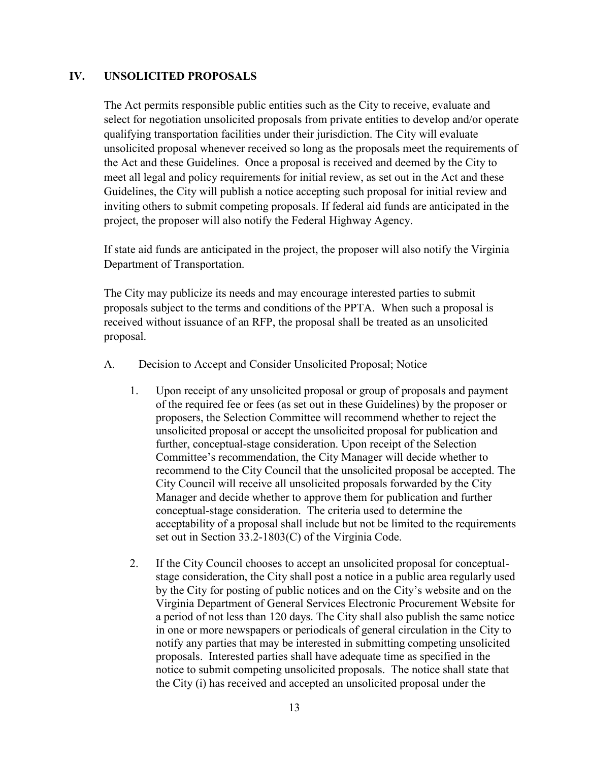## IV. UNSOLICITED PROPOSALS

The Act permits responsible public entities such as the City to receive, evaluate and select for negotiation unsolicited proposals from private entities to develop and/or operate qualifying transportation facilities under their jurisdiction. The City will evaluate unsolicited proposal whenever received so long as the proposals meet the requirements of the Act and these Guidelines. Once a proposal is received and deemed by the City to meet all legal and policy requirements for initial review, as set out in the Act and these Guidelines, the City will publish a notice accepting such proposal for initial review and inviting others to submit competing proposals. If federal aid funds are anticipated in the project, the proposer will also notify the Federal Highway Agency.

If state aid funds are anticipated in the project, the proposer will also notify the Virginia Department of Transportation.

The City may publicize its needs and may encourage interested parties to submit proposals subject to the terms and conditions of the PPTA. When such a proposal is received without issuance of an RFP, the proposal shall be treated as an unsolicited proposal.

A. Decision to Accept and Consider Unsolicited Proposal; Notice

1. Upon receipt of any unsolicited proposal or group of proposals and payment of the required fee or fees (as set out in these Guidelines) by the proposer or proposers, the Selection Committee will recommend whether to reject the unsolicited proposal or accept the unsolicited proposal for publication and further, conceptual-stage consideration. Upon receipt of the Selection Committee's recommendation, the City Manager will decide whether to recommend to the City Council that the unsolicited proposal be accepted. The City Council will receive all unsolicited proposals forwarded by the City Manager and decide whether to approve them for publication and further conceptual-stage consideration. The criteria used to determine the acceptability of a proposal shall include but not be limited to the requirements set out in Section 33.2-1803(C) of the Virginia Code.

2. If the City Council chooses to accept an unsolicited proposal for conceptual-stage consideration, the City shall post a notice in a public area regularly used by the City for posting of public notices and on the City's website and on the Virginia Department of General Services Electronic Procurement Website for a period of not less than 120 days. The City shall also publish the same notice in one or more newspapers or periodicals of general circulation in the City to notify any parties that may be interested in submitting competing unsolicited proposals. Interested parties shall have adequate time as specified in the notice to submit competing unsolicited proposals. The notice shall state that the City (i) has received and accepted an unsolicited proposal under the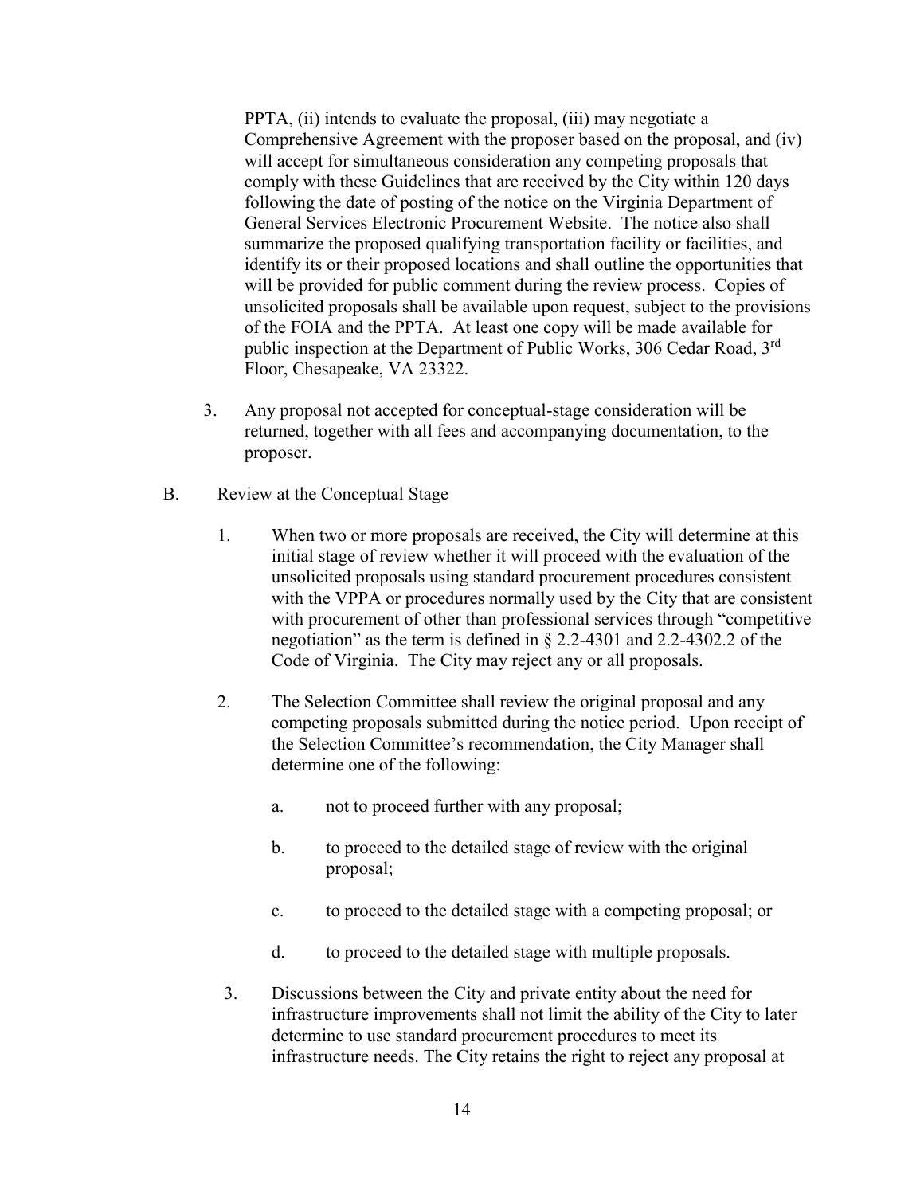PPTA, (ii) intends to evaluate the proposal, (iii) may negotiate a Comprehensive Agreement with the proposer based on the proposal, and (iv) will accept for simultaneous consideration any competing proposals that comply with these Guidelines that are received by the City within 120 days following the date of posting of the notice on the Virginia Department of General Services Electronic Procurement Website. The notice also shall summarize the proposed qualifying transportation facility or facilities, and identify its or their proposed locations and shall outline the opportunities that will be provided for public comment during the review process. Copies of unsolicited proposals shall be available upon request, subject to the provisions of the FOIA and the PPTA. At least one copy will be made available for public inspection at the Department of Public Works, 306 Cedar Road, 3rd Floor, Chesapeake, VA 23322.

3. Any proposal not accepted for conceptual-stage consideration will be returned, together with all fees and accompanying documentation, to the proposer.

B. Review at the Conceptual Stage

1. When two or more proposals are received, the City will determine at this initial stage of review whether it will proceed with the evaluation of the unsolicited proposals using standard procurement procedures consistent with the VPPA or procedures normally used by the City that are consistent with procurement of other than professional services through "competitive negotiation" as the term is defined in § 2.2-4301 and 2.2-4302.2 of the Code of Virginia. The City may reject any or all proposals.

2. The Selection Committee shall review the original proposal and any competing proposals submitted during the notice period. Upon receipt of the Selection Committee's recommendation, the City Manager shall determine one of the following:

   a. not to proceed further with any proposal;

   b. to proceed to the detailed stage of review with the original proposal;

   c. to proceed to the detailed stage with a competing proposal; or

   d. to proceed to the detailed stage with multiple proposals.

3. Discussions between the City and private entity about the need for infrastructure improvements shall not limit the ability of the City to later determine to use standard procurement procedures to meet its infrastructure needs. The City retains the right to reject any proposal at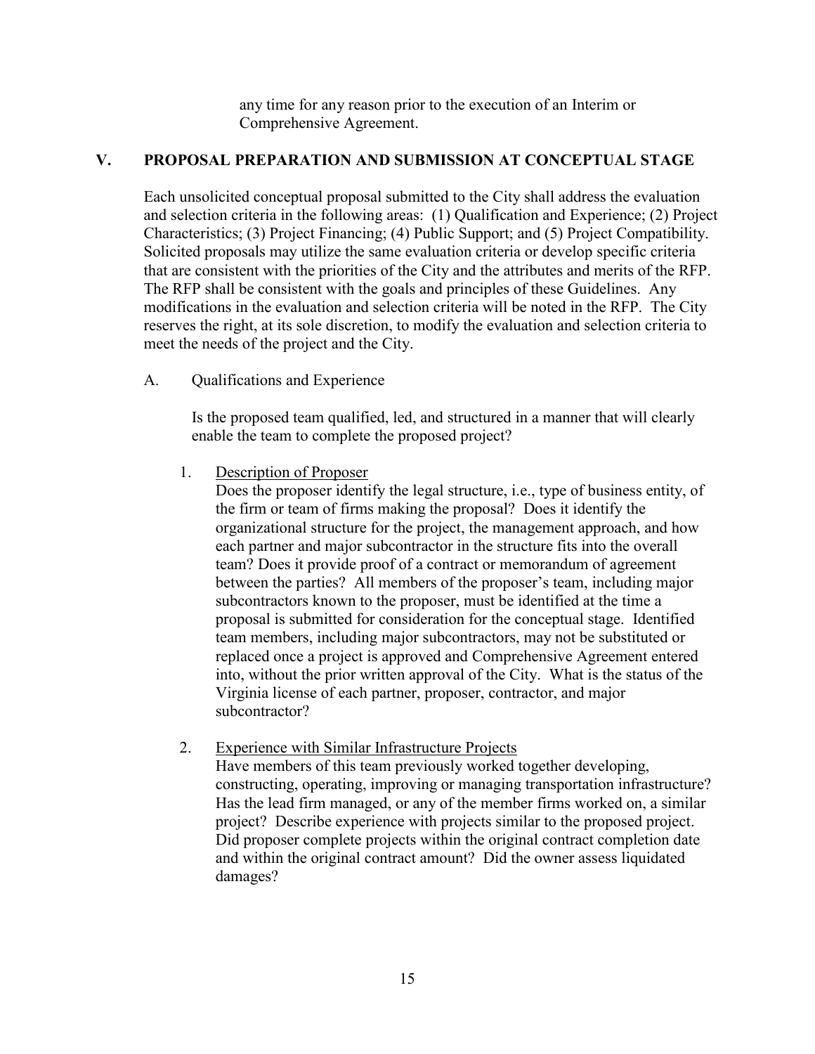any time for any reason prior to the execution of an Interim or Comprehensive Agreement.

## V. PROPOSAL PREPARATION AND SUBMISSION AT CONCEPTUAL STAGE

Each unsolicited conceptual proposal submitted to the City shall address the evaluation and selection criteria in the following areas: (1) Qualification and Experience; (2) Project Characteristics; (3) Project Financing; (4) Public Support; and (5) Project Compatibility. Solicited proposals may utilize the same evaluation criteria or develop specific criteria that are consistent with the priorities of the City and the attributes and merits of the RFP. The RFP shall be consistent with the goals and principles of these Guidelines. Any modifications in the evaluation and selection criteria will be noted in the RFP. The City reserves the right, at its sole discretion, to modify the evaluation and selection criteria to meet the needs of the project and the City.

### A. Qualifications and Experience

Is the proposed team qualified, led, and structured in a manner that will clearly enable the team to complete the proposed project?

1. <u>Description of Proposer</u>
   Does the proposer identify the legal structure, i.e., type of business entity, of the firm or team of firms making the proposal? Does it identify the organizational structure for the project, the management approach, and how each partner and major subcontractor in the structure fits into the overall team? Does it provide proof of a contract or memorandum of agreement between the parties? All members of the proposer's team, including major subcontractors known to the proposer, must be identified at the time a proposal is submitted for consideration for the conceptual stage. Identified team members, including major subcontractors, may not be substituted or replaced once a project is approved and Comprehensive Agreement entered into, without the prior written approval of the City. What is the status of the Virginia license of each partner, proposer, contractor, and major subcontractor?

2. <u>Experience with Similar Infrastructure Projects</u>
   Have members of this team previously worked together developing, constructing, operating, improving or managing transportation infrastructure? Has the lead firm managed, or any of the member firms worked on, a similar project? Describe experience with projects similar to the proposed project. Did proposer complete projects within the original contract completion date and within the original contract amount? Did the owner assess liquidated damages?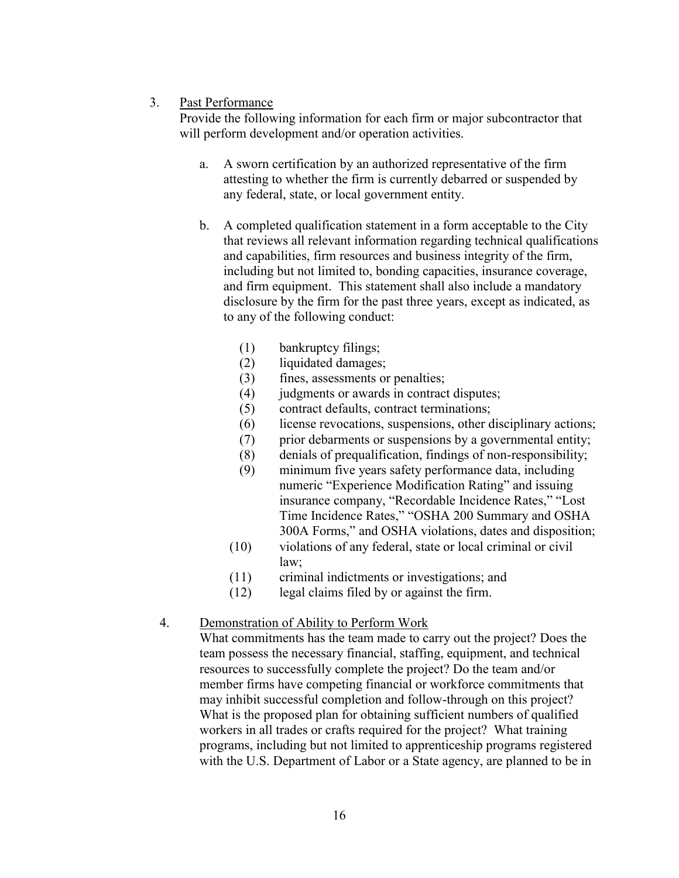3. <u>Past Performance</u>
   Provide the following information for each firm or major subcontractor that will perform development and/or operation activities.

   a. A sworn certification by an authorized representative of the firm attesting to whether the firm is currently debarred or suspended by any federal, state, or local government entity.

   b. A completed qualification statement in a form acceptable to the City that reviews all relevant information regarding technical qualifications and capabilities, firm resources and business integrity of the firm, including but not limited to, bonding capacities, insurance coverage, and firm equipment. This statement shall also include a mandatory disclosure by the firm for the past three years, except as indicated, as to any of the following conduct:

      (1) bankruptcy filings;
      (2) liquidated damages;
      (3) fines, assessments or penalties;
      (4) judgments or awards in contract disputes;
      (5) contract defaults, contract terminations;
      (6) license revocations, suspensions, other disciplinary actions;
      (7) prior debarments or suspensions by a governmental entity;
      (8) denials of prequalification, findings of non-responsibility;
      (9) minimum five years safety performance data, including numeric "Experience Modification Rating" and issuing insurance company, "Recordable Incidence Rates," "Lost Time Incidence Rates," "OSHA 200 Summary and OSHA 300A Forms," and OSHA violations, dates and disposition;
      (10) violations of any federal, state or local criminal or civil law;
      (11) criminal indictments or investigations; and
      (12) legal claims filed by or against the firm.

4. <u>Demonstration of Ability to Perform Work</u>
   What commitments has the team made to carry out the project? Does the team possess the necessary financial, staffing, equipment, and technical resources to successfully complete the project? Do the team and/or member firms have competing financial or workforce commitments that may inhibit successful completion and follow-through on this project? What is the proposed plan for obtaining sufficient numbers of qualified workers in all trades or crafts required for the project? What training programs, including but not limited to apprenticeship programs registered with the U.S. Department of Labor or a State agency, are planned to be in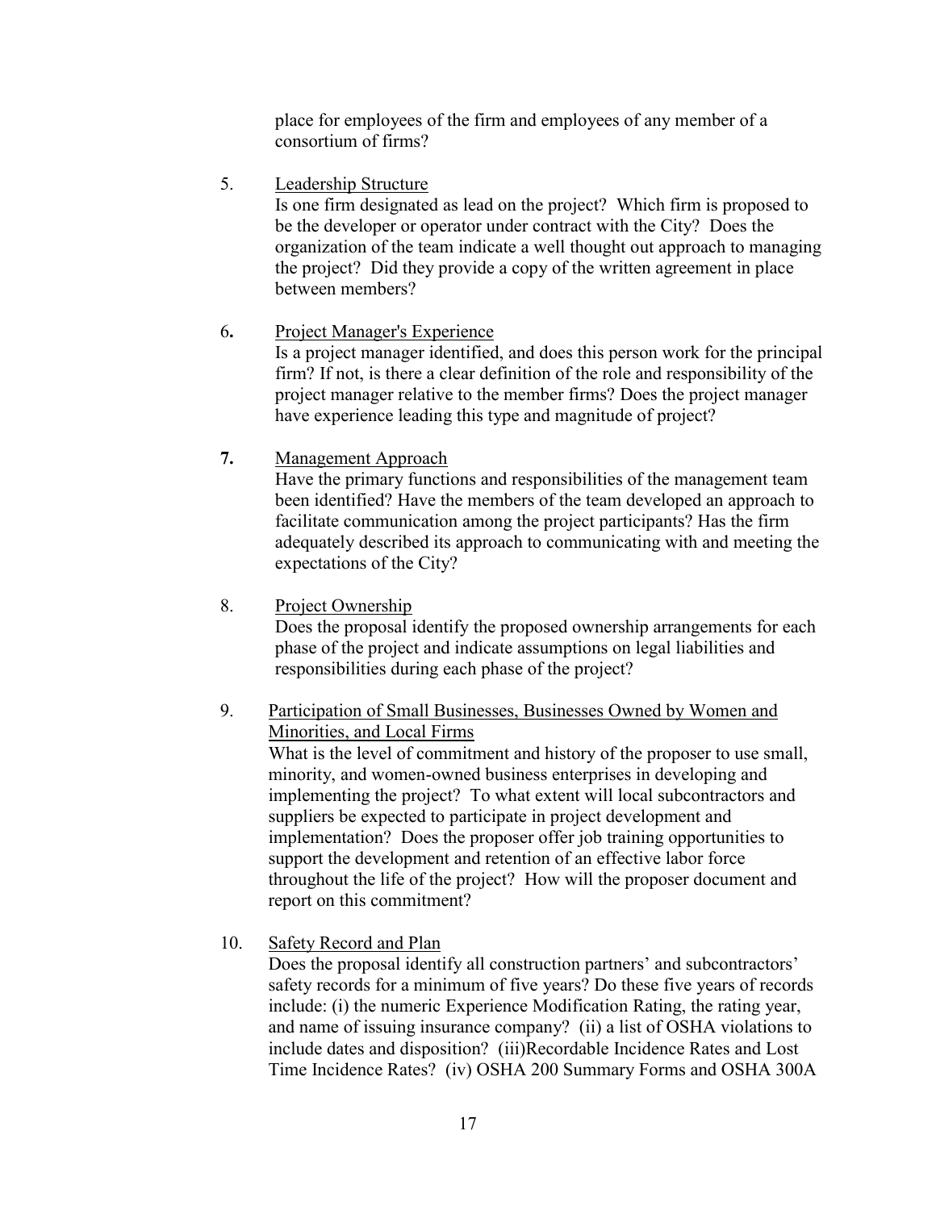place for employees of the firm and employees of any member of a consortium of firms?

5. Leadership Structure

   Is one firm designated as lead on the project? Which firm is proposed to be the developer or operator under contract with the City? Does the organization of the team indicate a well thought out approach to managing the project? Did they provide a copy of the written agreement in place between members?

6. Project Manager's Experience

   Is a project manager identified, and does this person work for the principal firm? If not, is there a clear definition of the role and responsibility of the project manager relative to the member firms? Does the project manager have experience leading this type and magnitude of project?

7. Management Approach

   Have the primary functions and responsibilities of the management team been identified? Have the members of the team developed an approach to facilitate communication among the project participants? Has the firm adequately described its approach to communicating with and meeting the expectations of the City?

8. Project Ownership

   Does the proposal identify the proposed ownership arrangements for each phase of the project and indicate assumptions on legal liabilities and responsibilities during each phase of the project?

9. Participation of Small Businesses, Businesses Owned by Women and Minorities, and Local Firms

   What is the level of commitment and history of the proposer to use small, minority, and women-owned business enterprises in developing and implementing the project? To what extent will local subcontractors and suppliers be expected to participate in project development and implementation? Does the proposer offer job training opportunities to support the development and retention of an effective labor force throughout the life of the project? How will the proposer document and report on this commitment?

10. Safety Record and Plan

    Does the proposal identify all construction partners' and subcontractors' safety records for a minimum of five years? Do these five years of records include: (i) the numeric Experience Modification Rating, the rating year, and name of issuing insurance company? (ii) a list of OSHA violations to include dates and disposition? (iii)Recordable Incidence Rates and Lost Time Incidence Rates? (iv) OSHA 200 Summary Forms and OSHA 300A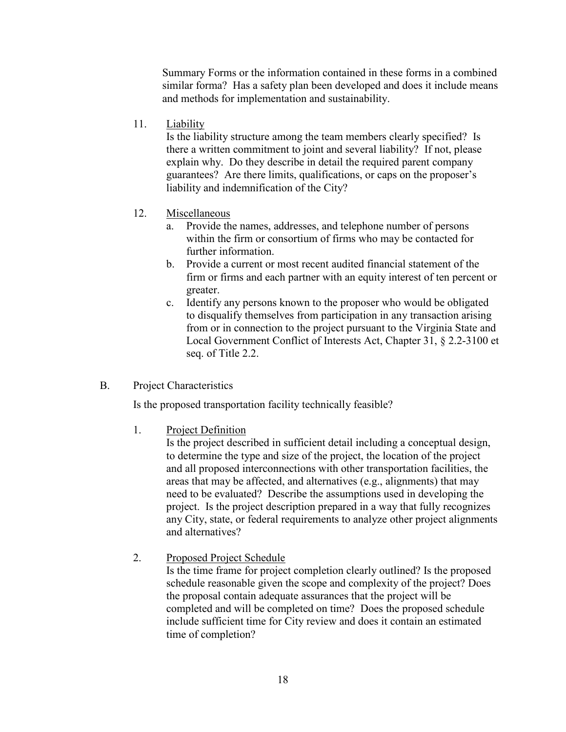Summary Forms or the information contained in these forms in a combined similar forma? Has a safety plan been developed and does it include means and methods for implementation and sustainability.

11. <u>Liability</u>

    Is the liability structure among the team members clearly specified? Is there a written commitment to joint and several liability? If not, please explain why. Do they describe in detail the required parent company guarantees? Are there limits, qualifications, or caps on the proposer's liability and indemnification of the City?

12. <u>Miscellaneous</u>

    a. Provide the names, addresses, and telephone number of persons within the firm or consortium of firms who may be contacted for further information.
    b. Provide a current or most recent audited financial statement of the firm or firms and each partner with an equity interest of ten percent or greater.
    c. Identify any persons known to the proposer who would be obligated to disqualify themselves from participation in any transaction arising from or in connection to the project pursuant to the Virginia State and Local Government Conflict of Interests Act, Chapter 31, § 2.2-3100 et seq. of Title 2.2.

B. Project Characteristics

Is the proposed transportation facility technically feasible?

1. <u>Project Definition</u>

   Is the project described in sufficient detail including a conceptual design, to determine the type and size of the project, the location of the project and all proposed interconnections with other transportation facilities, the areas that may be affected, and alternatives (e.g., alignments) that may need to be evaluated? Describe the assumptions used in developing the project. Is the project description prepared in a way that fully recognizes any City, state, or federal requirements to analyze other project alignments and alternatives?

2. <u>Proposed Project Schedule</u>

   Is the time frame for project completion clearly outlined? Is the proposed schedule reasonable given the scope and complexity of the project? Does the proposal contain adequate assurances that the project will be completed and will be completed on time? Does the proposed schedule include sufficient time for City review and does it contain an estimated time of completion?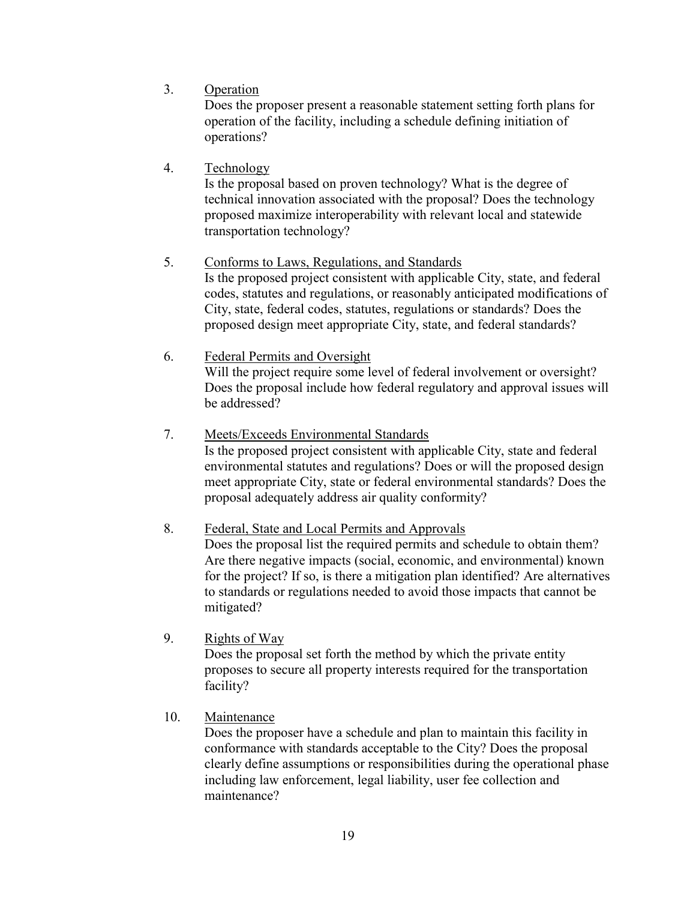3. Operation

   Does the proposer present a reasonable statement setting forth plans for operation of the facility, including a schedule defining initiation of operations?

4. Technology

   Is the proposal based on proven technology? What is the degree of technical innovation associated with the proposal? Does the technology proposed maximize interoperability with relevant local and statewide transportation technology?

5. Conforms to Laws, Regulations, and Standards

   Is the proposed project consistent with applicable City, state, and federal codes, statutes and regulations, or reasonably anticipated modifications of City, state, federal codes, statutes, regulations or standards? Does the proposed design meet appropriate City, state, and federal standards?

6. Federal Permits and Oversight

   Will the project require some level of federal involvement or oversight? Does the proposal include how federal regulatory and approval issues will be addressed?

7. Meets/Exceeds Environmental Standards

   Is the proposed project consistent with applicable City, state and federal environmental statutes and regulations? Does or will the proposed design meet appropriate City, state or federal environmental standards? Does the proposal adequately address air quality conformity?

8. Federal, State and Local Permits and Approvals

   Does the proposal list the required permits and schedule to obtain them? Are there negative impacts (social, economic, and environmental) known for the project? If so, is there a mitigation plan identified? Are alternatives to standards or regulations needed to avoid those impacts that cannot be mitigated?

9. Rights of Way

   Does the proposal set forth the method by which the private entity proposes to secure all property interests required for the transportation facility?

10. Maintenance

    Does the proposer have a schedule and plan to maintain this facility in conformance with standards acceptable to the City? Does the proposal clearly define assumptions or responsibilities during the operational phase including law enforcement, legal liability, user fee collection and maintenance?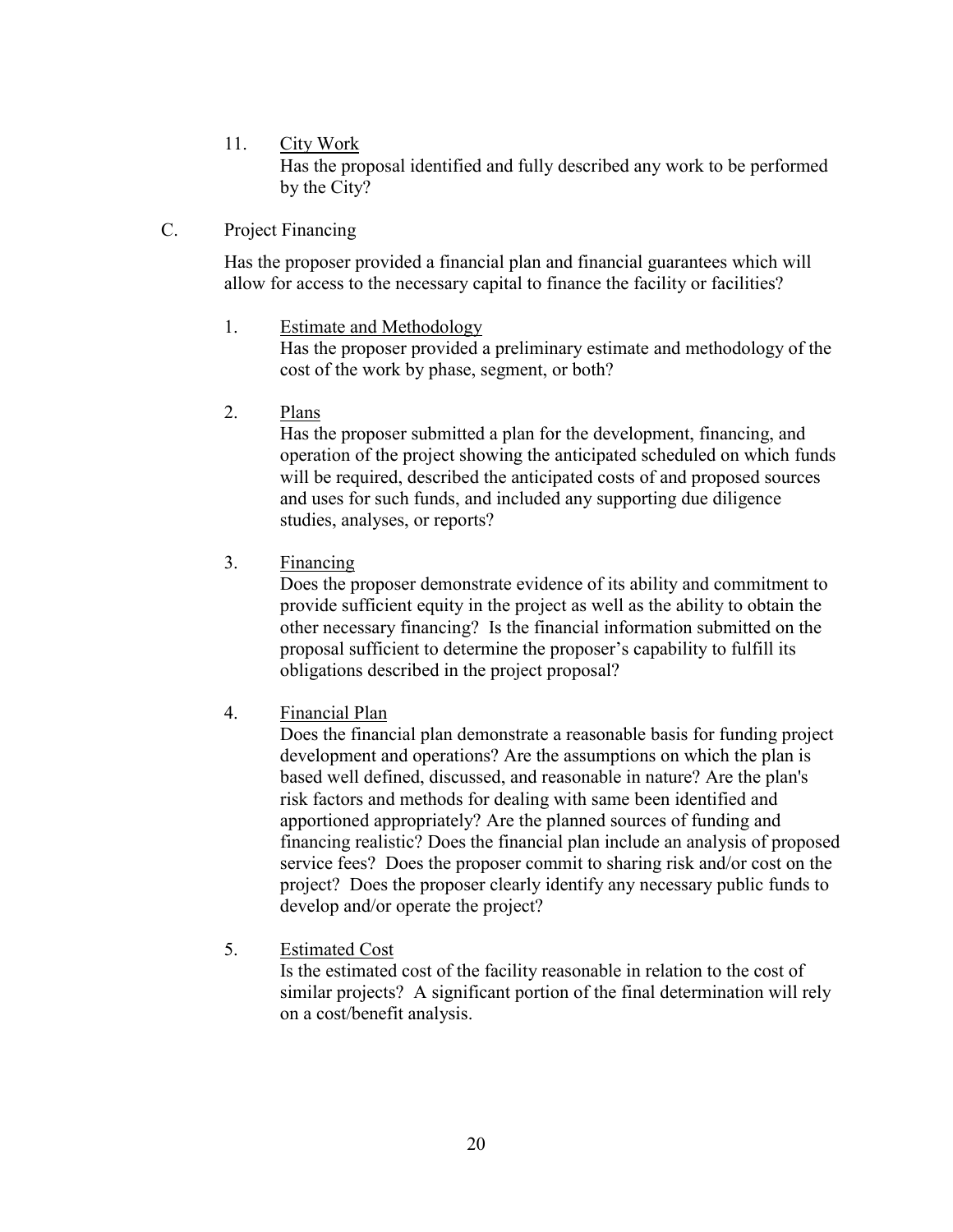11. <u>City Work</u>
    Has the proposal identified and fully described any work to be performed by the City?

C. Project Financing

   Has the proposer provided a financial plan and financial guarantees which will allow for access to the necessary capital to finance the facility or facilities?

   1. <u>Estimate and Methodology</u>
      Has the proposer provided a preliminary estimate and methodology of the cost of the work by phase, segment, or both?

   2. <u>Plans</u>
      Has the proposer submitted a plan for the development, financing, and operation of the project showing the anticipated scheduled on which funds will be required, described the anticipated costs of and proposed sources and uses for such funds, and included any supporting due diligence studies, analyses, or reports?

   3. <u>Financing</u>
      Does the proposer demonstrate evidence of its ability and commitment to provide sufficient equity in the project as well as the ability to obtain the other necessary financing? Is the financial information submitted on the proposal sufficient to determine the proposer's capability to fulfill its obligations described in the project proposal?

   4. <u>Financial Plan</u>
      Does the financial plan demonstrate a reasonable basis for funding project development and operations? Are the assumptions on which the plan is based well defined, discussed, and reasonable in nature? Are the plan's risk factors and methods for dealing with same been identified and apportioned appropriately? Are the planned sources of funding and financing realistic? Does the financial plan include an analysis of proposed service fees? Does the proposer commit to sharing risk and/or cost on the project? Does the proposer clearly identify any necessary public funds to develop and/or operate the project?

   5. <u>Estimated Cost</u>
      Is the estimated cost of the facility reasonable in relation to the cost of similar projects? A significant portion of the final determination will rely on a cost/benefit analysis.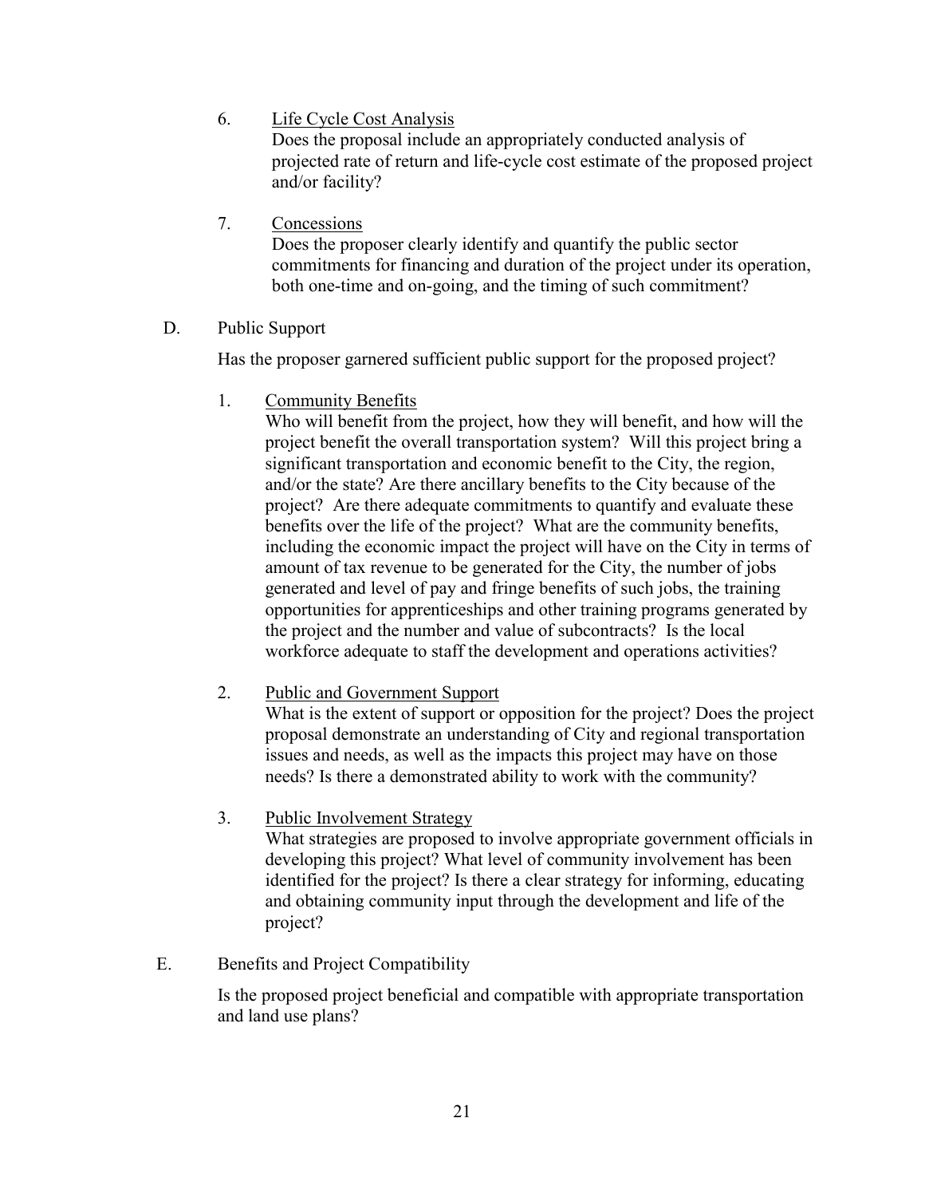6. <u>Life Cycle Cost Analysis</u>
   Does the proposal include an appropriately conducted analysis of projected rate of return and life-cycle cost estimate of the proposed project and/or facility?

7. <u>Concessions</u>
   Does the proposer clearly identify and quantify the public sector commitments for financing and duration of the project under its operation, both one-time and on-going, and the timing of such commitment?

D. Public Support

   Has the proposer garnered sufficient public support for the proposed project?

   1. <u>Community Benefits</u>
      Who will benefit from the project, how they will benefit, and how will the project benefit the overall transportation system? Will this project bring a significant transportation and economic benefit to the City, the region, and/or the state? Are there ancillary benefits to the City because of the project? Are there adequate commitments to quantify and evaluate these benefits over the life of the project? What are the community benefits, including the economic impact the project will have on the City in terms of amount of tax revenue to be generated for the City, the number of jobs generated and level of pay and fringe benefits of such jobs, the training opportunities for apprenticeships and other training programs generated by the project and the number and value of subcontracts? Is the local workforce adequate to staff the development and operations activities?

   2. <u>Public and Government Support</u>
      What is the extent of support or opposition for the project? Does the project proposal demonstrate an understanding of City and regional transportation issues and needs, as well as the impacts this project may have on those needs? Is there a demonstrated ability to work with the community?

   3. <u>Public Involvement Strategy</u>
      What strategies are proposed to involve appropriate government officials in developing this project? What level of community involvement has been identified for the project? Is there a clear strategy for informing, educating and obtaining community input through the development and life of the project?

E. Benefits and Project Compatibility

   Is the proposed project beneficial and compatible with appropriate transportation and land use plans?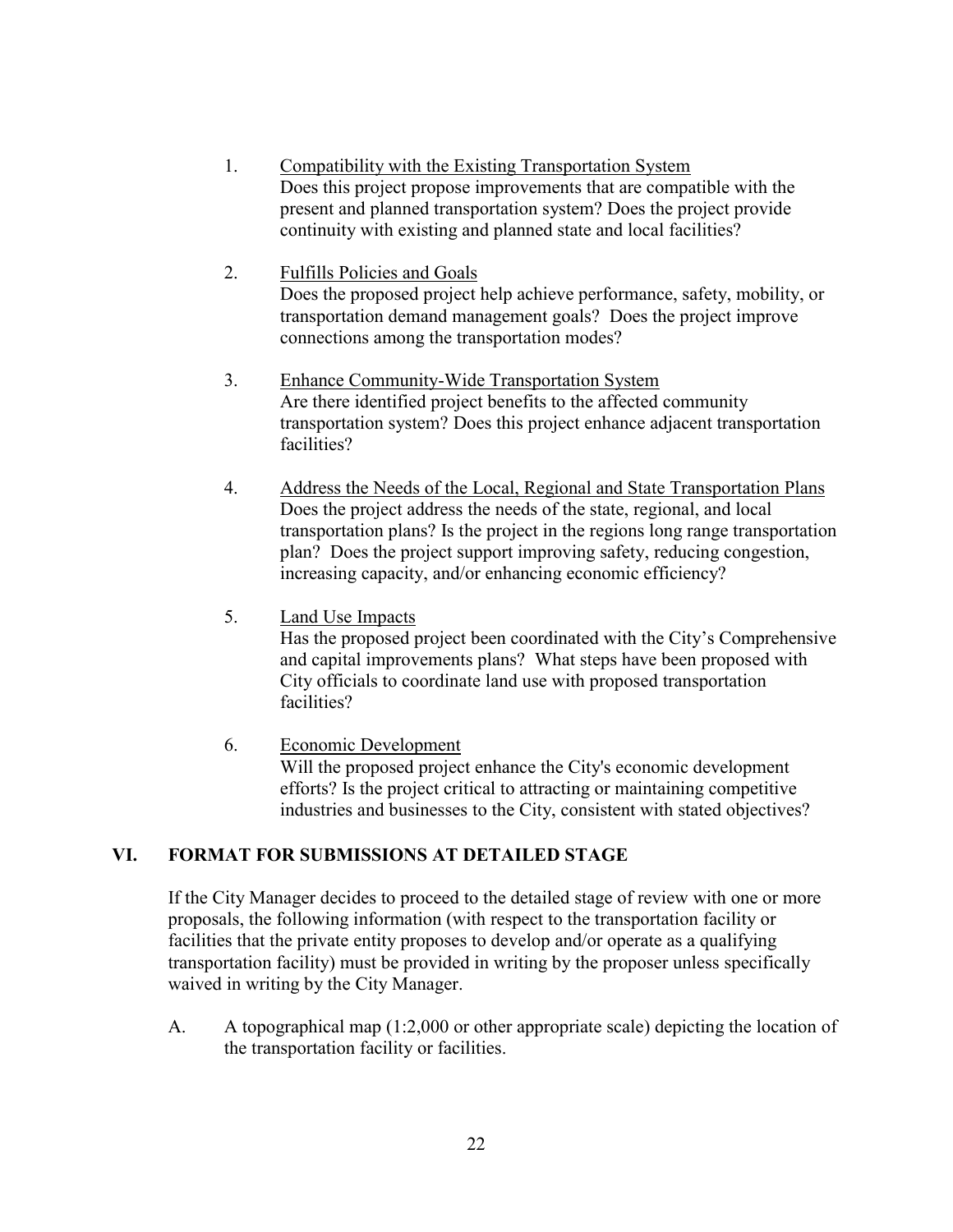1. <u>Compatibility with the Existing Transportation System</u>
   Does this project propose improvements that are compatible with the present and planned transportation system? Does the project provide continuity with existing and planned state and local facilities?

2. <u>Fulfills Policies and Goals</u>
   Does the proposed project help achieve performance, safety, mobility, or transportation demand management goals? Does the project improve connections among the transportation modes?

3. <u>Enhance Community-Wide Transportation System</u>
   Are there identified project benefits to the affected community transportation system? Does this project enhance adjacent transportation facilities?

4. <u>Address the Needs of the Local, Regional and State Transportation Plans</u>
   Does the project address the needs of the state, regional, and local transportation plans? Is the project in the regions long range transportation plan? Does the project support improving safety, reducing congestion, increasing capacity, and/or enhancing economic efficiency?

5. <u>Land Use Impacts</u>
   Has the proposed project been coordinated with the City's Comprehensive and capital improvements plans? What steps have been proposed with City officials to coordinate land use with proposed transportation facilities?

6. <u>Economic Development</u>
   Will the proposed project enhance the City's economic development efforts? Is the project critical to attracting or maintaining competitive industries and businesses to the City, consistent with stated objectives?

## VI. FORMAT FOR SUBMISSIONS AT DETAILED STAGE

If the City Manager decides to proceed to the detailed stage of review with one or more proposals, the following information (with respect to the transportation facility or facilities that the private entity proposes to develop and/or operate as a qualifying transportation facility) must be provided in writing by the proposer unless specifically waived in writing by the City Manager.

A. A topographical map (1:2,000 or other appropriate scale) depicting the location of the transportation facility or facilities.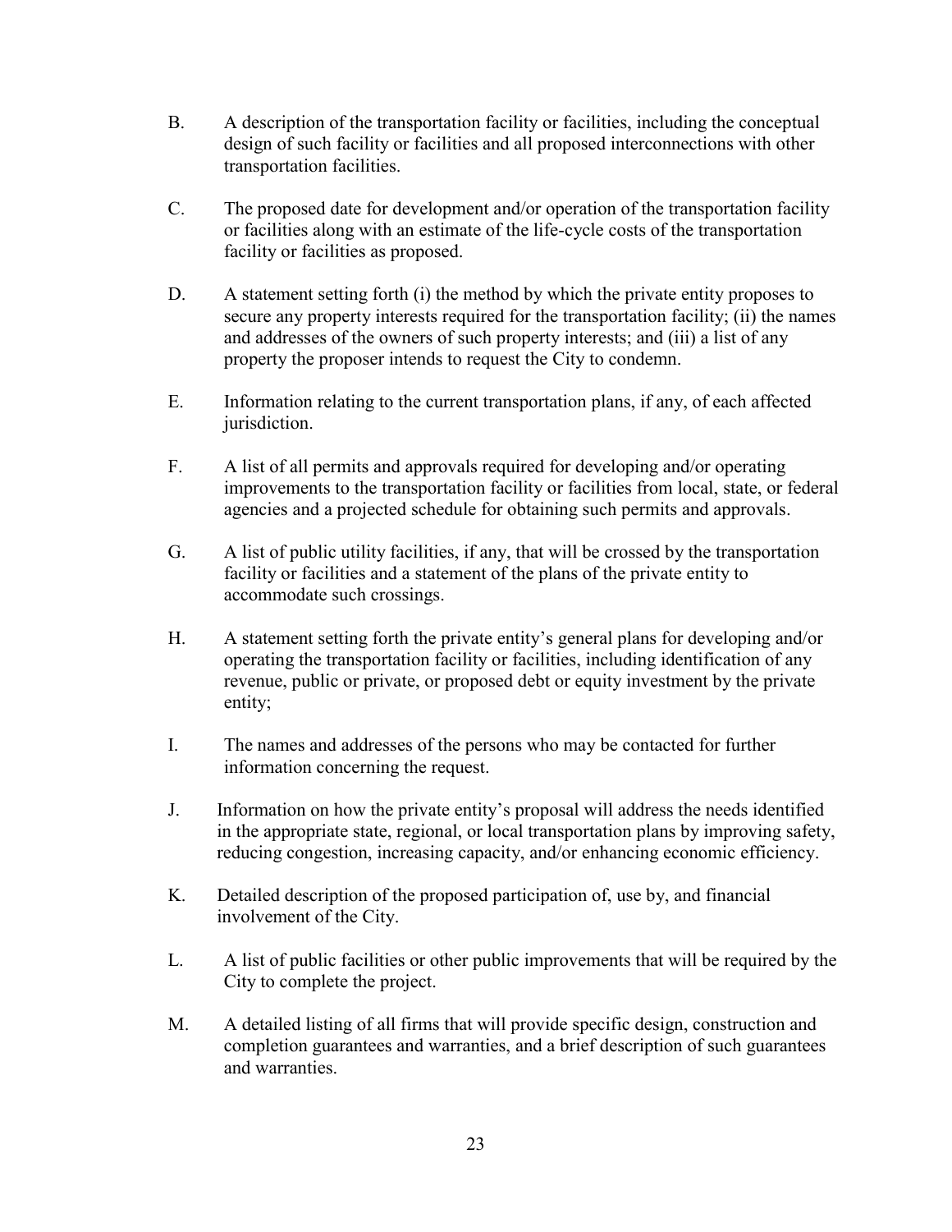B. A description of the transportation facility or facilities, including the conceptual design of such facility or facilities and all proposed interconnections with other transportation facilities.

C. The proposed date for development and/or operation of the transportation facility or facilities along with an estimate of the life-cycle costs of the transportation facility or facilities as proposed.

D. A statement setting forth (i) the method by which the private entity proposes to secure any property interests required for the transportation facility; (ii) the names and addresses of the owners of such property interests; and (iii) a list of any property the proposer intends to request the City to condemn.

E. Information relating to the current transportation plans, if any, of each affected jurisdiction.

F. A list of all permits and approvals required for developing and/or operating improvements to the transportation facility or facilities from local, state, or federal agencies and a projected schedule for obtaining such permits and approvals.

G. A list of public utility facilities, if any, that will be crossed by the transportation facility or facilities and a statement of the plans of the private entity to accommodate such crossings.

H. A statement setting forth the private entity's general plans for developing and/or operating the transportation facility or facilities, including identification of any revenue, public or private, or proposed debt or equity investment by the private entity;

I. The names and addresses of the persons who may be contacted for further information concerning the request.

J. Information on how the private entity's proposal will address the needs identified in the appropriate state, regional, or local transportation plans by improving safety, reducing congestion, increasing capacity, and/or enhancing economic efficiency.

K. Detailed description of the proposed participation of, use by, and financial involvement of the City.

L. A list of public facilities or other public improvements that will be required by the City to complete the project.

M. A detailed listing of all firms that will provide specific design, construction and completion guarantees and warranties, and a brief description of such guarantees and warranties.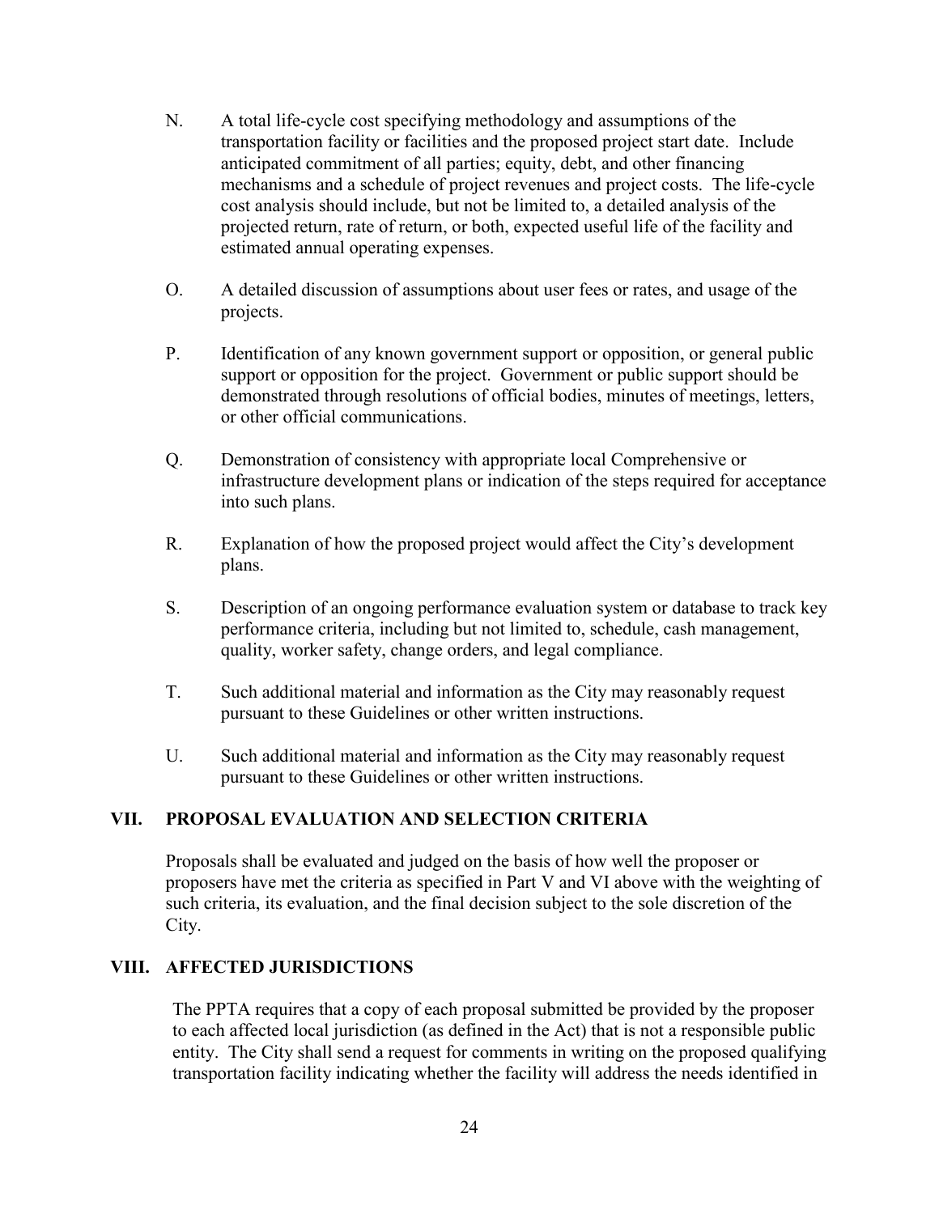N. A total life-cycle cost specifying methodology and assumptions of the transportation facility or facilities and the proposed project start date. Include anticipated commitment of all parties; equity, debt, and other financing mechanisms and a schedule of project revenues and project costs. The life-cycle cost analysis should include, but not be limited to, a detailed analysis of the projected return, rate of return, or both, expected useful life of the facility and estimated annual operating expenses.

O. A detailed discussion of assumptions about user fees or rates, and usage of the projects.

P. Identification of any known government support or opposition, or general public support or opposition for the project. Government or public support should be demonstrated through resolutions of official bodies, minutes of meetings, letters, or other official communications.

Q. Demonstration of consistency with appropriate local Comprehensive or infrastructure development plans or indication of the steps required for acceptance into such plans.

R. Explanation of how the proposed project would affect the City's development plans.

S. Description of an ongoing performance evaluation system or database to track key performance criteria, including but not limited to, schedule, cash management, quality, worker safety, change orders, and legal compliance.

T. Such additional material and information as the City may reasonably request pursuant to these Guidelines or other written instructions.

U. Such additional material and information as the City may reasonably request pursuant to these Guidelines or other written instructions.

## VII. PROPOSAL EVALUATION AND SELECTION CRITERIA

Proposals shall be evaluated and judged on the basis of how well the proposer or proposers have met the criteria as specified in Part V and VI above with the weighting of such criteria, its evaluation, and the final decision subject to the sole discretion of the City.

## VIII. AFFECTED JURISDICTIONS

The PPTA requires that a copy of each proposal submitted be provided by the proposer to each affected local jurisdiction (as defined in the Act) that is not a responsible public entity. The City shall send a request for comments in writing on the proposed qualifying transportation facility indicating whether the facility will address the needs identified in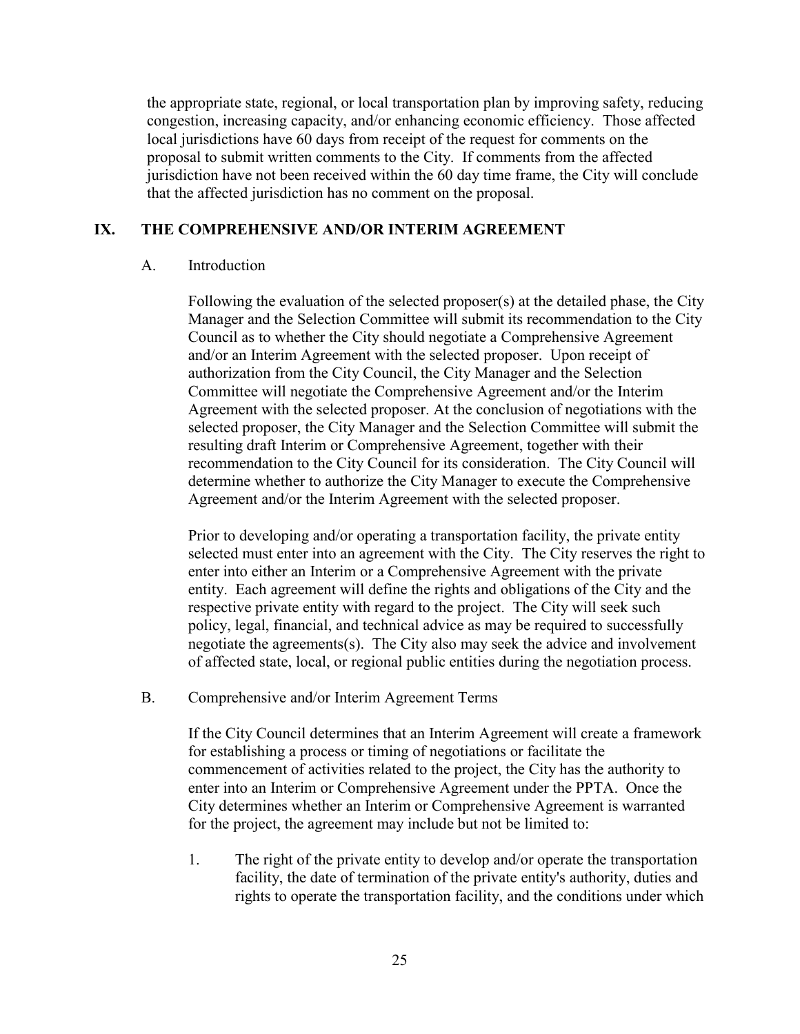the appropriate state, regional, or local transportation plan by improving safety, reducing congestion, increasing capacity, and/or enhancing economic efficiency. Those affected local jurisdictions have 60 days from receipt of the request for comments on the proposal to submit written comments to the City. If comments from the affected jurisdiction have not been received within the 60 day time frame, the City will conclude that the affected jurisdiction has no comment on the proposal.

## IX. THE COMPREHENSIVE AND/OR INTERIM AGREEMENT

### A. Introduction

Following the evaluation of the selected proposer(s) at the detailed phase, the City Manager and the Selection Committee will submit its recommendation to the City Council as to whether the City should negotiate a Comprehensive Agreement and/or an Interim Agreement with the selected proposer. Upon receipt of authorization from the City Council, the City Manager and the Selection Committee will negotiate the Comprehensive Agreement and/or the Interim Agreement with the selected proposer. At the conclusion of negotiations with the selected proposer, the City Manager and the Selection Committee will submit the resulting draft Interim or Comprehensive Agreement, together with their recommendation to the City Council for its consideration. The City Council will determine whether to authorize the City Manager to execute the Comprehensive Agreement and/or the Interim Agreement with the selected proposer.

Prior to developing and/or operating a transportation facility, the private entity selected must enter into an agreement with the City. The City reserves the right to enter into either an Interim or a Comprehensive Agreement with the private entity. Each agreement will define the rights and obligations of the City and the respective private entity with regard to the project. The City will seek such policy, legal, financial, and technical advice as may be required to successfully negotiate the agreements(s). The City also may seek the advice and involvement of affected state, local, or regional public entities during the negotiation process.

### B. Comprehensive and/or Interim Agreement Terms

If the City Council determines that an Interim Agreement will create a framework for establishing a process or timing of negotiations or facilitate the commencement of activities related to the project, the City has the authority to enter into an Interim or Comprehensive Agreement under the PPTA. Once the City determines whether an Interim or Comprehensive Agreement is warranted for the project, the agreement may include but not be limited to:

1. The right of the private entity to develop and/or operate the transportation facility, the date of termination of the private entity's authority, duties and rights to operate the transportation facility, and the conditions under which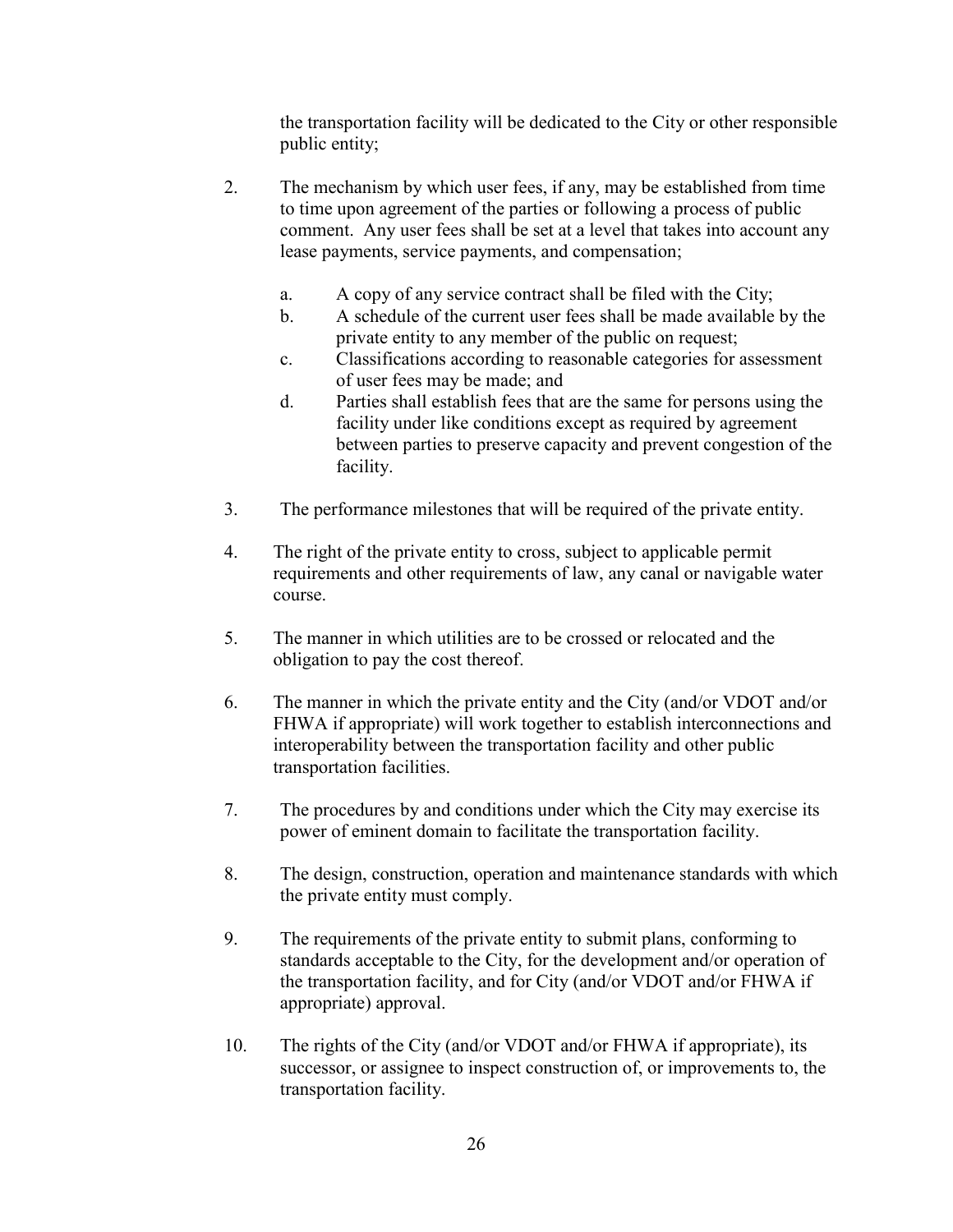the transportation facility will be dedicated to the City or other responsible public entity;

2. The mechanism by which user fees, if any, may be established from time to time upon agreement of the parties or following a process of public comment. Any user fees shall be set at a level that takes into account any lease payments, service payments, and compensation;

   a. A copy of any service contract shall be filed with the City;
   b. A schedule of the current user fees shall be made available by the private entity to any member of the public on request;
   c. Classifications according to reasonable categories for assessment of user fees may be made; and
   d. Parties shall establish fees that are the same for persons using the facility under like conditions except as required by agreement between parties to preserve capacity and prevent congestion of the facility.

3. The performance milestones that will be required of the private entity.

4. The right of the private entity to cross, subject to applicable permit requirements and other requirements of law, any canal or navigable water course.

5. The manner in which utilities are to be crossed or relocated and the obligation to pay the cost thereof.

6. The manner in which the private entity and the City (and/or VDOT and/or FHWA if appropriate) will work together to establish interconnections and interoperability between the transportation facility and other public transportation facilities.

7. The procedures by and conditions under which the City may exercise its power of eminent domain to facilitate the transportation facility.

8. The design, construction, operation and maintenance standards with which the private entity must comply.

9. The requirements of the private entity to submit plans, conforming to standards acceptable to the City, for the development and/or operation of the transportation facility, and for City (and/or VDOT and/or FHWA if appropriate) approval.

10. The rights of the City (and/or VDOT and/or FHWA if appropriate), its successor, or assignee to inspect construction of, or improvements to, the transportation facility.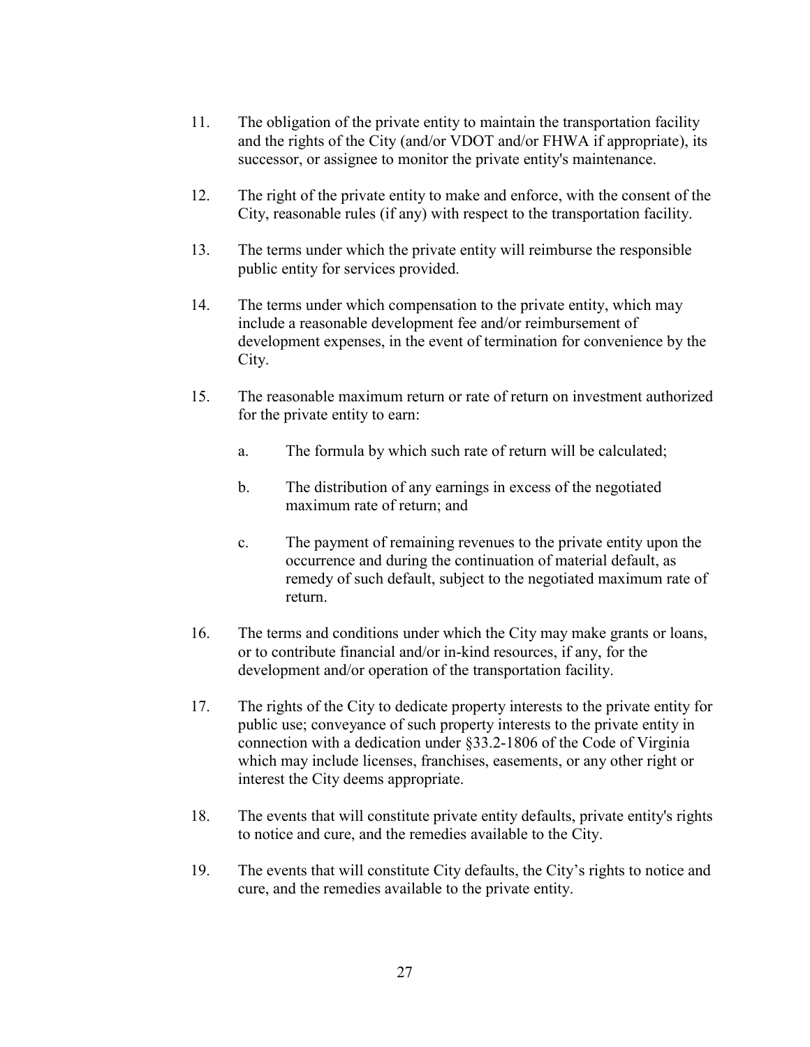11. The obligation of the private entity to maintain the transportation facility and the rights of the City (and/or VDOT and/or FHWA if appropriate), its successor, or assignee to monitor the private entity's maintenance.

12. The right of the private entity to make and enforce, with the consent of the City, reasonable rules (if any) with respect to the transportation facility.

13. The terms under which the private entity will reimburse the responsible public entity for services provided.

14. The terms under which compensation to the private entity, which may include a reasonable development fee and/or reimbursement of development expenses, in the event of termination for convenience by the City.

15. The reasonable maximum return or rate of return on investment authorized for the private entity to earn:

    a. The formula by which such rate of return will be calculated;

    b. The distribution of any earnings in excess of the negotiated maximum rate of return; and

    c. The payment of remaining revenues to the private entity upon the occurrence and during the continuation of material default, as remedy of such default, subject to the negotiated maximum rate of return.

16. The terms and conditions under which the City may make grants or loans, or to contribute financial and/or in-kind resources, if any, for the development and/or operation of the transportation facility.

17. The rights of the City to dedicate property interests to the private entity for public use; conveyance of such property interests to the private entity in connection with a dedication under §33.2-1806 of the Code of Virginia which may include licenses, franchises, easements, or any other right or interest the City deems appropriate.

18. The events that will constitute private entity defaults, private entity's rights to notice and cure, and the remedies available to the City.

19. The events that will constitute City defaults, the City's rights to notice and cure, and the remedies available to the private entity.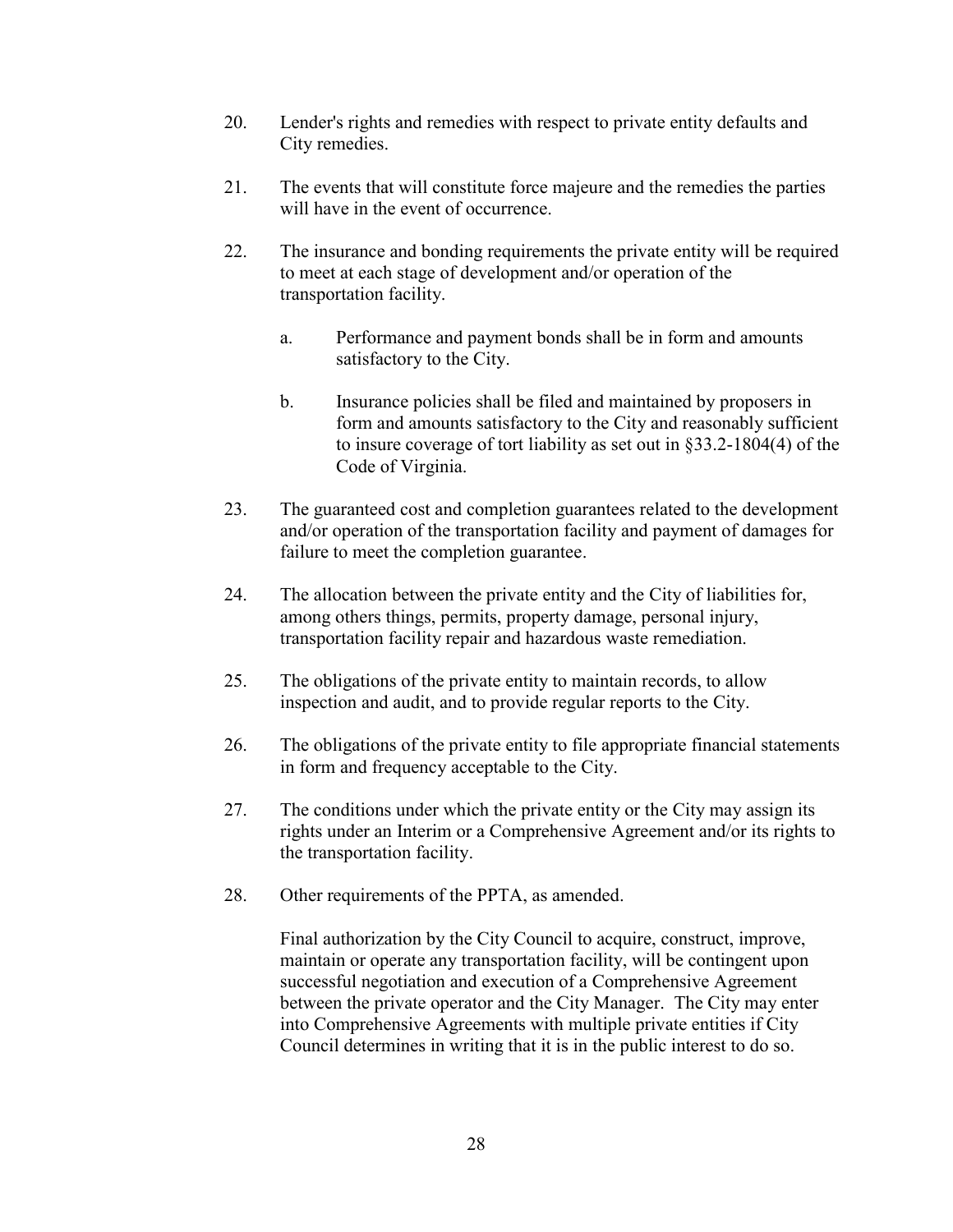20. Lender's rights and remedies with respect to private entity defaults and City remedies.

21. The events that will constitute force majeure and the remedies the parties will have in the event of occurrence.

22. The insurance and bonding requirements the private entity will be required to meet at each stage of development and/or operation of the transportation facility.

    a. Performance and payment bonds shall be in form and amounts satisfactory to the City.

    b. Insurance policies shall be filed and maintained by proposers in form and amounts satisfactory to the City and reasonably sufficient to insure coverage of tort liability as set out in §33.2-1804(4) of the Code of Virginia.

23. The guaranteed cost and completion guarantees related to the development and/or operation of the transportation facility and payment of damages for failure to meet the completion guarantee.

24. The allocation between the private entity and the City of liabilities for, among others things, permits, property damage, personal injury, transportation facility repair and hazardous waste remediation.

25. The obligations of the private entity to maintain records, to allow inspection and audit, and to provide regular reports to the City.

26. The obligations of the private entity to file appropriate financial statements in form and frequency acceptable to the City.

27. The conditions under which the private entity or the City may assign its rights under an Interim or a Comprehensive Agreement and/or its rights to the transportation facility.

28. Other requirements of the PPTA, as amended.

    Final authorization by the City Council to acquire, construct, improve, maintain or operate any transportation facility, will be contingent upon successful negotiation and execution of a Comprehensive Agreement between the private operator and the City Manager. The City may enter into Comprehensive Agreements with multiple private entities if City Council determines in writing that it is in the public interest to do so.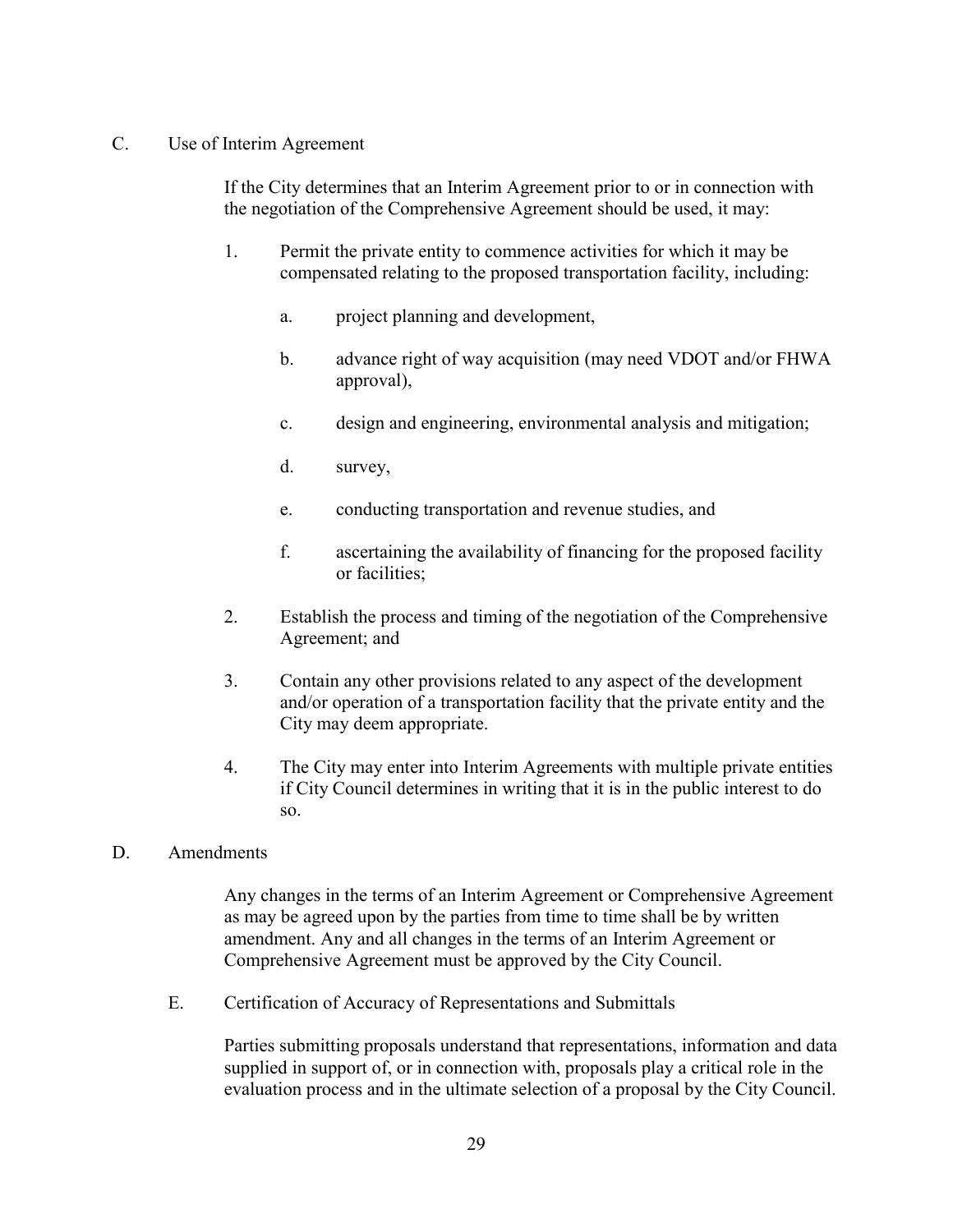C. Use of Interim Agreement

If the City determines that an Interim Agreement prior to or in connection with the negotiation of the Comprehensive Agreement should be used, it may:

1. Permit the private entity to commence activities for which it may be compensated relating to the proposed transportation facility, including:

   a. project planning and development,

   b. advance right of way acquisition (may need VDOT and/or FHWA approval),

   c. design and engineering, environmental analysis and mitigation;

   d. survey,

   e. conducting transportation and revenue studies, and

   f. ascertaining the availability of financing for the proposed facility or facilities;

2. Establish the process and timing of the negotiation of the Comprehensive Agreement; and

3. Contain any other provisions related to any aspect of the development and/or operation of a transportation facility that the private entity and the City may deem appropriate.

4. The City may enter into Interim Agreements with multiple private entities if City Council determines in writing that it is in the public interest to do so.

D. Amendments

Any changes in the terms of an Interim Agreement or Comprehensive Agreement as may be agreed upon by the parties from time to time shall be by written amendment. Any and all changes in the terms of an Interim Agreement or Comprehensive Agreement must be approved by the City Council.

E. Certification of Accuracy of Representations and Submittals

Parties submitting proposals understand that representations, information and data supplied in support of, or in connection with, proposals play a critical role in the evaluation process and in the ultimate selection of a proposal by the City Council.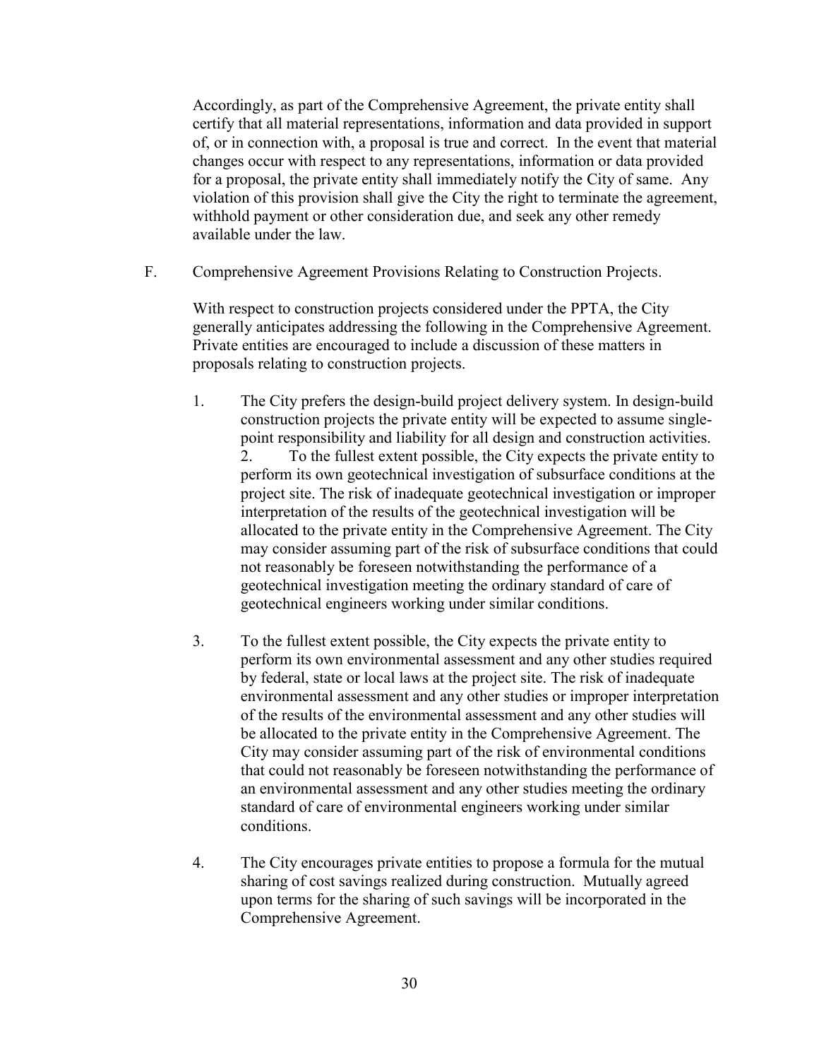Accordingly, as part of the Comprehensive Agreement, the private entity shall certify that all material representations, information and data provided in support of, or in connection with, a proposal is true and correct. In the event that material changes occur with respect to any representations, information or data provided for a proposal, the private entity shall immediately notify the City of same. Any violation of this provision shall give the City the right to terminate the agreement, withhold payment or other consideration due, and seek any other remedy available under the law.

F. Comprehensive Agreement Provisions Relating to Construction Projects.

With respect to construction projects considered under the PPTA, the City generally anticipates addressing the following in the Comprehensive Agreement. Private entities are encouraged to include a discussion of these matters in proposals relating to construction projects.

1. The City prefers the design-build project delivery system. In design-build construction projects the private entity will be expected to assume single-point responsibility and liability for all design and construction activities.

2. To the fullest extent possible, the City expects the private entity to perform its own geotechnical investigation of subsurface conditions at the project site. The risk of inadequate geotechnical investigation or improper interpretation of the results of the geotechnical investigation will be allocated to the private entity in the Comprehensive Agreement. The City may consider assuming part of the risk of subsurface conditions that could not reasonably be foreseen notwithstanding the performance of a geotechnical investigation meeting the ordinary standard of care of geotechnical engineers working under similar conditions.

3. To the fullest extent possible, the City expects the private entity to perform its own environmental assessment and any other studies required by federal, state or local laws at the project site. The risk of inadequate environmental assessment and any other studies or improper interpretation of the results of the environmental assessment and any other studies will be allocated to the private entity in the Comprehensive Agreement. The City may consider assuming part of the risk of environmental conditions that could not reasonably be foreseen notwithstanding the performance of an environmental assessment and any other studies meeting the ordinary standard of care of environmental engineers working under similar conditions.

4. The City encourages private entities to propose a formula for the mutual sharing of cost savings realized during construction. Mutually agreed upon terms for the sharing of such savings will be incorporated in the Comprehensive Agreement.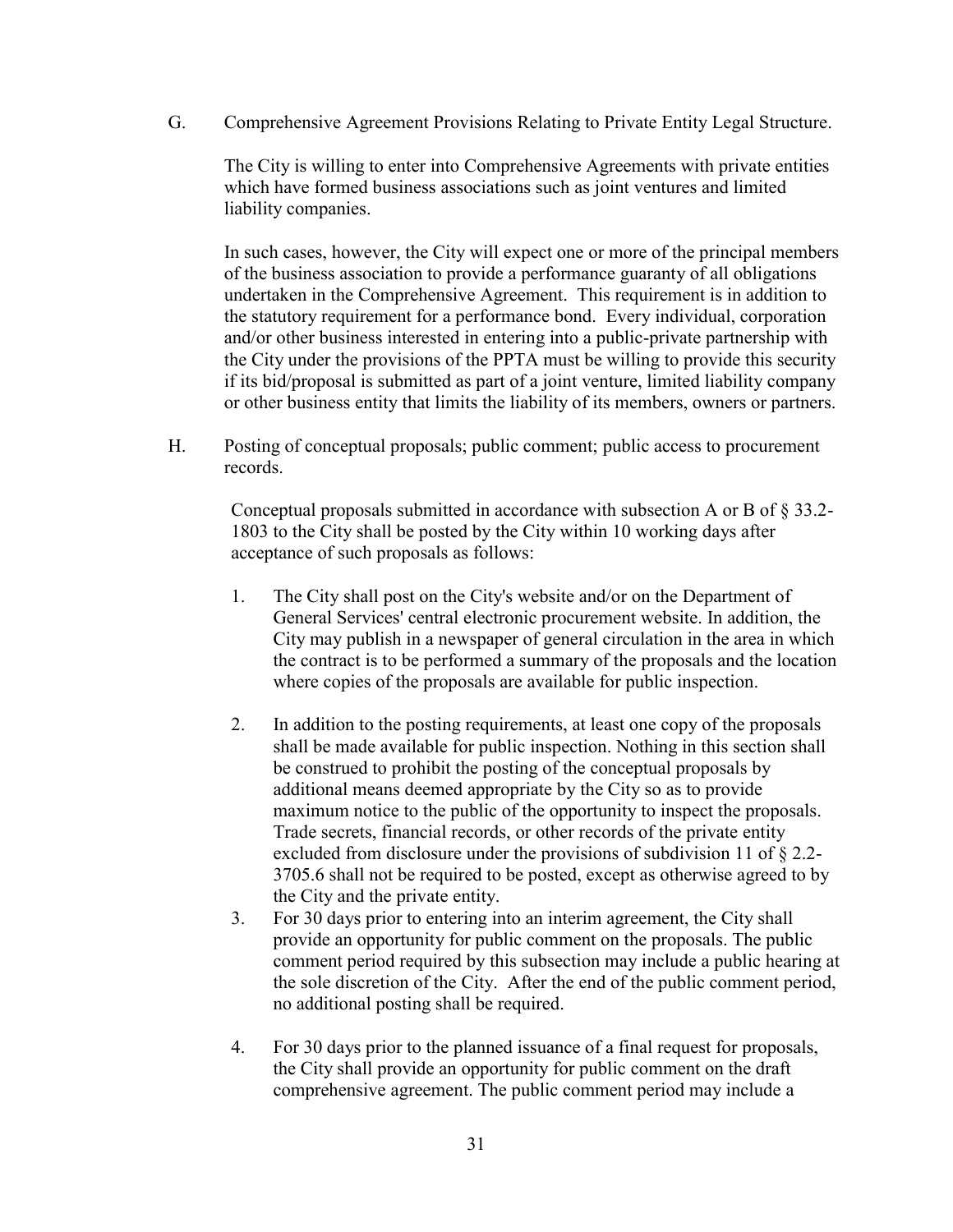G. Comprehensive Agreement Provisions Relating to Private Entity Legal Structure.

The City is willing to enter into Comprehensive Agreements with private entities which have formed business associations such as joint ventures and limited liability companies.

In such cases, however, the City will expect one or more of the principal members of the business association to provide a performance guaranty of all obligations undertaken in the Comprehensive Agreement. This requirement is in addition to the statutory requirement for a performance bond. Every individual, corporation and/or other business interested in entering into a public-private partnership with the City under the provisions of the PPTA must be willing to provide this security if its bid/proposal is submitted as part of a joint venture, limited liability company or other business entity that limits the liability of its members, owners or partners.

H. Posting of conceptual proposals; public comment; public access to procurement records.

Conceptual proposals submitted in accordance with subsection A or B of § 33.2-1803 to the City shall be posted by the City within 10 working days after acceptance of such proposals as follows:

1. The City shall post on the City's website and/or on the Department of General Services' central electronic procurement website. In addition, the City may publish in a newspaper of general circulation in the area in which the contract is to be performed a summary of the proposals and the location where copies of the proposals are available for public inspection.

2. In addition to the posting requirements, at least one copy of the proposals shall be made available for public inspection. Nothing in this section shall be construed to prohibit the posting of the conceptual proposals by additional means deemed appropriate by the City so as to provide maximum notice to the public of the opportunity to inspect the proposals. Trade secrets, financial records, or other records of the private entity excluded from disclosure under the provisions of subdivision 11 of § 2.2-3705.6 shall not be required to be posted, except as otherwise agreed to by the City and the private entity.

3. For 30 days prior to entering into an interim agreement, the City shall provide an opportunity for public comment on the proposals. The public comment period required by this subsection may include a public hearing at the sole discretion of the City. After the end of the public comment period, no additional posting shall be required.

4. For 30 days prior to the planned issuance of a final request for proposals, the City shall provide an opportunity for public comment on the draft comprehensive agreement. The public comment period may include a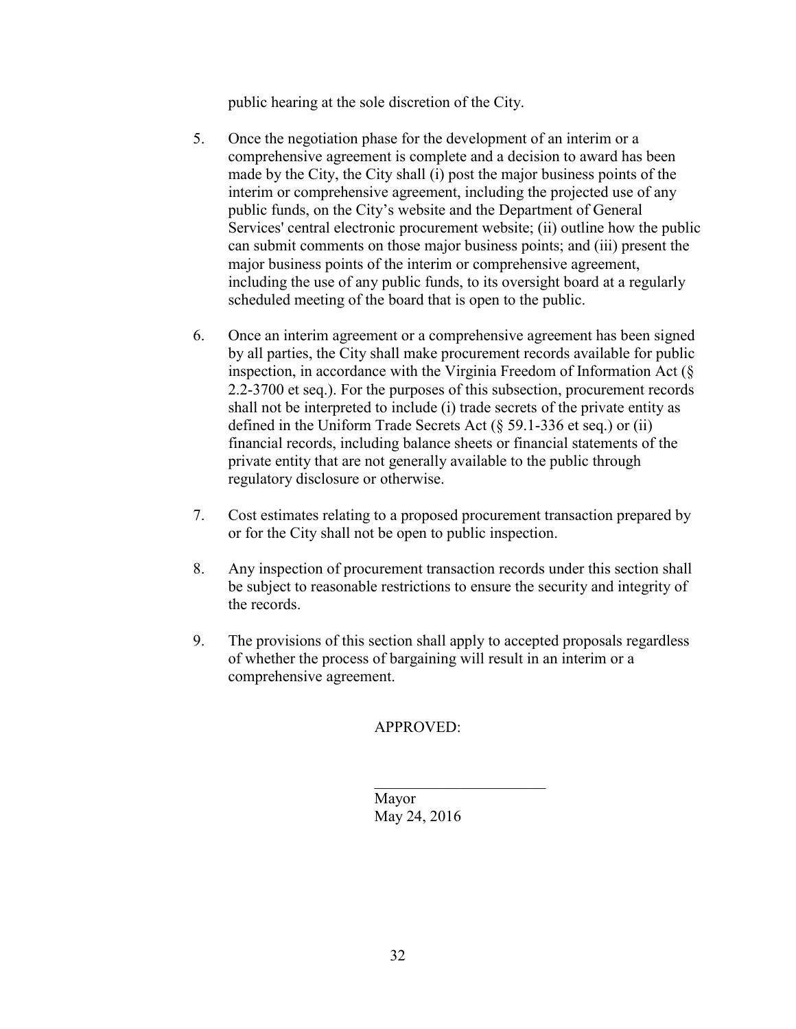public hearing at the sole discretion of the City.

5. Once the negotiation phase for the development of an interim or a comprehensive agreement is complete and a decision to award has been made by the City, the City shall (i) post the major business points of the interim or comprehensive agreement, including the projected use of any public funds, on the City's website and the Department of General Services' central electronic procurement website; (ii) outline how the public can submit comments on those major business points; and (iii) present the major business points of the interim or comprehensive agreement, including the use of any public funds, to its oversight board at a regularly scheduled meeting of the board that is open to the public.

6. Once an interim agreement or a comprehensive agreement has been signed by all parties, the City shall make procurement records available for public inspection, in accordance with the Virginia Freedom of Information Act (§ 2.2-3700 et seq.). For the purposes of this subsection, procurement records shall not be interpreted to include (i) trade secrets of the private entity as defined in the Uniform Trade Secrets Act (§ 59.1-336 et seq.) or (ii) financial records, including balance sheets or financial statements of the private entity that are not generally available to the public through regulatory disclosure or otherwise.

7. Cost estimates relating to a proposed procurement transaction prepared by or for the City shall not be open to public inspection.

8. Any inspection of procurement transaction records under this section shall be subject to reasonable restrictions to ensure the security and integrity of the records.

9. The provisions of this section shall apply to accepted proposals regardless of whether the process of bargaining will result in an interim or a comprehensive agreement.

APPROVED:

______________________

Mayor
May 24, 2016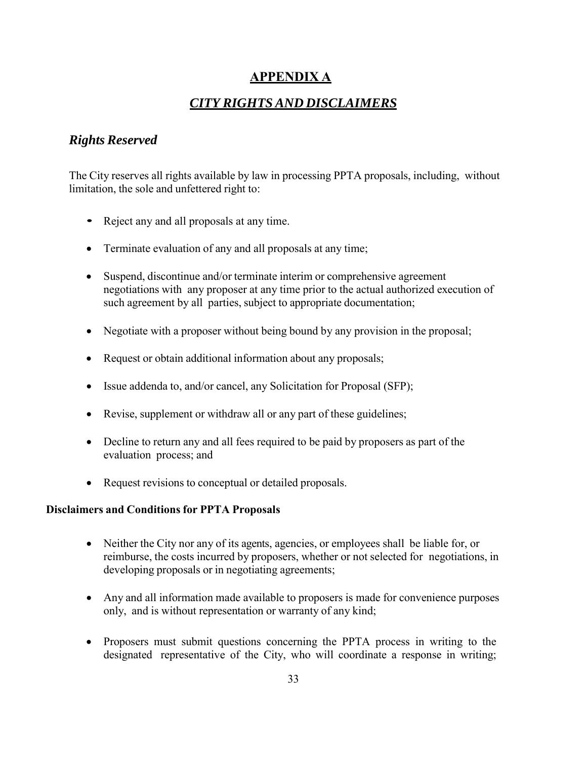# APPENDIX A

## *CITY RIGHTS AND DISCLAIMERS*

### *Rights Reserved*

The City reserves all rights available by law in processing PPTA proposals, including, without limitation, the sole and unfettered right to:

- Reject any and all proposals at any time.
- Terminate evaluation of any and all proposals at any time;
- Suspend, discontinue and/or terminate interim or comprehensive agreement negotiations with any proposer at any time prior to the actual authorized execution of such agreement by all parties, subject to appropriate documentation;
- Negotiate with a proposer without being bound by any provision in the proposal;
- Request or obtain additional information about any proposals;
- Issue addenda to, and/or cancel, any Solicitation for Proposal (SFP);
- Revise, supplement or withdraw all or any part of these guidelines;
- Decline to return any and all fees required to be paid by proposers as part of the evaluation process; and
- Request revisions to conceptual or detailed proposals.

**Disclaimers and Conditions for PPTA Proposals**

- Neither the City nor any of its agents, agencies, or employees shall be liable for, or reimburse, the costs incurred by proposers, whether or not selected for negotiations, in developing proposals or in negotiating agreements;
- Any and all information made available to proposers is made for convenience purposes only, and is without representation or warranty of any kind;
- Proposers must submit questions concerning the PPTA process in writing to the designated representative of the City, who will coordinate a response in writing;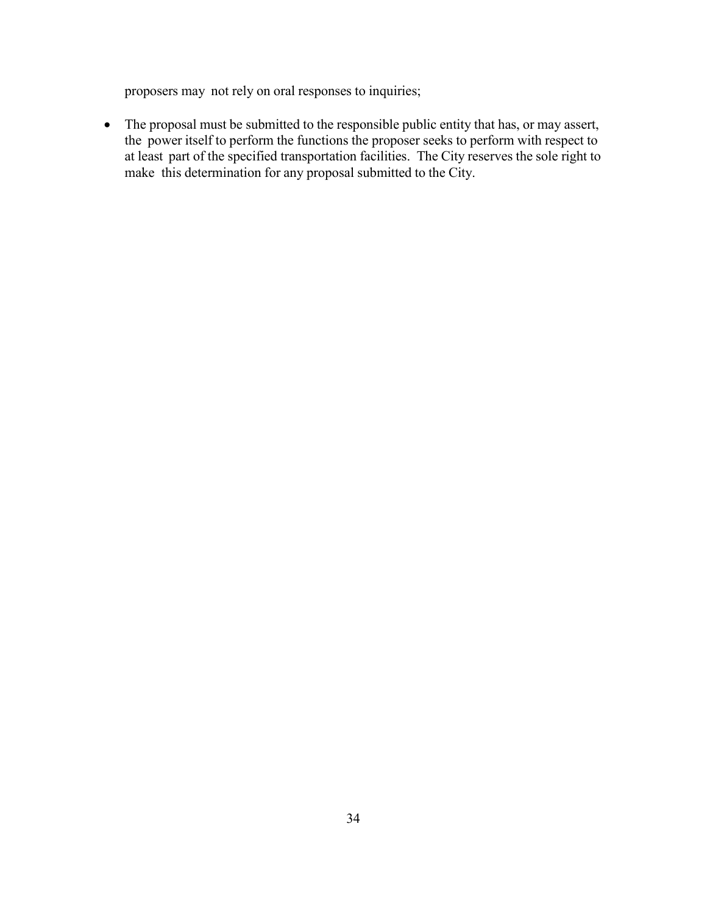proposers may not rely on oral responses to inquiries;

- The proposal must be submitted to the responsible public entity that has, or may assert, the power itself to perform the functions the proposer seeks to perform with respect to at least part of the specified transportation facilities. The City reserves the sole right to make this determination for any proposal submitted to the City.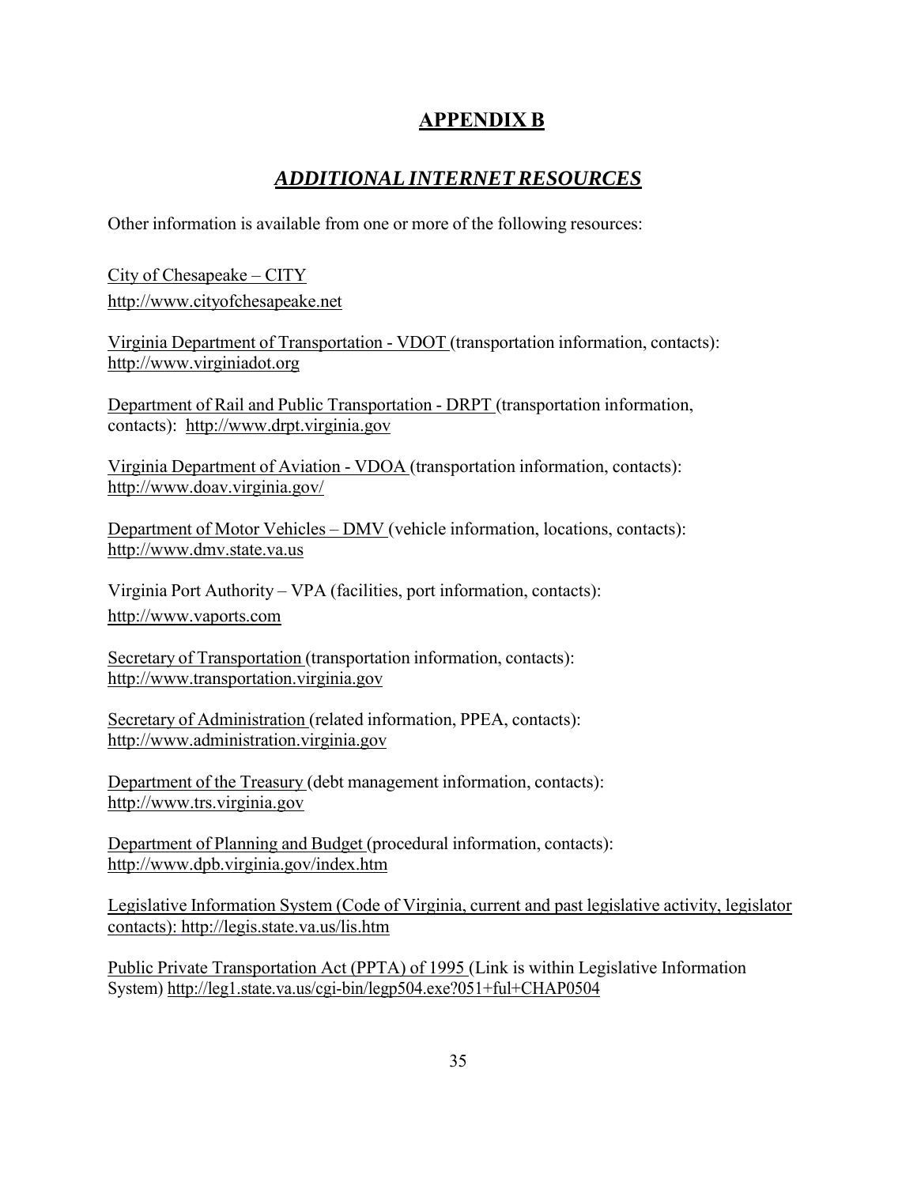## APPENDIX B

## *ADDITIONAL INTERNET RESOURCES*

Other information is available from one or more of the following resources:

City of Chesapeake – CITY
http://www.cityofchesapeake.net

Virginia Department of Transportation - VDOT (transportation information, contacts):
http://www.virginiadot.org

Department of Rail and Public Transportation - DRPT (transportation information, contacts): http://www.drpt.virginia.gov

Virginia Department of Aviation - VDOA (transportation information, contacts):
http://www.doav.virginia.gov/

Department of Motor Vehicles – DMV (vehicle information, locations, contacts):
http://www.dmv.state.va.us

Virginia Port Authority – VPA (facilities, port information, contacts):
http://www.vaports.com

Secretary of Transportation (transportation information, contacts):
http://www.transportation.virginia.gov

Secretary of Administration (related information, PPEA, contacts):
http://www.administration.virginia.gov

Department of the Treasury (debt management information, contacts):
http://www.trs.virginia.gov

Department of Planning and Budget (procedural information, contacts):
http://www.dpb.virginia.gov/index.htm

Legislative Information System (Code of Virginia, current and past legislative activity, legislator contacts): http://legis.state.va.us/lis.htm

Public Private Transportation Act (PPTA) of 1995 (Link is within Legislative Information System) http://leg1.state.va.us/cgi-bin/legp504.exe?051+ful+CHAP0504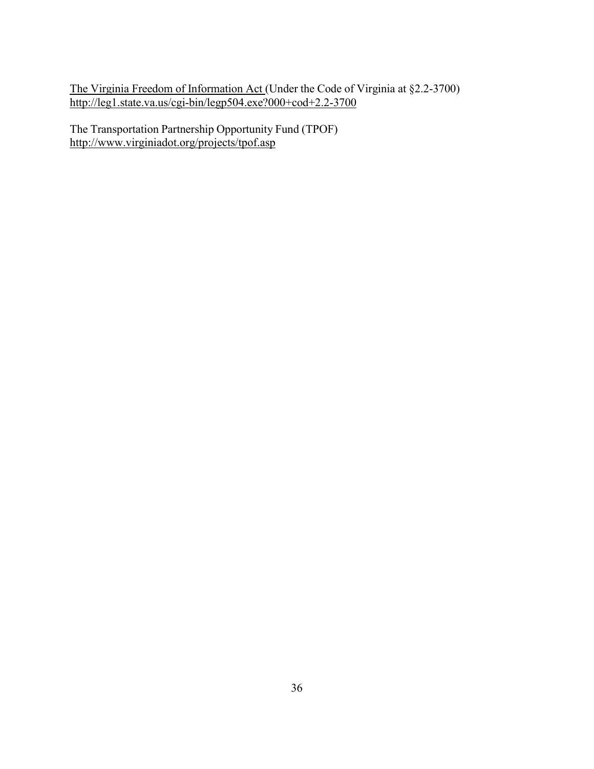The Virginia Freedom of Information Act (Under the Code of Virginia at §2.2-3700)
http://leg1.state.va.us/cgi-bin/legp504.exe?000+cod+2.2-3700

The Transportation Partnership Opportunity Fund (TPOF)
http://www.virginiadot.org/projects/tpof.asp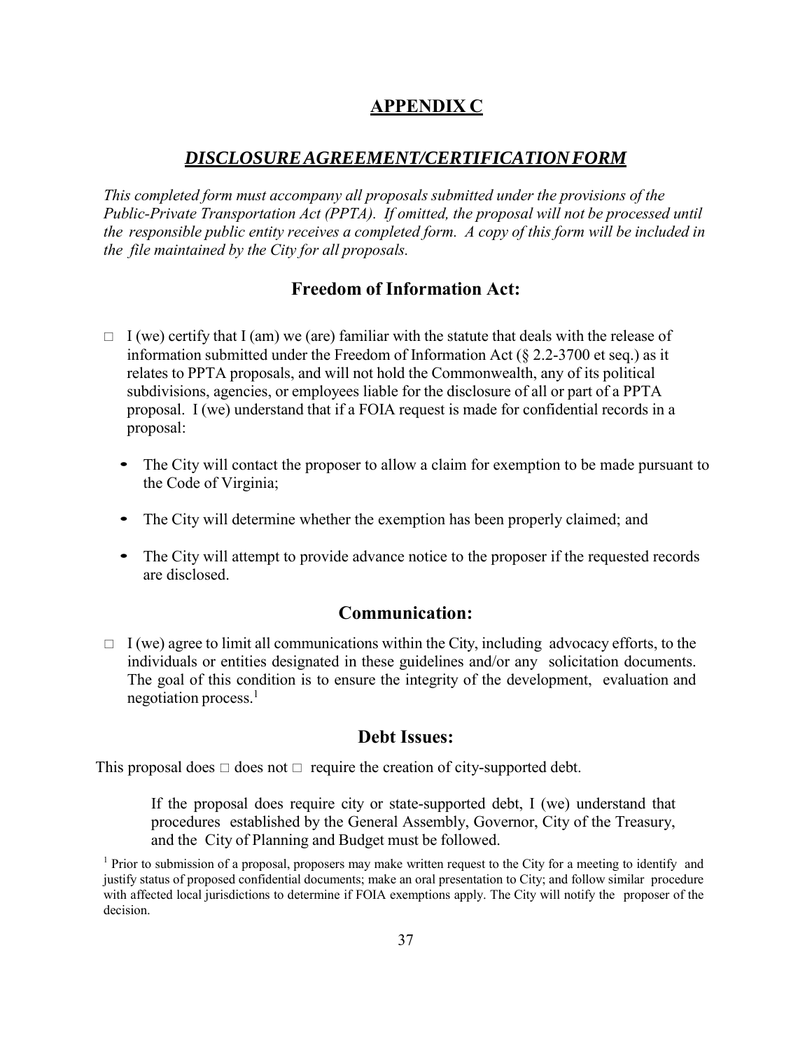# APPENDIX C

## *DISCLOSURE AGREEMENT/CERTIFICATION FORM*

*This completed form must accompany all proposals submitted under the provisions of the Public-Private Transportation Act (PPTA). If omitted, the proposal will not be processed until the responsible public entity receives a completed form. A copy of this form will be included in the file maintained by the City for all proposals.*

### Freedom of Information Act:

□ I (we) certify that I (am) we (are) familiar with the statute that deals with the release of information submitted under the Freedom of Information Act (§ 2.2-3700 et seq.) as it relates to PPTA proposals, and will not hold the Commonwealth, any of its political subdivisions, agencies, or employees liable for the disclosure of all or part of a PPTA proposal. I (we) understand that if a FOIA request is made for confidential records in a proposal:

- The City will contact the proposer to allow a claim for exemption to be made pursuant to the Code of Virginia;
- The City will determine whether the exemption has been properly claimed; and
- The City will attempt to provide advance notice to the proposer if the requested records are disclosed.

### Communication:

□ I (we) agree to limit all communications within the City, including advocacy efforts, to the individuals or entities designated in these guidelines and/or any solicitation documents. The goal of this condition is to ensure the integrity of the development, evaluation and negotiation process.[1]

### Debt Issues:

This proposal does □ does not □ require the creation of city-supported debt.

If the proposal does require city or state-supported debt, I (we) understand that procedures established by the General Assembly, Governor, City of the Treasury, and the City of Planning and Budget must be followed.

[1] Prior to submission of a proposal, proposers may make written request to the City for a meeting to identify and justify status of proposed confidential documents; make an oral presentation to City; and follow similar procedure with affected local jurisdictions to determine if FOIA exemptions apply. The City will notify the proposer of the decision.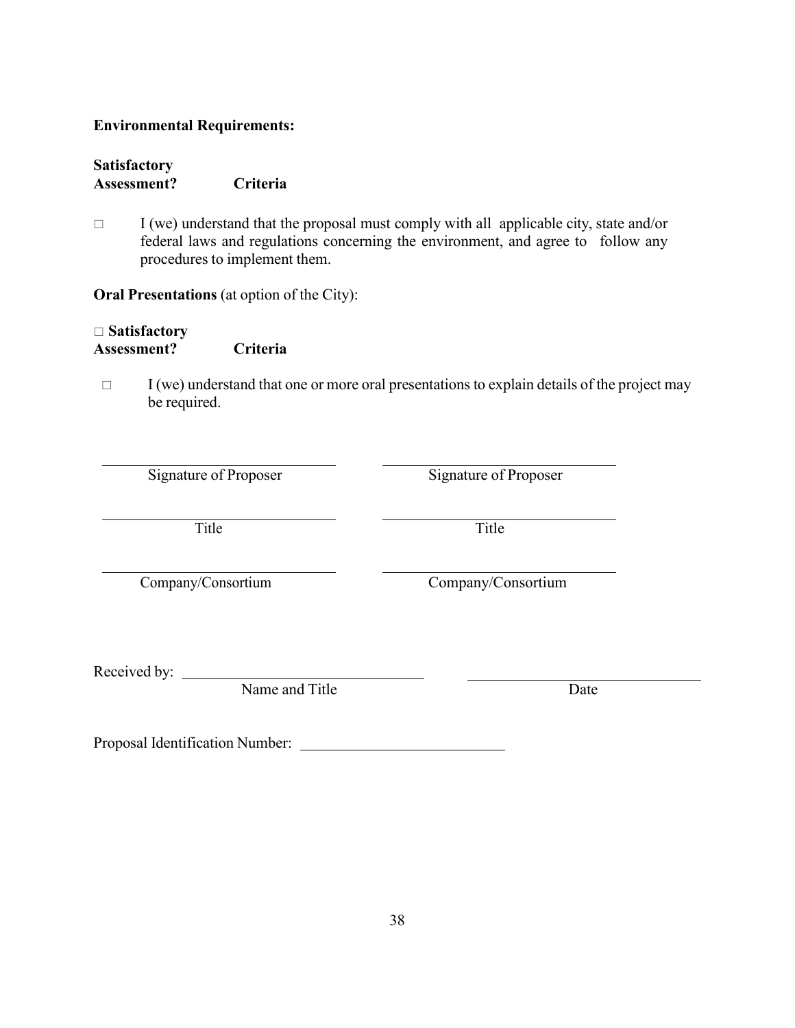**Environmental Requirements:**

**Satisfactory Assessment?** **Criteria**

□ I (we) understand that the proposal must comply with all applicable city, state and/or federal laws and regulations concerning the environment, and agree to follow any procedures to implement them.

**Oral Presentations** (at option of the City):

□ **Satisfactory Assessment?** **Criteria**

□ I (we) understand that one or more oral presentations to explain details of the project may be required.

| | |
|---|---|
| ______________________ | ______________________ |
| Signature of Proposer | Signature of Proposer |
| ______________________ | ______________________ |
| Title | Title |
| ______________________ | ______________________ |
| Company/Consortium | Company/Consortium |

Received by: ______________________ ______________________

Name and Title Date

Proposal Identification Number: ______________________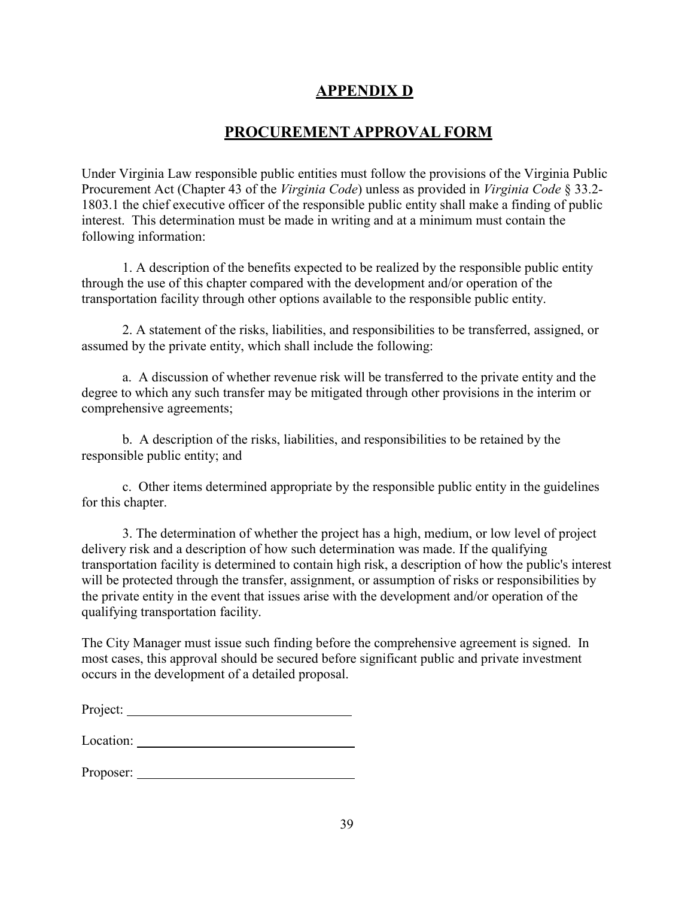# APPENDIX D

## PROCUREMENT APPROVAL FORM

Under Virginia Law responsible public entities must follow the provisions of the Virginia Public Procurement Act (Chapter 43 of the *Virginia Code*) unless as provided in *Virginia Code* § 33.2-1803.1 the chief executive officer of the responsible public entity shall make a finding of public interest. This determination must be made in writing and at a minimum must contain the following information:

1. A description of the benefits expected to be realized by the responsible public entity through the use of this chapter compared with the development and/or operation of the transportation facility through other options available to the responsible public entity.

2. A statement of the risks, liabilities, and responsibilities to be transferred, assigned, or assumed by the private entity, which shall include the following:

a. A discussion of whether revenue risk will be transferred to the private entity and the degree to which any such transfer may be mitigated through other provisions in the interim or comprehensive agreements;

b. A description of the risks, liabilities, and responsibilities to be retained by the responsible public entity; and

c. Other items determined appropriate by the responsible public entity in the guidelines for this chapter.

3. The determination of whether the project has a high, medium, or low level of project delivery risk and a description of how such determination was made. If the qualifying transportation facility is determined to contain high risk, a description of how the public's interest will be protected through the transfer, assignment, or assumption of risks or responsibilities by the private entity in the event that issues arise with the development and/or operation of the qualifying transportation facility.

The City Manager must issue such finding before the comprehensive agreement is signed. In most cases, this approval should be secured before significant public and private investment occurs in the development of a detailed proposal.

Project: ________________________________

Location: ________________________________

Proposer: ________________________________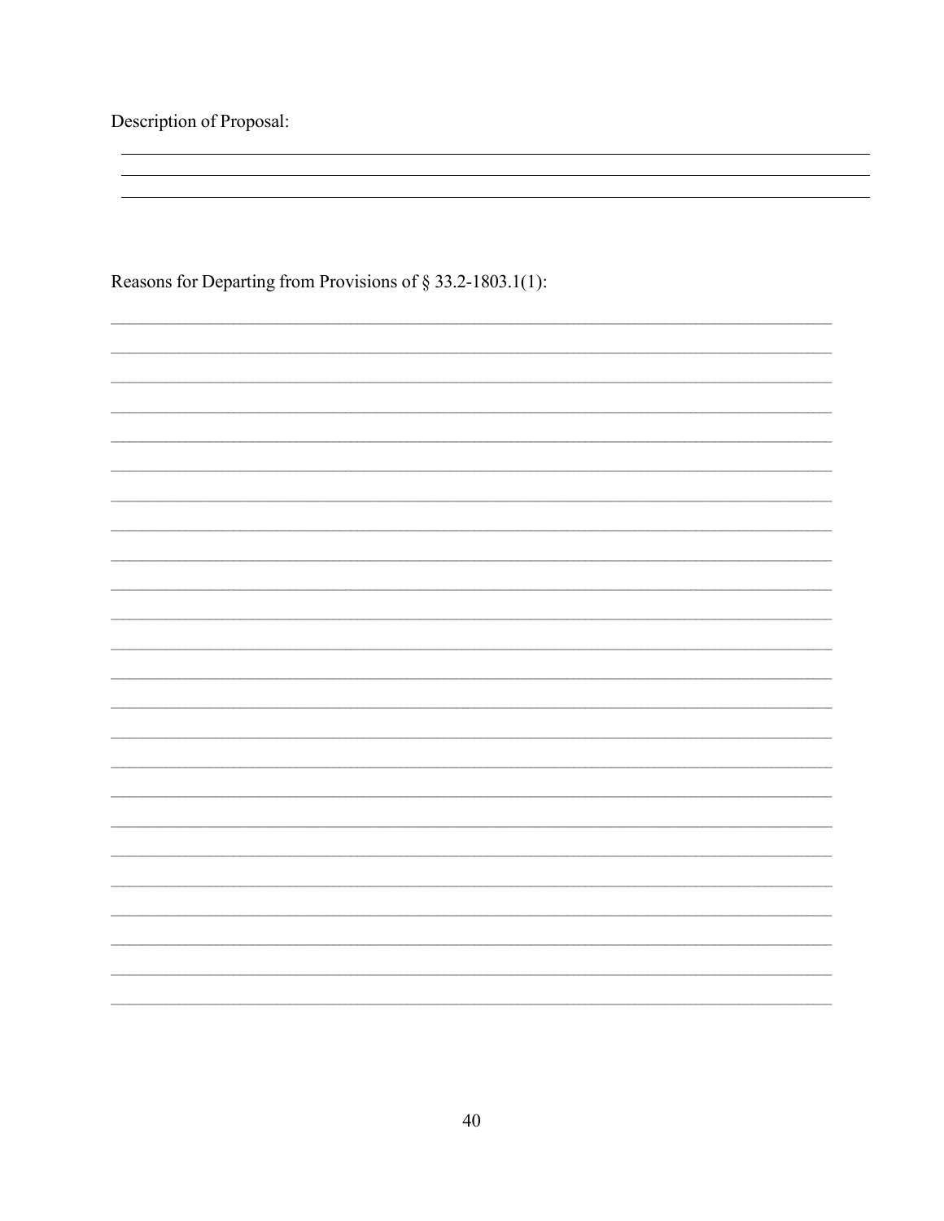Description of Proposal:

\_\_\_\_\_\_\_\_\_\_\_\_\_\_\_\_\_\_\_\_\_\_\_\_\_\_\_\_\_\_\_\_\_\_\_\_\_\_\_\_\_\_\_\_\_\_\_\_\_\_\_\_\_\_\_\_\_\_\_\_\_\_\_\_\_\_\_\_\_\_\_\_\_\_\_\_

\_\_\_\_\_\_\_\_\_\_\_\_\_\_\_\_\_\_\_\_\_\_\_\_\_\_\_\_\_\_\_\_\_\_\_\_\_\_\_\_\_\_\_\_\_\_\_\_\_\_\_\_\_\_\_\_\_\_\_\_\_\_\_\_\_\_\_\_\_\_\_\_\_\_\_\_

\_\_\_\_\_\_\_\_\_\_\_\_\_\_\_\_\_\_\_\_\_\_\_\_\_\_\_\_\_\_\_\_\_\_\_\_\_\_\_\_\_\_\_\_\_\_\_\_\_\_\_\_\_\_\_\_\_\_\_\_\_\_\_\_\_\_\_\_\_\_\_\_\_\_\_\_

Reasons for Departing from Provisions of § 33.2-1803.1(1):

\_\_\_\_\_\_\_\_\_\_\_\_\_\_\_\_\_\_\_\_\_\_\_\_\_\_\_\_\_\_\_\_\_\_\_\_\_\_\_\_\_\_\_\_\_\_\_\_\_\_\_\_\_\_\_\_\_\_\_\_\_\_\_\_\_\_\_\_\_\_\_\_\_\_\_\_

\_\_\_\_\_\_\_\_\_\_\_\_\_\_\_\_\_\_\_\_\_\_\_\_\_\_\_\_\_\_\_\_\_\_\_\_\_\_\_\_\_\_\_\_\_\_\_\_\_\_\_\_\_\_\_\_\_\_\_\_\_\_\_\_\_\_\_\_\_\_\_\_\_\_\_\_

\_\_\_\_\_\_\_\_\_\_\_\_\_\_\_\_\_\_\_\_\_\_\_\_\_\_\_\_\_\_\_\_\_\_\_\_\_\_\_\_\_\_\_\_\_\_\_\_\_\_\_\_\_\_\_\_\_\_\_\_\_\_\_\_\_\_\_\_\_\_\_\_\_\_\_\_

\_\_\_\_\_\_\_\_\_\_\_\_\_\_\_\_\_\_\_\_\_\_\_\_\_\_\_\_\_\_\_\_\_\_\_\_\_\_\_\_\_\_\_\_\_\_\_\_\_\_\_\_\_\_\_\_\_\_\_\_\_\_\_\_\_\_\_\_\_\_\_\_\_\_\_\_

\_\_\_\_\_\_\_\_\_\_\_\_\_\_\_\_\_\_\_\_\_\_\_\_\_\_\_\_\_\_\_\_\_\_\_\_\_\_\_\_\_\_\_\_\_\_\_\_\_\_\_\_\_\_\_\_\_\_\_\_\_\_\_\_\_\_\_\_\_\_\_\_\_\_\_\_

\_\_\_\_\_\_\_\_\_\_\_\_\_\_\_\_\_\_\_\_\_\_\_\_\_\_\_\_\_\_\_\_\_\_\_\_\_\_\_\_\_\_\_\_\_\_\_\_\_\_\_\_\_\_\_\_\_\_\_\_\_\_\_\_\_\_\_\_\_\_\_\_\_\_\_\_

\_\_\_\_\_\_\_\_\_\_\_\_\_\_\_\_\_\_\_\_\_\_\_\_\_\_\_\_\_\_\_\_\_\_\_\_\_\_\_\_\_\_\_\_\_\_\_\_\_\_\_\_\_\_\_\_\_\_\_\_\_\_\_\_\_\_\_\_\_\_\_\_\_\_\_\_

\_\_\_\_\_\_\_\_\_\_\_\_\_\_\_\_\_\_\_\_\_\_\_\_\_\_\_\_\_\_\_\_\_\_\_\_\_\_\_\_\_\_\_\_\_\_\_\_\_\_\_\_\_\_\_\_\_\_\_\_\_\_\_\_\_\_\_\_\_\_\_\_\_\_\_\_

\_\_\_\_\_\_\_\_\_\_\_\_\_\_\_\_\_\_\_\_\_\_\_\_\_\_\_\_\_\_\_\_\_\_\_\_\_\_\_\_\_\_\_\_\_\_\_\_\_\_\_\_\_\_\_\_\_\_\_\_\_\_\_\_\_\_\_\_\_\_\_\_\_\_\_\_

\_\_\_\_\_\_\_\_\_\_\_\_\_\_\_\_\_\_\_\_\_\_\_\_\_\_\_\_\_\_\_\_\_\_\_\_\_\_\_\_\_\_\_\_\_\_\_\_\_\_\_\_\_\_\_\_\_\_\_\_\_\_\_\_\_\_\_\_\_\_\_\_\_\_\_\_

\_\_\_\_\_\_\_\_\_\_\_\_\_\_\_\_\_\_\_\_\_\_\_\_\_\_\_\_\_\_\_\_\_\_\_\_\_\_\_\_\_\_\_\_\_\_\_\_\_\_\_\_\_\_\_\_\_\_\_\_\_\_\_\_\_\_\_\_\_\_\_\_\_\_\_\_

\_\_\_\_\_\_\_\_\_\_\_\_\_\_\_\_\_\_\_\_\_\_\_\_\_\_\_\_\_\_\_\_\_\_\_\_\_\_\_\_\_\_\_\_\_\_\_\_\_\_\_\_\_\_\_\_\_\_\_\_\_\_\_\_\_\_\_\_\_\_\_\_\_\_\_\_

\_\_\_\_\_\_\_\_\_\_\_\_\_\_\_\_\_\_\_\_\_\_\_\_\_\_\_\_\_\_\_\_\_\_\_\_\_\_\_\_\_\_\_\_\_\_\_\_\_\_\_\_\_\_\_\_\_\_\_\_\_\_\_\_\_\_\_\_\_\_\_\_\_\_\_\_

\_\_\_\_\_\_\_\_\_\_\_\_\_\_\_\_\_\_\_\_\_\_\_\_\_\_\_\_\_\_\_\_\_\_\_\_\_\_\_\_\_\_\_\_\_\_\_\_\_\_\_\_\_\_\_\_\_\_\_\_\_\_\_\_\_\_\_\_\_\_\_\_\_\_\_\_

\_\_\_\_\_\_\_\_\_\_\_\_\_\_\_\_\_\_\_\_\_\_\_\_\_\_\_\_\_\_\_\_\_\_\_\_\_\_\_\_\_\_\_\_\_\_\_\_\_\_\_\_\_\_\_\_\_\_\_\_\_\_\_\_\_\_\_\_\_\_\_\_\_\_\_\_

\_\_\_\_\_\_\_\_\_\_\_\_\_\_\_\_\_\_\_\_\_\_\_\_\_\_\_\_\_\_\_\_\_\_\_\_\_\_\_\_\_\_\_\_\_\_\_\_\_\_\_\_\_\_\_\_\_\_\_\_\_\_\_\_\_\_\_\_\_\_\_\_\_\_\_\_

\_\_\_\_\_\_\_\_\_\_\_\_\_\_\_\_\_\_\_\_\_\_\_\_\_\_\_\_\_\_\_\_\_\_\_\_\_\_\_\_\_\_\_\_\_\_\_\_\_\_\_\_\_\_\_\_\_\_\_\_\_\_\_\_\_\_\_\_\_\_\_\_\_\_\_\_

\_\_\_\_\_\_\_\_\_\_\_\_\_\_\_\_\_\_\_\_\_\_\_\_\_\_\_\_\_\_\_\_\_\_\_\_\_\_\_\_\_\_\_\_\_\_\_\_\_\_\_\_\_\_\_\_\_\_\_\_\_\_\_\_\_\_\_\_\_\_\_\_\_\_\_\_

\_\_\_\_\_\_\_\_\_\_\_\_\_\_\_\_\_\_\_\_\_\_\_\_\_\_\_\_\_\_\_\_\_\_\_\_\_\_\_\_\_\_\_\_\_\_\_\_\_\_\_\_\_\_\_\_\_\_\_\_\_\_\_\_\_\_\_\_\_\_\_\_\_\_\_\_

\_\_\_\_\_\_\_\_\_\_\_\_\_\_\_\_\_\_\_\_\_\_\_\_\_\_\_\_\_\_\_\_\_\_\_\_\_\_\_\_\_\_\_\_\_\_\_\_\_\_\_\_\_\_\_\_\_\_\_\_\_\_\_\_\_\_\_\_\_\_\_\_\_\_\_\_

\_\_\_\_\_\_\_\_\_\_\_\_\_\_\_\_\_\_\_\_\_\_\_\_\_\_\_\_\_\_\_\_\_\_\_\_\_\_\_\_\_\_\_\_\_\_\_\_\_\_\_\_\_\_\_\_\_\_\_\_\_\_\_\_\_\_\_\_\_\_\_\_\_\_\_\_

\_\_\_\_\_\_\_\_\_\_\_\_\_\_\_\_\_\_\_\_\_\_\_\_\_\_\_\_\_\_\_\_\_\_\_\_\_\_\_\_\_\_\_\_\_\_\_\_\_\_\_\_\_\_\_\_\_\_\_\_\_\_\_\_\_\_\_\_\_\_\_\_\_\_\_\_

\_\_\_\_\_\_\_\_\_\_\_\_\_\_\_\_\_\_\_\_\_\_\_\_\_\_\_\_\_\_\_\_\_\_\_\_\_\_\_\_\_\_\_\_\_\_\_\_\_\_\_\_\_\_\_\_\_\_\_\_\_\_\_\_\_\_\_\_\_\_\_\_\_\_\_\_

\_\_\_\_\_\_\_\_\_\_\_\_\_\_\_\_\_\_\_\_\_\_\_\_\_\_\_\_\_\_\_\_\_\_\_\_\_\_\_\_\_\_\_\_\_\_\_\_\_\_\_\_\_\_\_\_\_\_\_\_\_\_\_\_\_\_\_\_\_\_\_\_\_\_\_\_

\_\_\_\_\_\_\_\_\_\_\_\_\_\_\_\_\_\_\_\_\_\_\_\_\_\_\_\_\_\_\_\_\_\_\_\_\_\_\_\_\_\_\_\_\_\_\_\_\_\_\_\_\_\_\_\_\_\_\_\_\_\_\_\_\_\_\_\_\_\_\_\_\_\_\_\_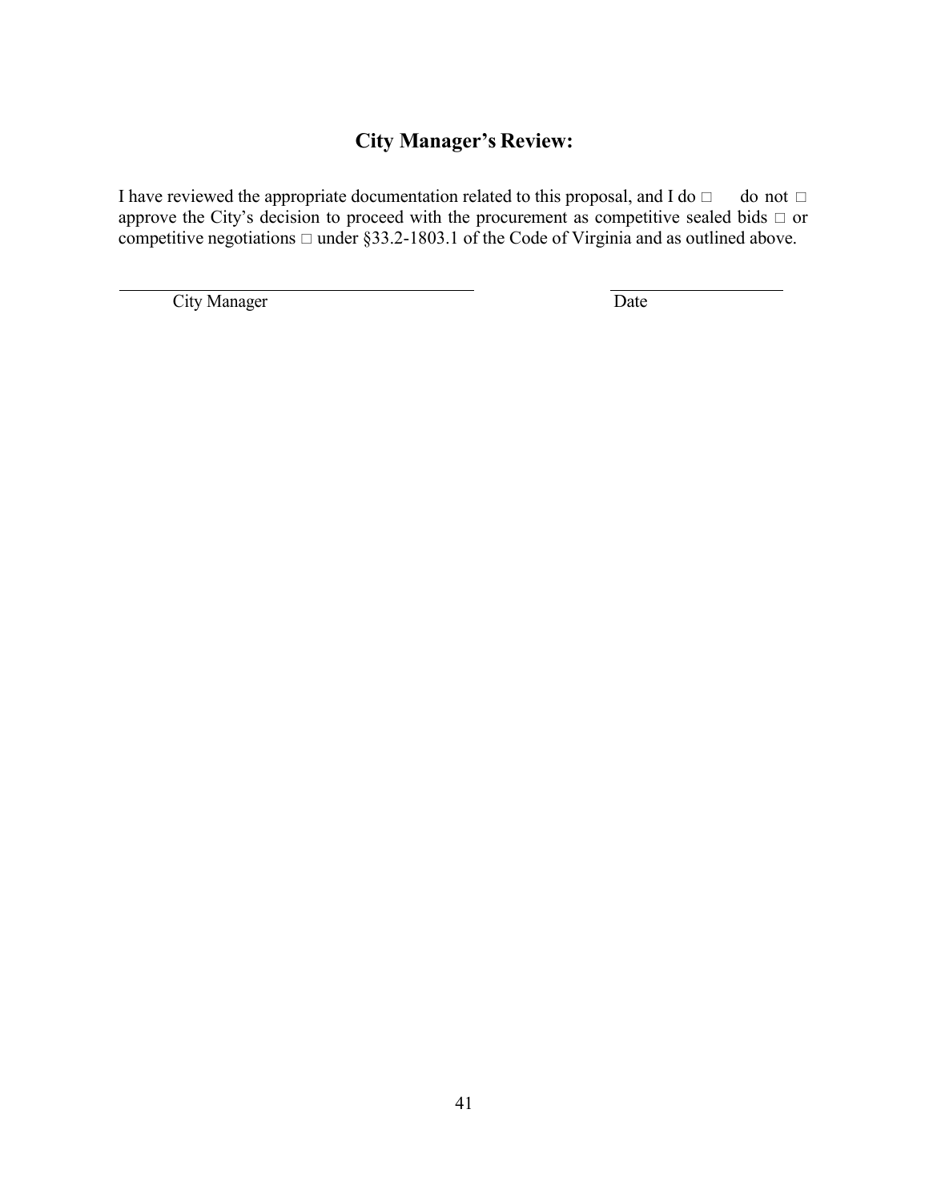## City Manager's Review:

I have reviewed the appropriate documentation related to this proposal, and I do □ do not □ approve the City's decision to proceed with the procurement as competitive sealed bids □ or competitive negotiations □ under §33.2-1803.1 of the Code of Virginia and as outlined above.

\_\_\_\_\_\_\_\_\_\_\_\_\_\_\_\_\_\_\_\_\_\_\_\_\_\_\_\_\_\_\_\_\_\_\_\_\_\_\_\_ \_\_\_\_\_\_\_\_\_\_\_\_\_\_\_\_\_\_\_\_

City Manager Date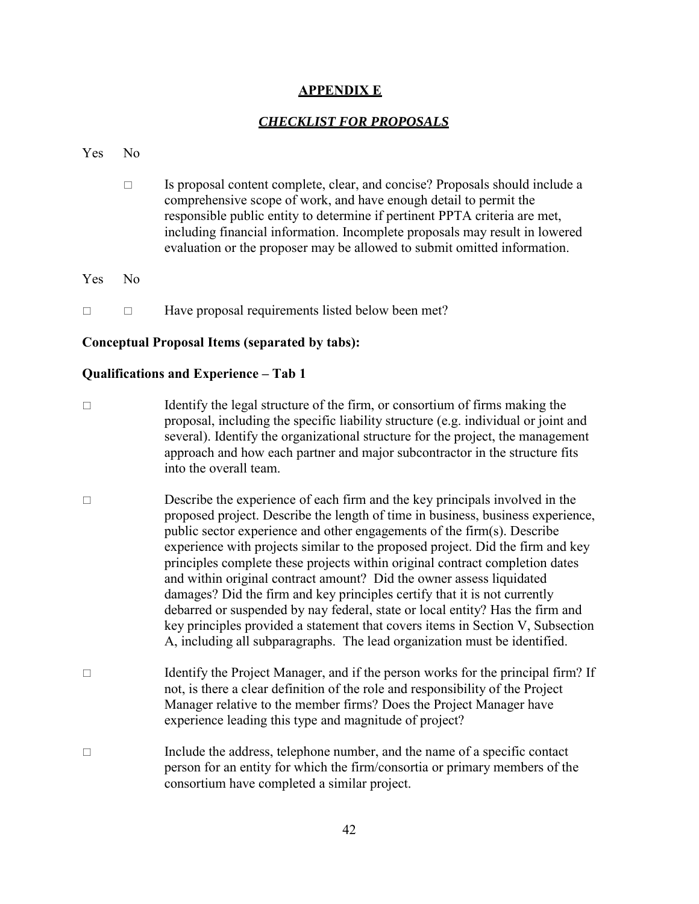## APPENDIX E

### *CHECKLIST FOR PROPOSALS*

Yes No

□ Is proposal content complete, clear, and concise? Proposals should include a comprehensive scope of work, and have enough detail to permit the responsible public entity to determine if pertinent PPTA criteria are met, including financial information. Incomplete proposals may result in lowered evaluation or the proposer may be allowed to submit omitted information.

Yes No

□ □ Have proposal requirements listed below been met?

**Conceptual Proposal Items (separated by tabs):**

**Qualifications and Experience – Tab 1**

□ Identify the legal structure of the firm, or consortium of firms making the proposal, including the specific liability structure (e.g. individual or joint and several). Identify the organizational structure for the project, the management approach and how each partner and major subcontractor in the structure fits into the overall team.

□ Describe the experience of each firm and the key principals involved in the proposed project. Describe the length of time in business, business experience, public sector experience and other engagements of the firm(s). Describe experience with projects similar to the proposed project. Did the firm and key principles complete these projects within original contract completion dates and within original contract amount? Did the owner assess liquidated damages? Did the firm and key principles certify that it is not currently debarred or suspended by nay federal, state or local entity? Has the firm and key principles provided a statement that covers items in Section V, Subsection A, including all subparagraphs. The lead organization must be identified.

□ Identify the Project Manager, and if the person works for the principal firm? If not, is there a clear definition of the role and responsibility of the Project Manager relative to the member firms? Does the Project Manager have experience leading this type and magnitude of project?

□ Include the address, telephone number, and the name of a specific contact person for an entity for which the firm/consortia or primary members of the consortium have completed a similar project.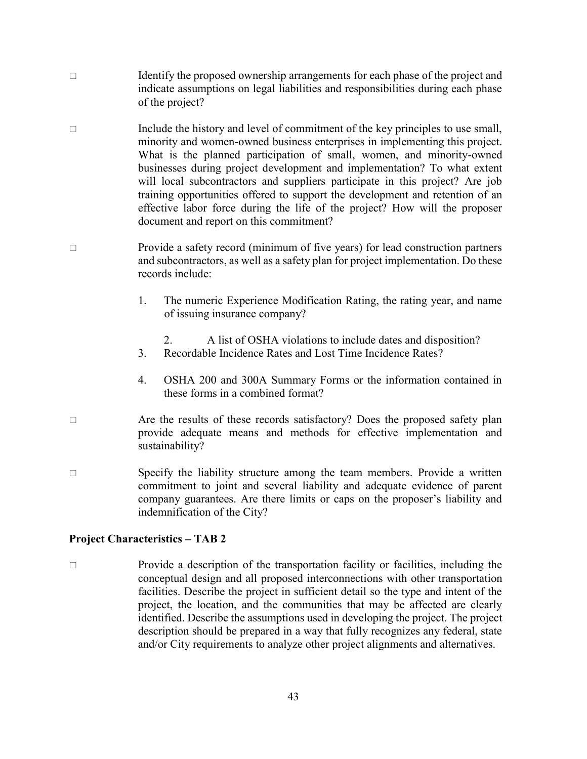□ Identify the proposed ownership arrangements for each phase of the project and indicate assumptions on legal liabilities and responsibilities during each phase of the project?

□ Include the history and level of commitment of the key principles to use small, minority and women-owned business enterprises in implementing this project. What is the planned participation of small, women, and minority-owned businesses during project development and implementation? To what extent will local subcontractors and suppliers participate in this project? Are job training opportunities offered to support the development and retention of an effective labor force during the life of the project? How will the proposer document and report on this commitment?

□ Provide a safety record (minimum of five years) for lead construction partners and subcontractors, as well as a safety plan for project implementation. Do these records include:

1. The numeric Experience Modification Rating, the rating year, and name of issuing insurance company?
2. A list of OSHA violations to include dates and disposition?
3. Recordable Incidence Rates and Lost Time Incidence Rates?
4. OSHA 200 and 300A Summary Forms or the information contained in these forms in a combined format?

□ Are the results of these records satisfactory? Does the proposed safety plan provide adequate means and methods for effective implementation and sustainability?

□ Specify the liability structure among the team members. Provide a written commitment to joint and several liability and adequate evidence of parent company guarantees. Are there limits or caps on the proposer's liability and indemnification of the City?

**Project Characteristics – TAB 2**

□ Provide a description of the transportation facility or facilities, including the conceptual design and all proposed interconnections with other transportation facilities. Describe the project in sufficient detail so the type and intent of the project, the location, and the communities that may be affected are clearly identified. Describe the assumptions used in developing the project. The project description should be prepared in a way that fully recognizes any federal, state and/or City requirements to analyze other project alignments and alternatives.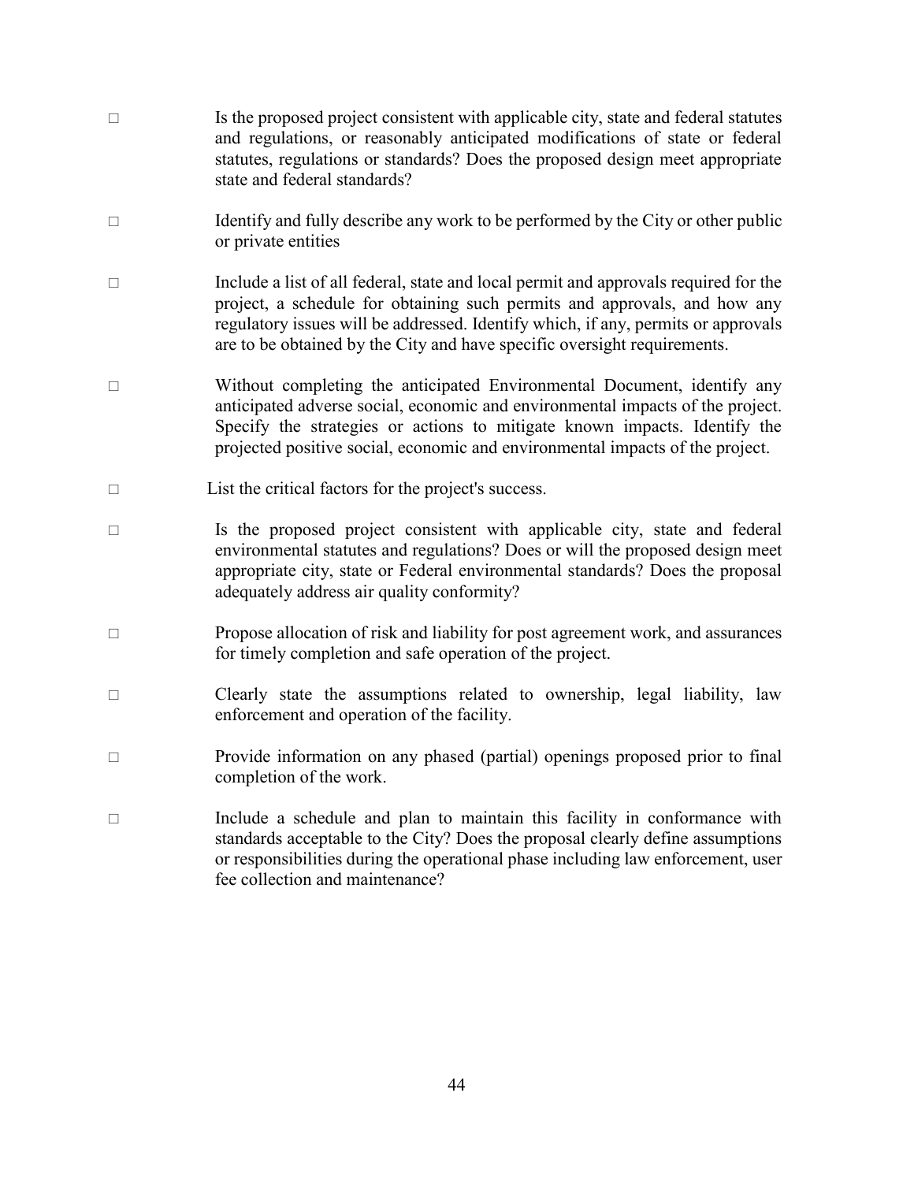- □ Is the proposed project consistent with applicable city, state and federal statutes and regulations, or reasonably anticipated modifications of state or federal statutes, regulations or standards? Does the proposed design meet appropriate state and federal standards?

- □ Identify and fully describe any work to be performed by the City or other public or private entities

- □ Include a list of all federal, state and local permit and approvals required for the project, a schedule for obtaining such permits and approvals, and how any regulatory issues will be addressed. Identify which, if any, permits or approvals are to be obtained by the City and have specific oversight requirements.

- □ Without completing the anticipated Environmental Document, identify any anticipated adverse social, economic and environmental impacts of the project. Specify the strategies or actions to mitigate known impacts. Identify the projected positive social, economic and environmental impacts of the project.

- □ List the critical factors for the project's success.

- □ Is the proposed project consistent with applicable city, state and federal environmental statutes and regulations? Does or will the proposed design meet appropriate city, state or Federal environmental standards? Does the proposal adequately address air quality conformity?

- □ Propose allocation of risk and liability for post agreement work, and assurances for timely completion and safe operation of the project.

- □ Clearly state the assumptions related to ownership, legal liability, law enforcement and operation of the facility.

- □ Provide information on any phased (partial) openings proposed prior to final completion of the work.

- □ Include a schedule and plan to maintain this facility in conformance with standards acceptable to the City? Does the proposal clearly define assumptions or responsibilities during the operational phase including law enforcement, user fee collection and maintenance?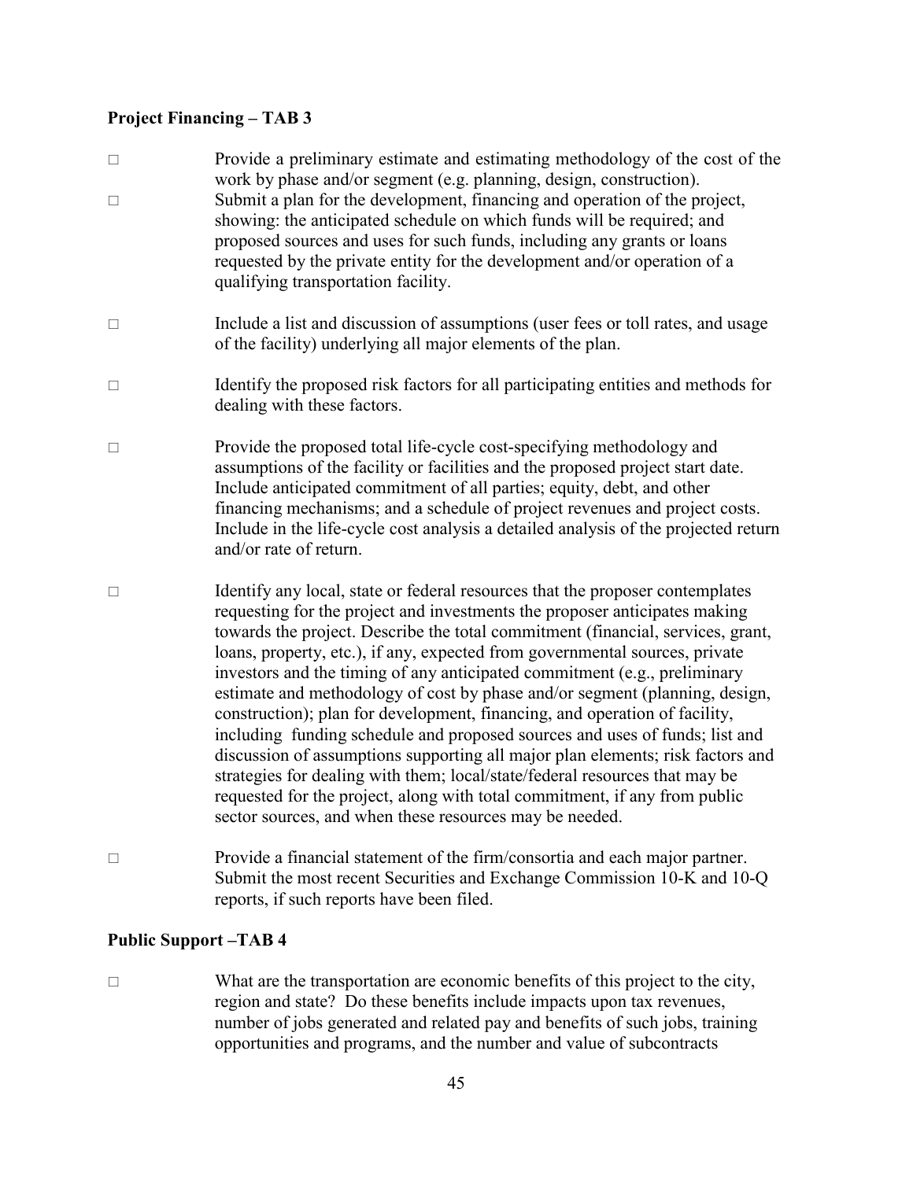**Project Financing – TAB 3**

□ Provide a preliminary estimate and estimating methodology of the cost of the work by phase and/or segment (e.g. planning, design, construction).

□ Submit a plan for the development, financing and operation of the project, showing: the anticipated schedule on which funds will be required; and proposed sources and uses for such funds, including any grants or loans requested by the private entity for the development and/or operation of a qualifying transportation facility.

□ Include a list and discussion of assumptions (user fees or toll rates, and usage of the facility) underlying all major elements of the plan.

□ Identify the proposed risk factors for all participating entities and methods for dealing with these factors.

□ Provide the proposed total life-cycle cost-specifying methodology and assumptions of the facility or facilities and the proposed project start date. Include anticipated commitment of all parties; equity, debt, and other financing mechanisms; and a schedule of project revenues and project costs. Include in the life-cycle cost analysis a detailed analysis of the projected return and/or rate of return.

□ Identify any local, state or federal resources that the proposer contemplates requesting for the project and investments the proposer anticipates making towards the project. Describe the total commitment (financial, services, grant, loans, property, etc.), if any, expected from governmental sources, private investors and the timing of any anticipated commitment (e.g., preliminary estimate and methodology of cost by phase and/or segment (planning, design, construction); plan for development, financing, and operation of facility, including funding schedule and proposed sources and uses of funds; list and discussion of assumptions supporting all major plan elements; risk factors and strategies for dealing with them; local/state/federal resources that may be requested for the project, along with total commitment, if any from public sector sources, and when these resources may be needed.

□ Provide a financial statement of the firm/consortia and each major partner. Submit the most recent Securities and Exchange Commission 10-K and 10-Q reports, if such reports have been filed.

**Public Support –TAB 4**

□ What are the transportation are economic benefits of this project to the city, region and state? Do these benefits include impacts upon tax revenues, number of jobs generated and related pay and benefits of such jobs, training opportunities and programs, and the number and value of subcontracts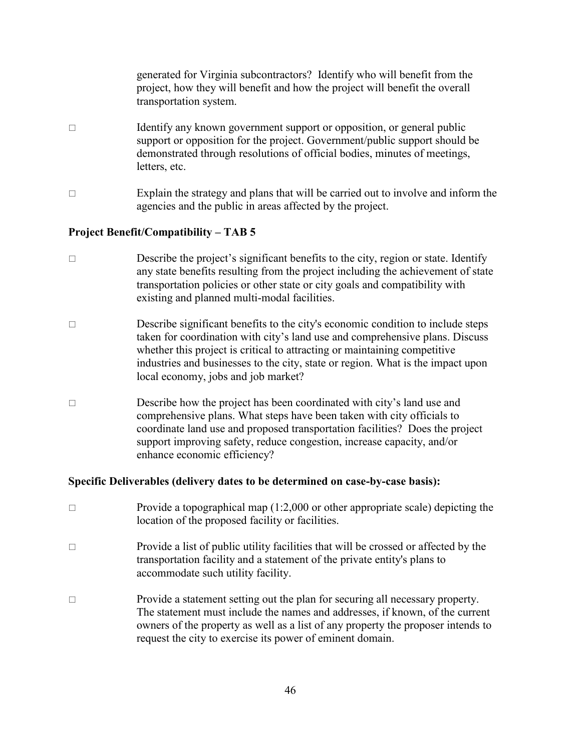generated for Virginia subcontractors? Identify who will benefit from the project, how they will benefit and how the project will benefit the overall transportation system.

- □ Identify any known government support or opposition, or general public support or opposition for the project. Government/public support should be demonstrated through resolutions of official bodies, minutes of meetings, letters, etc.

- □ Explain the strategy and plans that will be carried out to involve and inform the agencies and the public in areas affected by the project.

**Project Benefit/Compatibility – TAB 5**

- □ Describe the project's significant benefits to the city, region or state. Identify any state benefits resulting from the project including the achievement of state transportation policies or other state or city goals and compatibility with existing and planned multi-modal facilities.

- □ Describe significant benefits to the city's economic condition to include steps taken for coordination with city's land use and comprehensive plans. Discuss whether this project is critical to attracting or maintaining competitive industries and businesses to the city, state or region. What is the impact upon local economy, jobs and job market?

- □ Describe how the project has been coordinated with city's land use and comprehensive plans. What steps have been taken with city officials to coordinate land use and proposed transportation facilities? Does the project support improving safety, reduce congestion, increase capacity, and/or enhance economic efficiency?

**Specific Deliverables (delivery dates to be determined on case-by-case basis):**

- □ Provide a topographical map (1:2,000 or other appropriate scale) depicting the location of the proposed facility or facilities.

- □ Provide a list of public utility facilities that will be crossed or affected by the transportation facility and a statement of the private entity's plans to accommodate such utility facility.

- □ Provide a statement setting out the plan for securing all necessary property. The statement must include the names and addresses, if known, of the current owners of the property as well as a list of any property the proposer intends to request the city to exercise its power of eminent domain.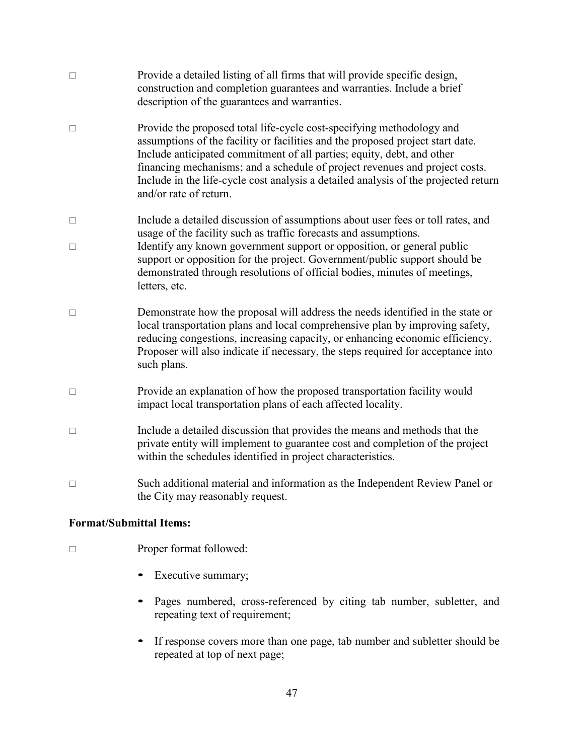- □ Provide a detailed listing of all firms that will provide specific design, construction and completion guarantees and warranties. Include a brief description of the guarantees and warranties.

- □ Provide the proposed total life-cycle cost-specifying methodology and assumptions of the facility or facilities and the proposed project start date. Include anticipated commitment of all parties; equity, debt, and other financing mechanisms; and a schedule of project revenues and project costs. Include in the life-cycle cost analysis a detailed analysis of the projected return and/or rate of return.

- □ Include a detailed discussion of assumptions about user fees or toll rates, and usage of the facility such as traffic forecasts and assumptions.
- □ Identify any known government support or opposition, or general public support or opposition for the project. Government/public support should be demonstrated through resolutions of official bodies, minutes of meetings, letters, etc.

- □ Demonstrate how the proposal will address the needs identified in the state or local transportation plans and local comprehensive plan by improving safety, reducing congestions, increasing capacity, or enhancing economic efficiency. Proposer will also indicate if necessary, the steps required for acceptance into such plans.

- □ Provide an explanation of how the proposed transportation facility would impact local transportation plans of each affected locality.

- □ Include a detailed discussion that provides the means and methods that the private entity will implement to guarantee cost and completion of the project within the schedules identified in project characteristics.

- □ Such additional material and information as the Independent Review Panel or the City may reasonably request.

**Format/Submittal Items:**

- □ Proper format followed:

  - Executive summary;

  - Pages numbered, cross-referenced by citing tab number, subletter, and repeating text of requirement;

  - If response covers more than one page, tab number and subletter should be repeated at top of next page;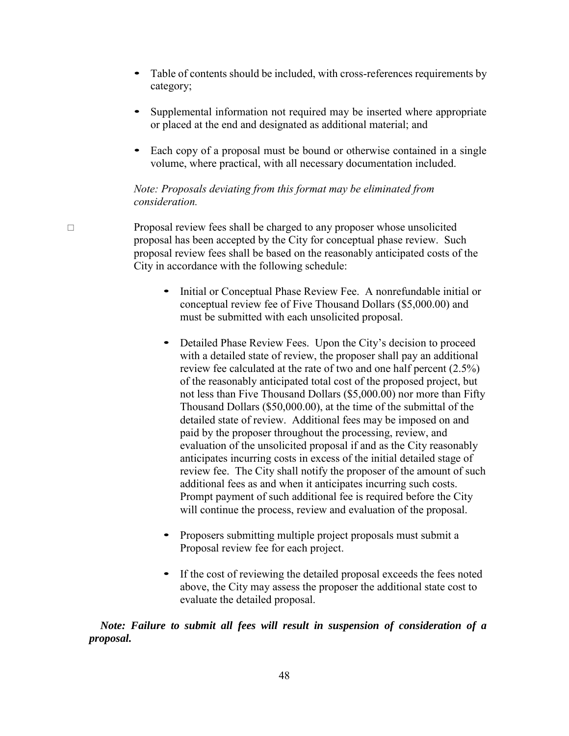- Table of contents should be included, with cross-references requirements by category;

- Supplemental information not required may be inserted where appropriate or placed at the end and designated as additional material; and

- Each copy of a proposal must be bound or otherwise contained in a single volume, where practical, with all necessary documentation included.

*Note: Proposals deviating from this format may be eliminated from consideration.*

□ Proposal review fees shall be charged to any proposer whose unsolicited proposal has been accepted by the City for conceptual phase review. Such proposal review fees shall be based on the reasonably anticipated costs of the City in accordance with the following schedule:

  - Initial or Conceptual Phase Review Fee. A nonrefundable initial or conceptual review fee of Five Thousand Dollars ($5,000.00) and must be submitted with each unsolicited proposal.

  - Detailed Phase Review Fees. Upon the City's decision to proceed with a detailed state of review, the proposer shall pay an additional review fee calculated at the rate of two and one half percent (2.5%) of the reasonably anticipated total cost of the proposed project, but not less than Five Thousand Dollars ($5,000.00) nor more than Fifty Thousand Dollars ($50,000.00), at the time of the submittal of the detailed state of review. Additional fees may be imposed on and paid by the proposer throughout the processing, review, and evaluation of the unsolicited proposal if and as the City reasonably anticipates incurring costs in excess of the initial detailed stage of review fee. The City shall notify the proposer of the amount of such additional fees as and when it anticipates incurring such costs. Prompt payment of such additional fee is required before the City will continue the process, review and evaluation of the proposal.

  - Proposers submitting multiple project proposals must submit a Proposal review fee for each project.

  - If the cost of reviewing the detailed proposal exceeds the fees noted above, the City may assess the proposer the additional state cost to evaluate the detailed proposal.

***Note: Failure to submit all fees will result in suspension of consideration of a proposal.***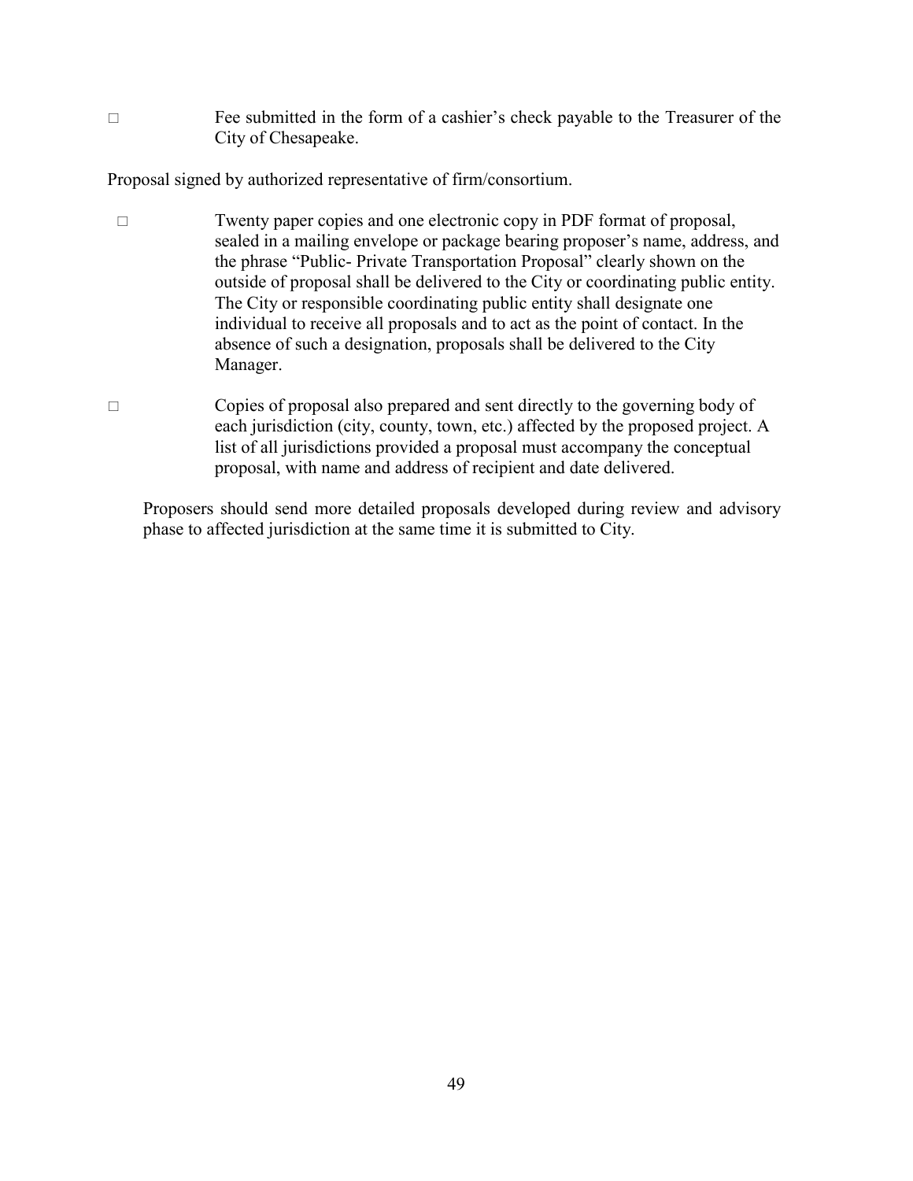□ Fee submitted in the form of a cashier’s check payable to the Treasurer of the City of Chesapeake.

Proposal signed by authorized representative of firm/consortium.

□ Twenty paper copies and one electronic copy in PDF format of proposal, sealed in a mailing envelope or package bearing proposer’s name, address, and the phrase “Public- Private Transportation Proposal” clearly shown on the outside of proposal shall be delivered to the City or coordinating public entity. The City or responsible coordinating public entity shall designate one individual to receive all proposals and to act as the point of contact. In the absence of such a designation, proposals shall be delivered to the City Manager.

□ Copies of proposal also prepared and sent directly to the governing body of each jurisdiction (city, county, town, etc.) affected by the proposed project. A list of all jurisdictions provided a proposal must accompany the conceptual proposal, with name and address of recipient and date delivered.

Proposers should send more detailed proposals developed during review and advisory phase to affected jurisdiction at the same time it is submitted to City.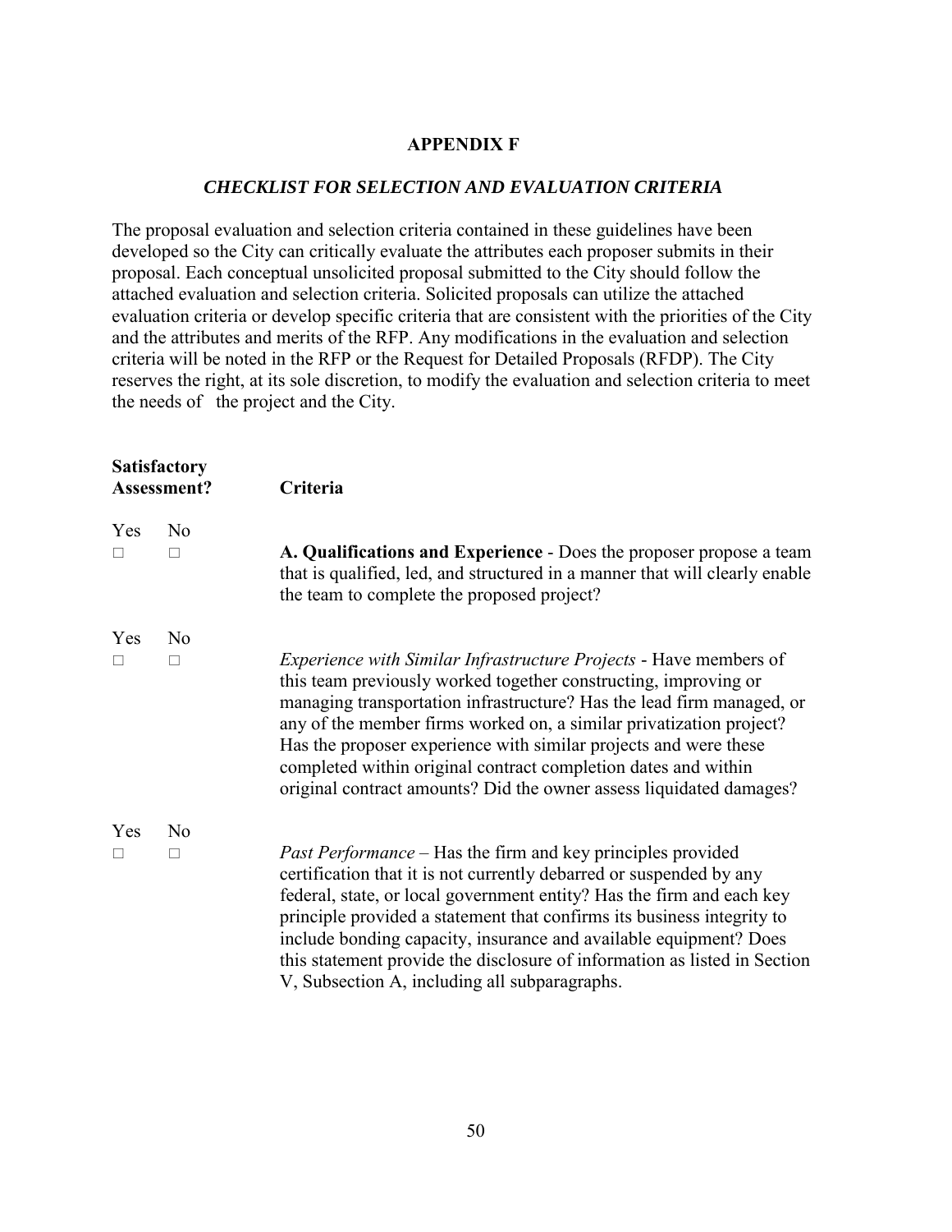## APPENDIX F

### *CHECKLIST FOR SELECTION AND EVALUATION CRITERIA*

The proposal evaluation and selection criteria contained in these guidelines have been developed so the City can critically evaluate the attributes each proposer submits in their proposal. Each conceptual unsolicited proposal submitted to the City should follow the attached evaluation and selection criteria. Solicited proposals can utilize the attached evaluation criteria or develop specific criteria that are consistent with the priorities of the City and the attributes and merits of the RFP. Any modifications in the evaluation and selection criteria will be noted in the RFP or the Request for Detailed Proposals (RFDP). The City reserves the right, at its sole discretion, to modify the evaluation and selection criteria to meet the needs of the project and the City.

| Satisfactory Assessment? | | Criteria |
|---|---|---|
| Yes ☐ | No ☐ | **A. Qualifications and Experience** - Does the proposer propose a team that is qualified, led, and structured in a manner that will clearly enable the team to complete the proposed project? |
| Yes ☐ | No ☐ | *Experience with Similar Infrastructure Projects* - Have members of this team previously worked together constructing, improving or managing transportation infrastructure? Has the lead firm managed, or any of the member firms worked on, a similar privatization project? Has the proposer experience with similar projects and were these completed within original contract completion dates and within original contract amounts? Did the owner assess liquidated damages? |
| Yes ☐ | No ☐ | *Past Performance* – Has the firm and key principles provided certification that it is not currently debarred or suspended by any federal, state, or local government entity? Has the firm and each key principle provided a statement that confirms its business integrity to include bonding capacity, insurance and available equipment? Does this statement provide the disclosure of information as listed in Section V, Subsection A, including all subparagraphs. |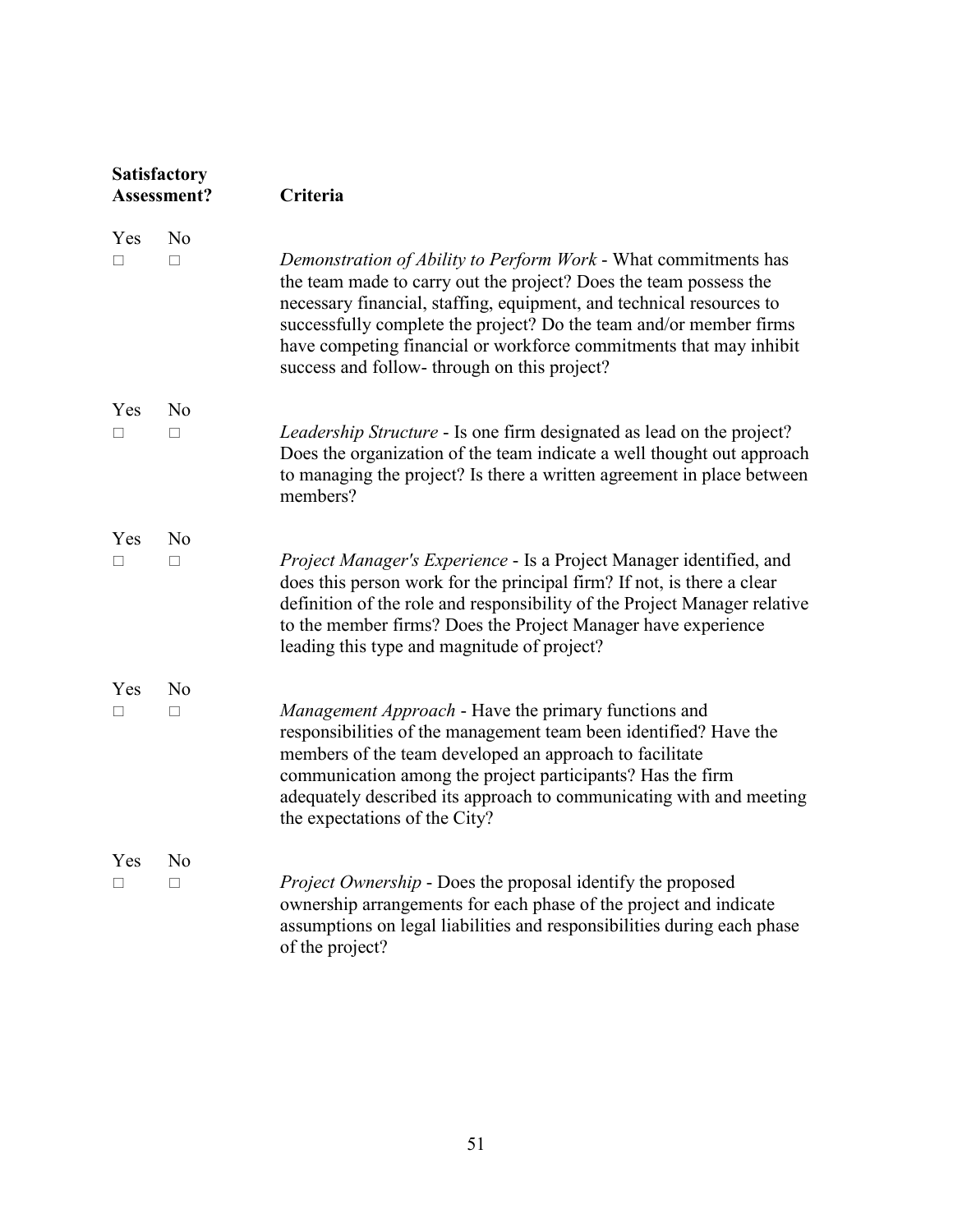| Satisfactory Assessment? | | Criteria |
|---|---|---|
| Yes ☐ | No ☐ | *Demonstration of Ability to Perform Work* - What commitments has the team made to carry out the project? Does the team possess the necessary financial, staffing, equipment, and technical resources to successfully complete the project? Do the team and/or member firms have competing financial or workforce commitments that may inhibit success and follow- through on this project? |
| Yes ☐ | No ☐ | *Leadership Structure* - Is one firm designated as lead on the project? Does the organization of the team indicate a well thought out approach to managing the project? Is there a written agreement in place between members? |
| Yes ☐ | No ☐ | *Project Manager's Experience* - Is a Project Manager identified, and does this person work for the principal firm? If not, is there a clear definition of the role and responsibility of the Project Manager relative to the member firms? Does the Project Manager have experience leading this type and magnitude of project? |
| Yes ☐ | No ☐ | *Management Approach* - Have the primary functions and responsibilities of the management team been identified? Have the members of the team developed an approach to facilitate communication among the project participants? Has the firm adequately described its approach to communicating with and meeting the expectations of the City? |
| Yes ☐ | No ☐ | *Project Ownership* - Does the proposal identify the proposed ownership arrangements for each phase of the project and indicate assumptions on legal liabilities and responsibilities during each phase of the project? |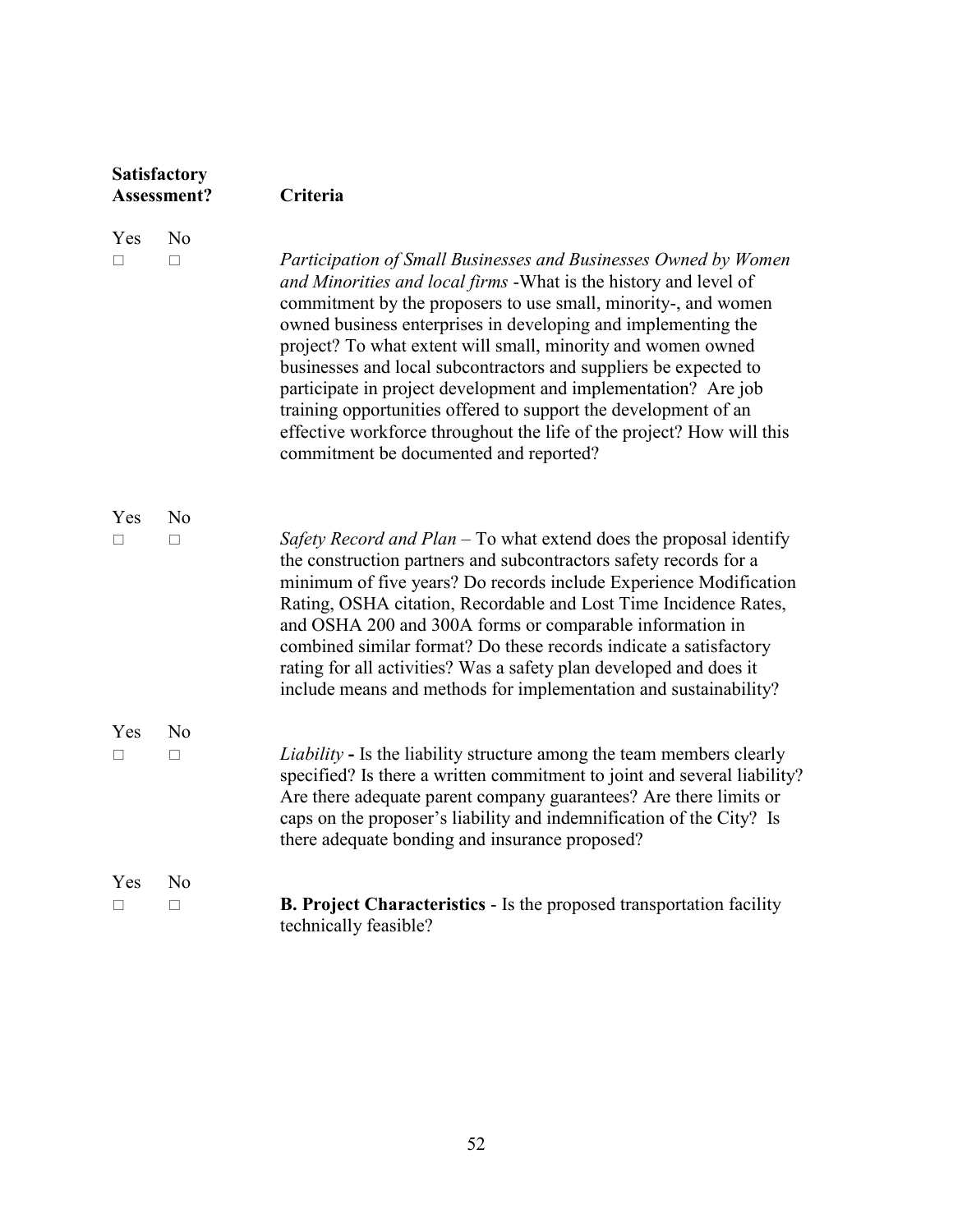| Satisfactory Assessment? | | Criteria |
|---|---|---|
| Yes ☐ | No ☐ | *Participation of Small Businesses and Businesses Owned by Women and Minorities and local firms* -What is the history and level of commitment by the proposers to use small, minority-, and women owned business enterprises in developing and implementing the project? To what extent will small, minority and women owned businesses and local subcontractors and suppliers be expected to participate in project development and implementation? Are job training opportunities offered to support the development of an effective workforce throughout the life of the project? How will this commitment be documented and reported? |
| Yes ☐ | No ☐ | *Safety Record and Plan* – To what extend does the proposal identify the construction partners and subcontractors safety records for a minimum of five years? Do records include Experience Modification Rating, OSHA citation, Recordable and Lost Time Incidence Rates, and OSHA 200 and 300A forms or comparable information in combined similar format? Do these records indicate a satisfactory rating for all activities? Was a safety plan developed and does it include means and methods for implementation and sustainability? |
| Yes ☐ | No ☐ | *Liability* **-** Is the liability structure among the team members clearly specified? Is there a written commitment to joint and several liability? Are there adequate parent company guarantees? Are there limits or caps on the proposer's liability and indemnification of the City? Is there adequate bonding and insurance proposed? |
| Yes ☐ | No ☐ | **B. Project Characteristics** - Is the proposed transportation facility technically feasible? |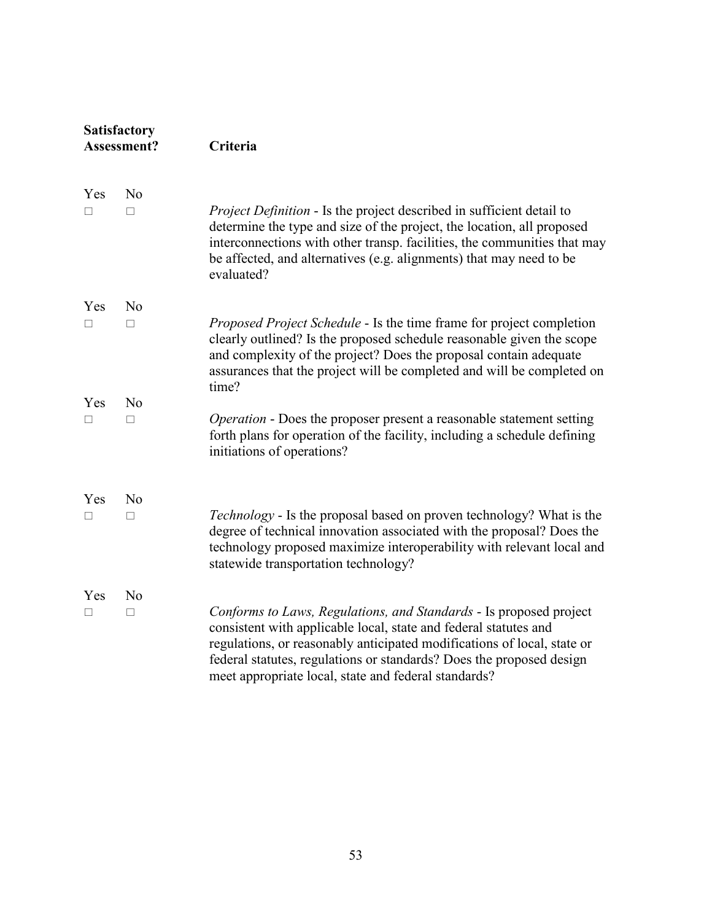| Satisfactory Assessment? | | Criteria |
|---|---|---|
| Yes ☐ | No ☐ | *Project Definition* - Is the project described in sufficient detail to determine the type and size of the project, the location, all proposed interconnections with other transp. facilities, the communities that may be affected, and alternatives (e.g. alignments) that may need to be evaluated? |
| Yes ☐ | No ☐ | *Proposed Project Schedule* - Is the time frame for project completion clearly outlined? Is the proposed schedule reasonable given the scope and complexity of the project? Does the proposal contain adequate assurances that the project will be completed and will be completed on time? |
| Yes ☐ | No ☐ | *Operation* - Does the proposer present a reasonable statement setting forth plans for operation of the facility, including a schedule defining initiations of operations? |
| Yes ☐ | No ☐ | *Technology* - Is the proposal based on proven technology? What is the degree of technical innovation associated with the proposal? Does the technology proposed maximize interoperability with relevant local and statewide transportation technology? |
| Yes ☐ | No ☐ | *Conforms to Laws, Regulations, and Standards* - Is proposed project consistent with applicable local, state and federal statutes and regulations, or reasonably anticipated modifications of local, state or federal statutes, regulations or standards? Does the proposed design meet appropriate local, state and federal standards? |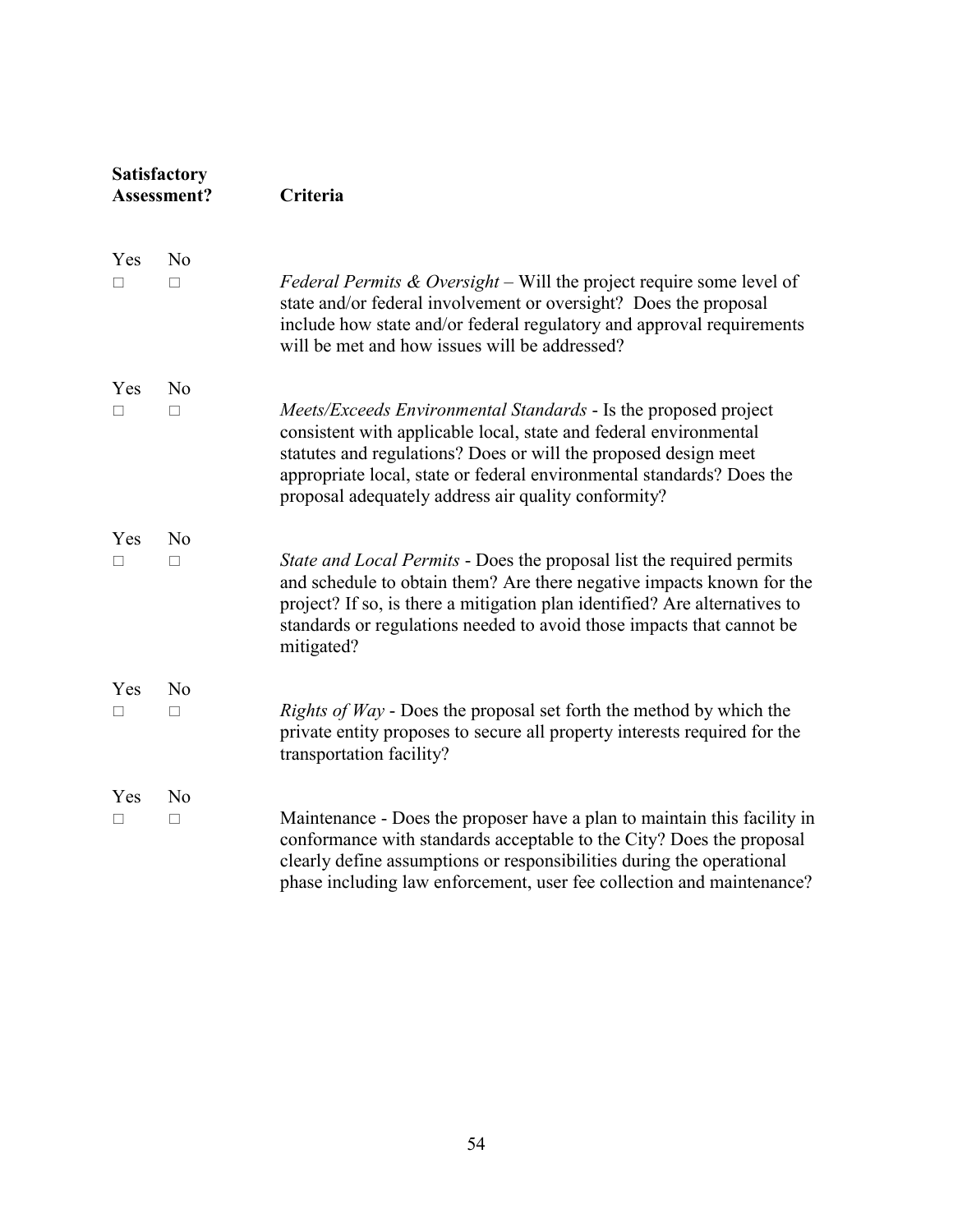| Satisfactory Assessment? | | Criteria |
|---|---|---|
| Yes ☐ | No ☐ | *Federal Permits & Oversight* – Will the project require some level of state and/or federal involvement or oversight? Does the proposal include how state and/or federal regulatory and approval requirements will be met and how issues will be addressed? |
| Yes ☐ | No ☐ | *Meets/Exceeds Environmental Standards* - Is the proposed project consistent with applicable local, state and federal environmental statutes and regulations? Does or will the proposed design meet appropriate local, state or federal environmental standards? Does the proposal adequately address air quality conformity? |
| Yes ☐ | No ☐ | *State and Local Permits* - Does the proposal list the required permits and schedule to obtain them? Are there negative impacts known for the project? If so, is there a mitigation plan identified? Are alternatives to standards or regulations needed to avoid those impacts that cannot be mitigated? |
| Yes ☐ | No ☐ | *Rights of Way* - Does the proposal set forth the method by which the private entity proposes to secure all property interests required for the transportation facility? |
| Yes ☐ | No ☐ | Maintenance - Does the proposer have a plan to maintain this facility in conformance with standards acceptable to the City? Does the proposal clearly define assumptions or responsibilities during the operational phase including law enforcement, user fee collection and maintenance? |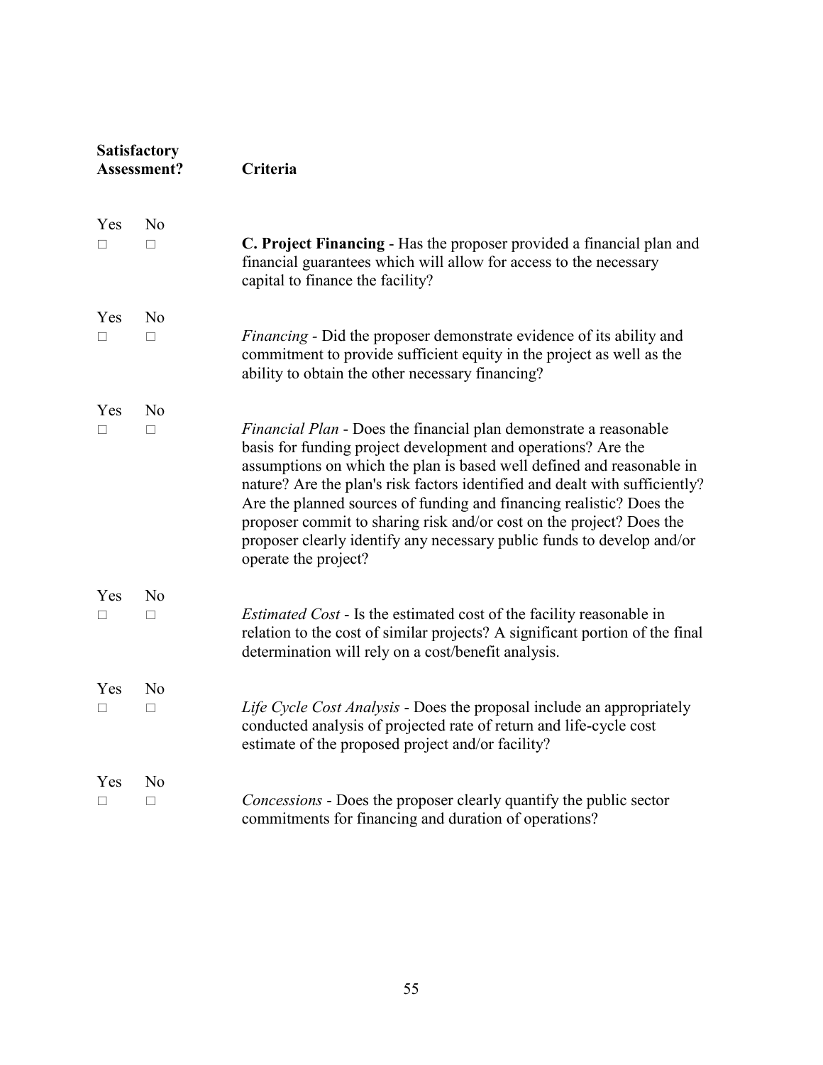| Satisfactory Assessment? | | Criteria |
|---|---|---|
| Yes ☐ | No ☐ | **C. Project Financing** - Has the proposer provided a financial plan and financial guarantees which will allow for access to the necessary capital to finance the facility? |
| Yes ☐ | No ☐ | *Financing* - Did the proposer demonstrate evidence of its ability and commitment to provide sufficient equity in the project as well as the ability to obtain the other necessary financing? |
| Yes ☐ | No ☐ | *Financial Plan* - Does the financial plan demonstrate a reasonable basis for funding project development and operations? Are the assumptions on which the plan is based well defined and reasonable in nature? Are the plan's risk factors identified and dealt with sufficiently? Are the planned sources of funding and financing realistic? Does the proposer commit to sharing risk and/or cost on the project? Does the proposer clearly identify any necessary public funds to develop and/or operate the project? |
| Yes ☐ | No ☐ | *Estimated Cost* - Is the estimated cost of the facility reasonable in relation to the cost of similar projects? A significant portion of the final determination will rely on a cost/benefit analysis. |
| Yes ☐ | No ☐ | *Life Cycle Cost Analysis* - Does the proposal include an appropriately conducted analysis of projected rate of return and life-cycle cost estimate of the proposed project and/or facility? |
| Yes ☐ | No ☐ | *Concessions* - Does the proposer clearly quantify the public sector commitments for financing and duration of operations? |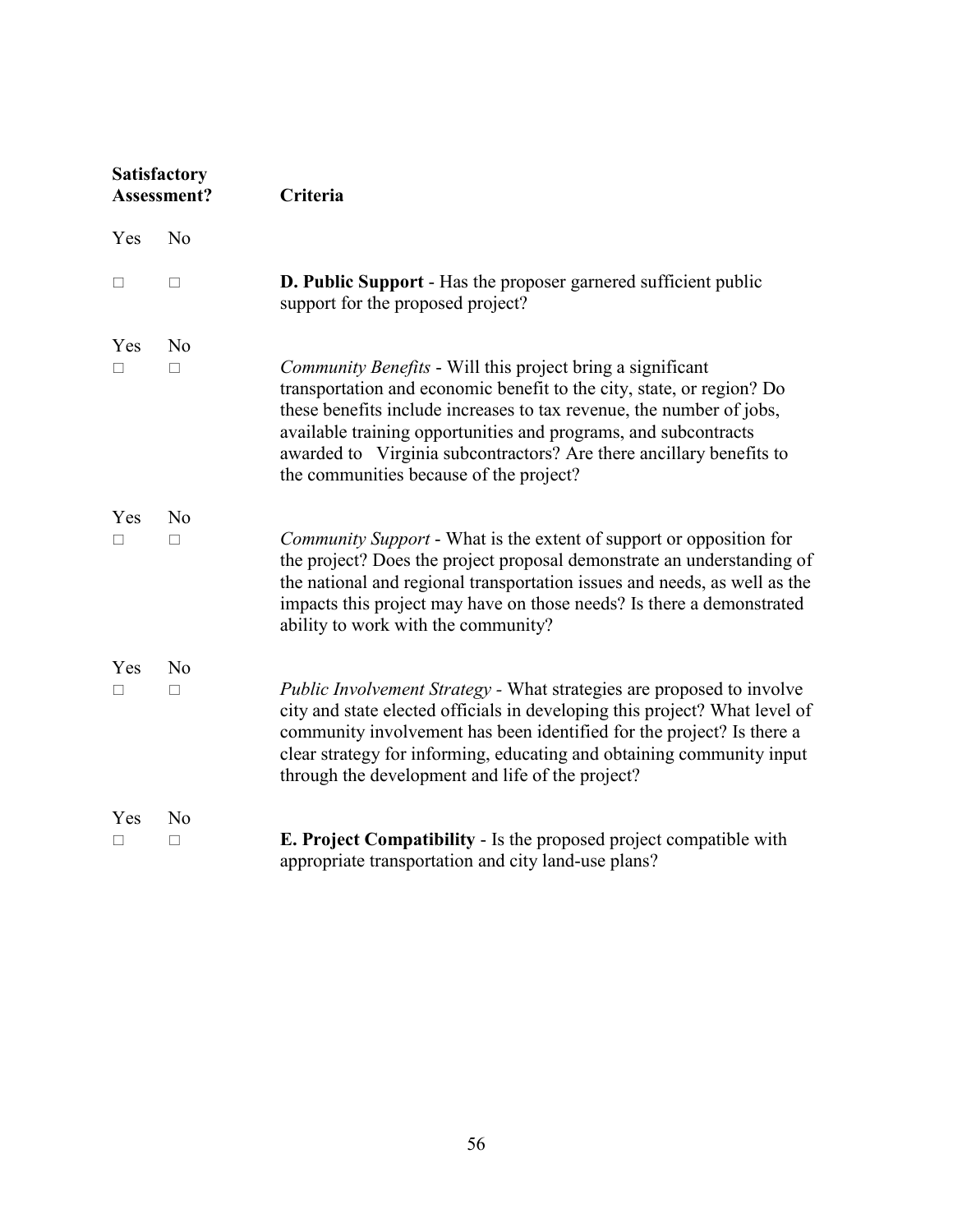| Satisfactory Assessment? | | Criteria |
|---|---|---|
| Yes | No | |
| ☐ | ☐ | **D. Public Support** - Has the proposer garnered sufficient public support for the proposed project? |
| Yes ☐ | No ☐ | *Community Benefits* - Will this project bring a significant transportation and economic benefit to the city, state, or region? Do these benefits include increases to tax revenue, the number of jobs, available training opportunities and programs, and subcontracts awarded to Virginia subcontractors? Are there ancillary benefits to the communities because of the project? |
| Yes ☐ | No ☐ | *Community Support* - What is the extent of support or opposition for the project? Does the project proposal demonstrate an understanding of the national and regional transportation issues and needs, as well as the impacts this project may have on those needs? Is there a demonstrated ability to work with the community? |
| Yes ☐ | No ☐ | *Public Involvement Strategy* - What strategies are proposed to involve city and state elected officials in developing this project? What level of community involvement has been identified for the project? Is there a clear strategy for informing, educating and obtaining community input through the development and life of the project? |
| Yes ☐ | No ☐ | **E. Project Compatibility** - Is the proposed project compatible with appropriate transportation and city land-use plans? |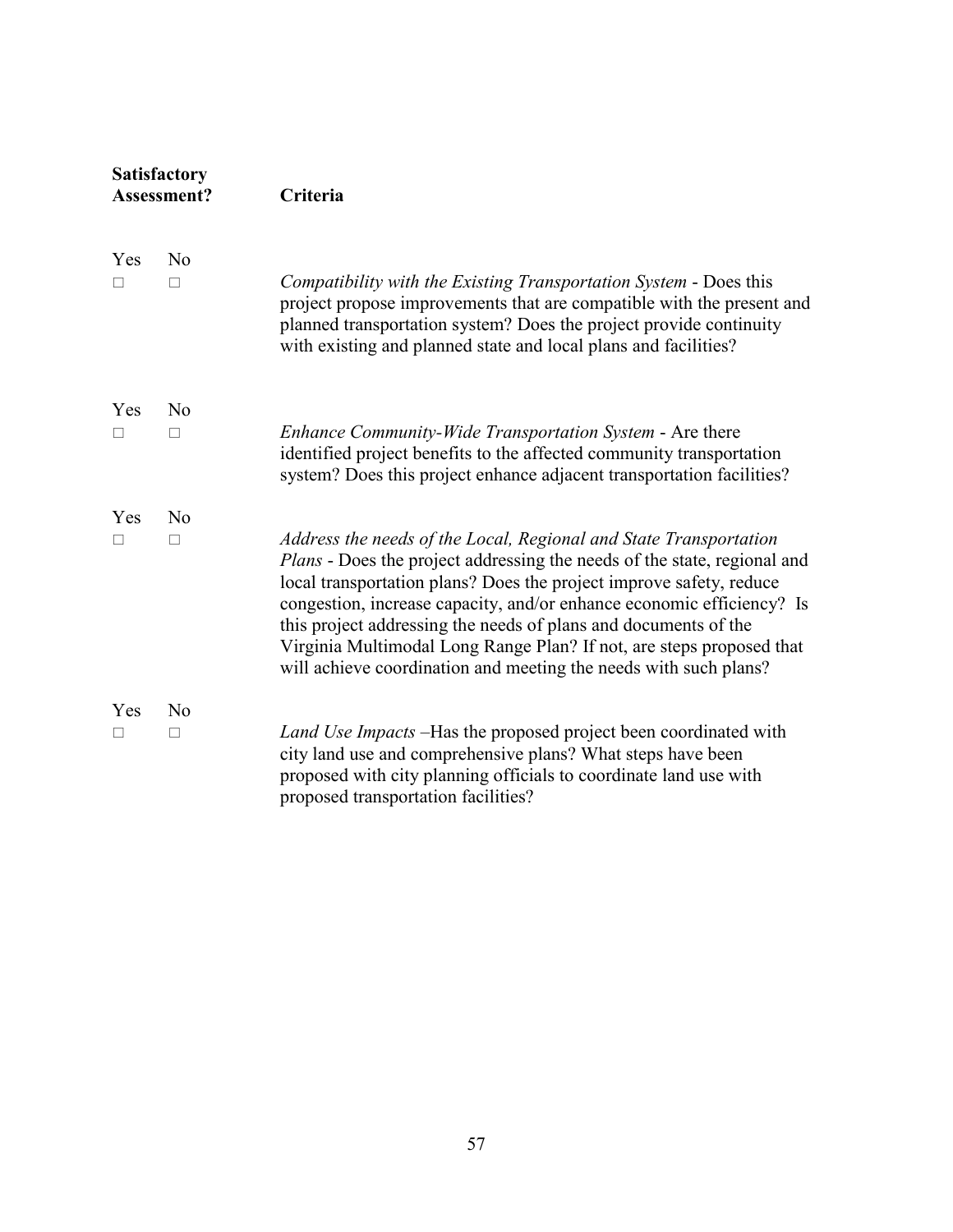| Satisfactory Assessment? | | Criteria |
|---|---|---|
| Yes ☐ | No ☐ | *Compatibility with the Existing Transportation System* - Does this project propose improvements that are compatible with the present and planned transportation system? Does the project provide continuity with existing and planned state and local plans and facilities? |
| Yes ☐ | No ☐ | *Enhance Community-Wide Transportation System* - Are there identified project benefits to the affected community transportation system? Does this project enhance adjacent transportation facilities? |
| Yes ☐ | No ☐ | *Address the needs of the Local, Regional and State Transportation Plans* - Does the project addressing the needs of the state, regional and local transportation plans? Does the project improve safety, reduce congestion, increase capacity, and/or enhance economic efficiency? Is this project addressing the needs of plans and documents of the Virginia Multimodal Long Range Plan? If not, are steps proposed that will achieve coordination and meeting the needs with such plans? |
| Yes ☐ | No ☐ | *Land Use Impacts* –Has the proposed project been coordinated with city land use and comprehensive plans? What steps have been proposed with city planning officials to coordinate land use with proposed transportation facilities? |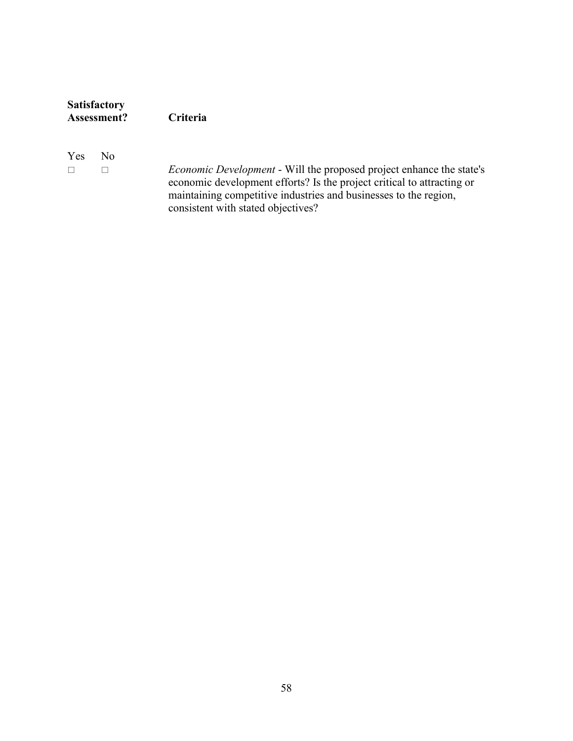| Satisfactory Assessment? | | Criteria |
|---|---|---|
| Yes | No | |
| □ | □ | *Economic Development* - Will the proposed project enhance the state's economic development efforts? Is the project critical to attracting or maintaining competitive industries and businesses to the region, consistent with stated objectives? |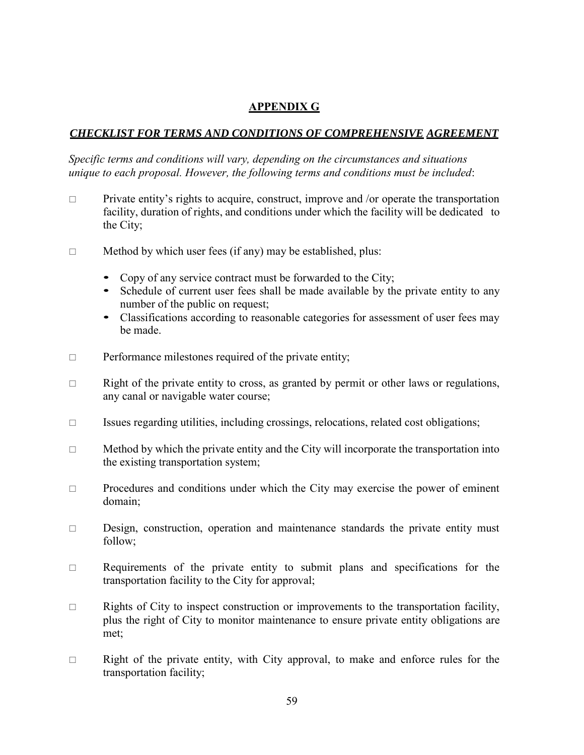## APPENDIX G

### *CHECKLIST FOR TERMS AND CONDITIONS OF COMPREHENSIVE AGREEMENT*

*Specific terms and conditions will vary, depending on the circumstances and situations unique to each proposal. However, the following terms and conditions must be included*:

- □ Private entity's rights to acquire, construct, improve and /or operate the transportation facility, duration of rights, and conditions under which the facility will be dedicated to the City;

- □ Method by which user fees (if any) may be established, plus:
  - Copy of any service contract must be forwarded to the City;
  - Schedule of current user fees shall be made available by the private entity to any number of the public on request;
  - Classifications according to reasonable categories for assessment of user fees may be made.

- □ Performance milestones required of the private entity;

- □ Right of the private entity to cross, as granted by permit or other laws or regulations, any canal or navigable water course;

- □ Issues regarding utilities, including crossings, relocations, related cost obligations;

- □ Method by which the private entity and the City will incorporate the transportation into the existing transportation system;

- □ Procedures and conditions under which the City may exercise the power of eminent domain;

- □ Design, construction, operation and maintenance standards the private entity must follow;

- □ Requirements of the private entity to submit plans and specifications for the transportation facility to the City for approval;

- □ Rights of City to inspect construction or improvements to the transportation facility, plus the right of City to monitor maintenance to ensure private entity obligations are met;

- □ Right of the private entity, with City approval, to make and enforce rules for the transportation facility;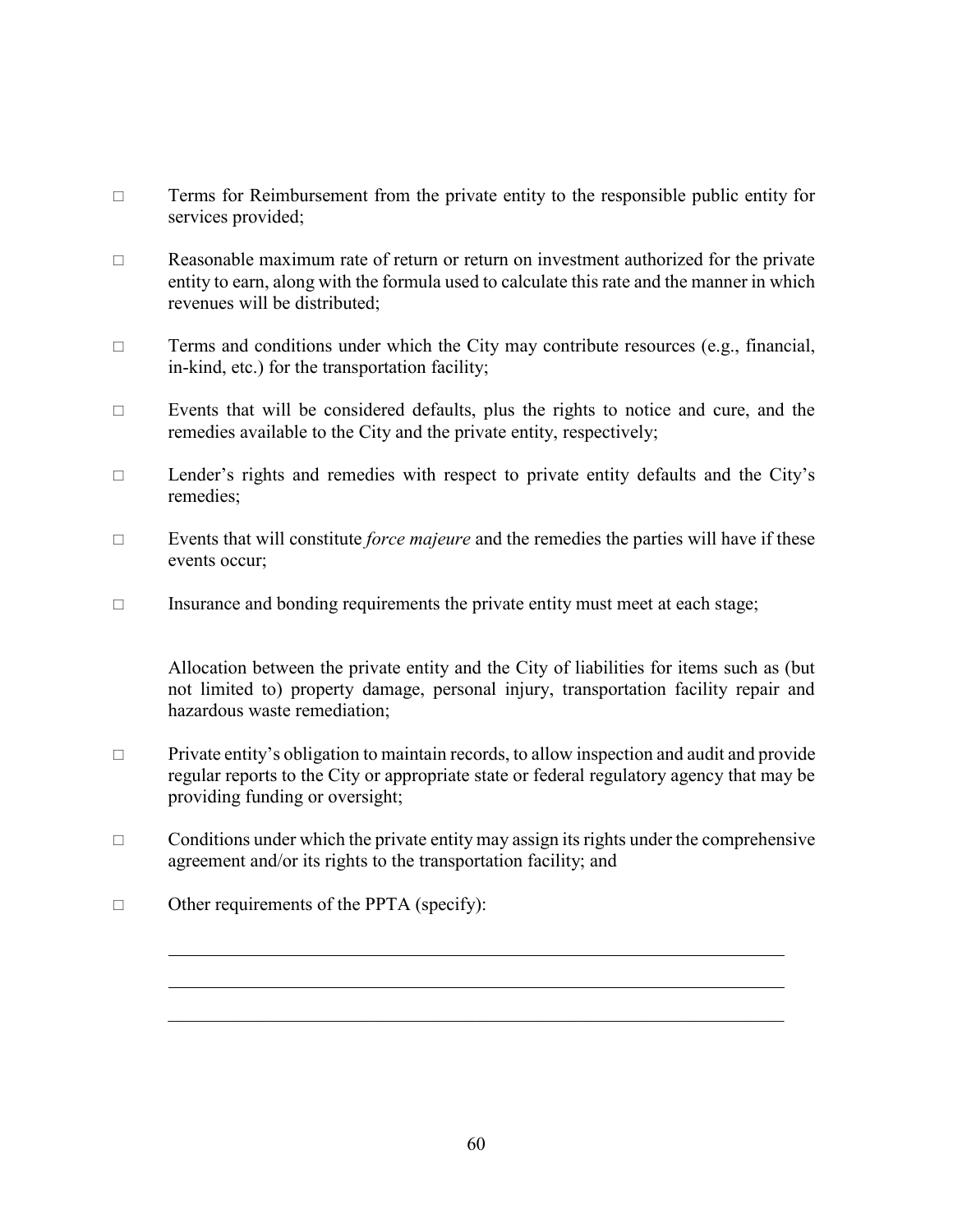- □ Terms for Reimbursement from the private entity to the responsible public entity for services provided;

- □ Reasonable maximum rate of return or return on investment authorized for the private entity to earn, along with the formula used to calculate this rate and the manner in which revenues will be distributed;

- □ Terms and conditions under which the City may contribute resources (e.g., financial, in-kind, etc.) for the transportation facility;

- □ Events that will be considered defaults, plus the rights to notice and cure, and the remedies available to the City and the private entity, respectively;

- □ Lender's rights and remedies with respect to private entity defaults and the City's remedies;

- □ Events that will constitute *force majeure* and the remedies the parties will have if these events occur;

- □ Insurance and bonding requirements the private entity must meet at each stage;

  Allocation between the private entity and the City of liabilities for items such as (but not limited to) property damage, personal injury, transportation facility repair and hazardous waste remediation;

- □ Private entity's obligation to maintain records, to allow inspection and audit and provide regular reports to the City or appropriate state or federal regulatory agency that may be providing funding or oversight;

- □ Conditions under which the private entity may assign its rights under the comprehensive agreement and/or its rights to the transportation facility; and

- □ Other requirements of the PPTA (specify):

  ______________________________________________________________________

  ______________________________________________________________________

  ______________________________________________________________________